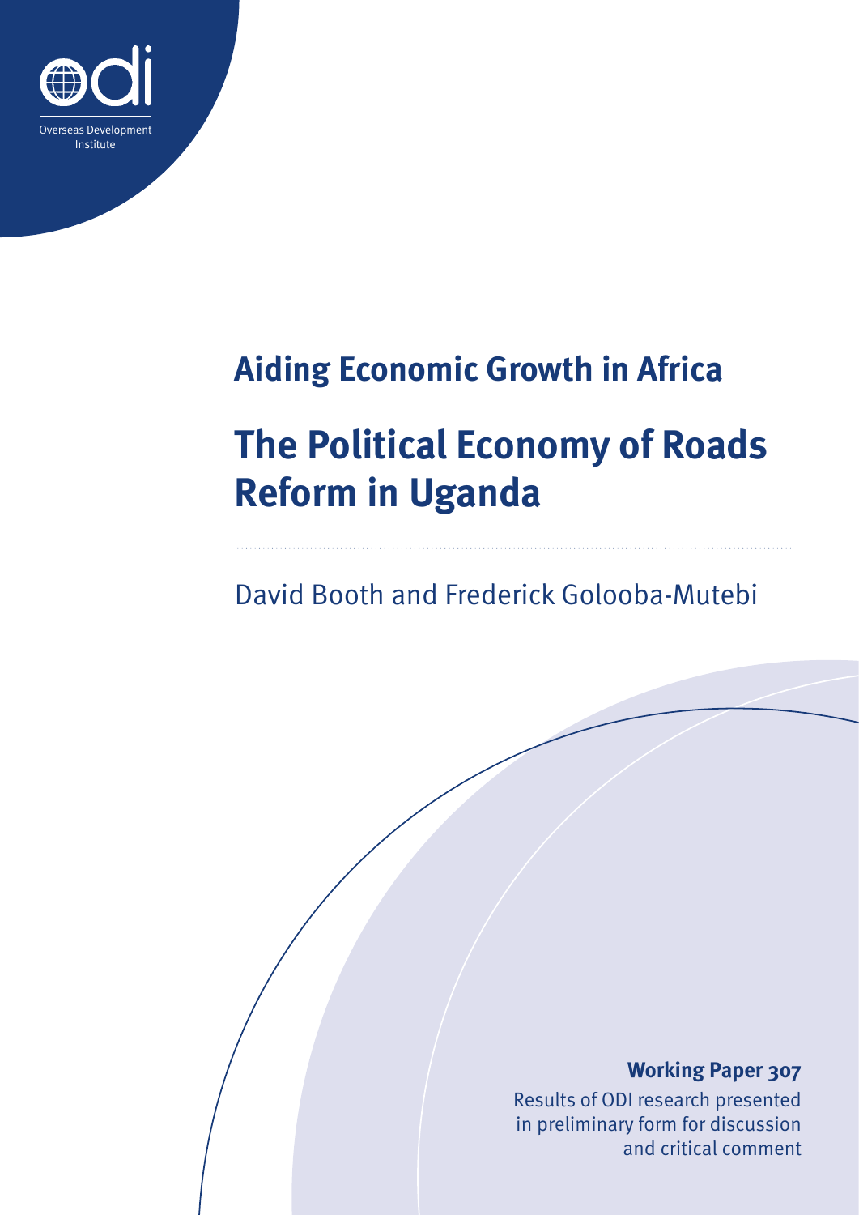Overseas Development Institute

## Aiding Economic Growth in Africa

# The Political Economy of Roads Reform in Uganda

David Booth and Frederick Golooba-Mutebi

**Working Paper 307**

Results of ODI research presented in preliminary form for discussion and critical comment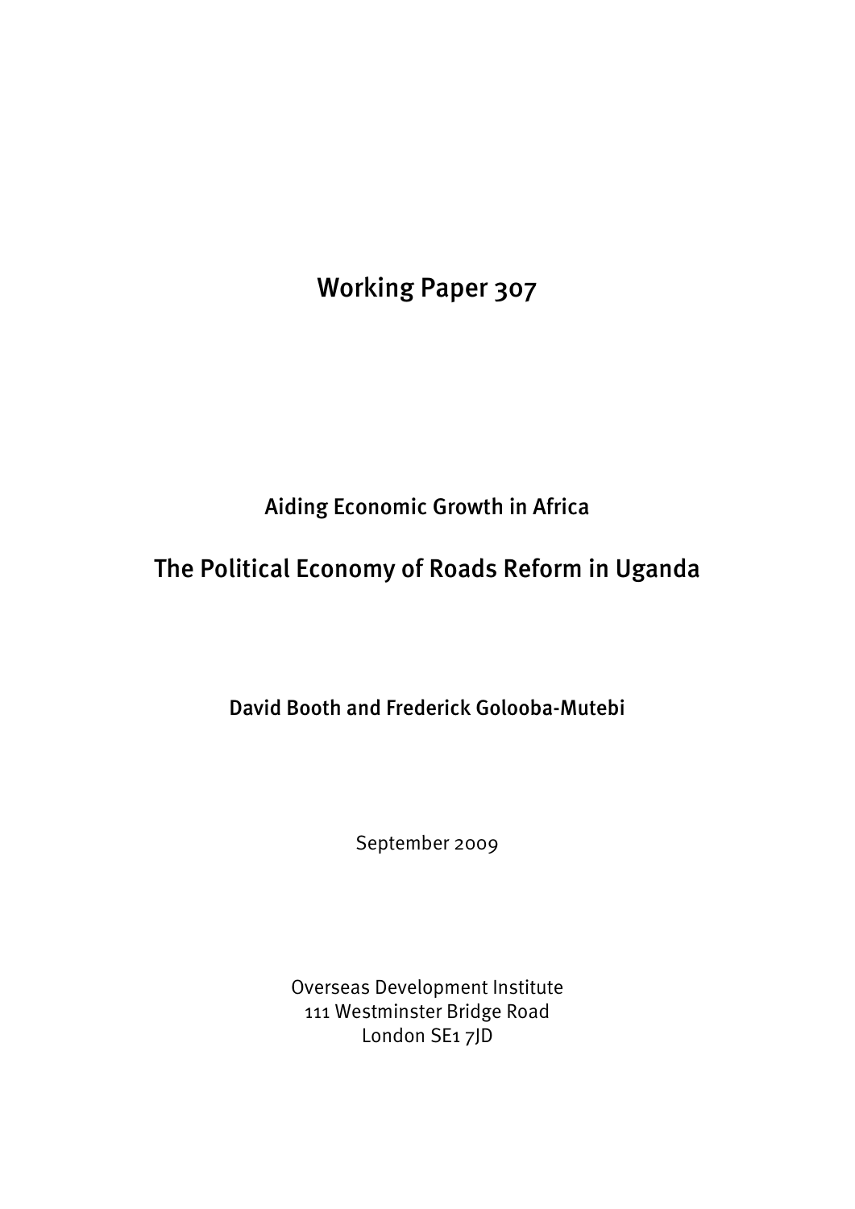# Working Paper 307

## Aiding Economic Growth in Africa

## The Political Economy of Roads Reform in Uganda

**David Booth and Frederick Golooba-Mutebi**

September 2009

Overseas Development Institute
111 Westminster Bridge Road
London SE1 7JD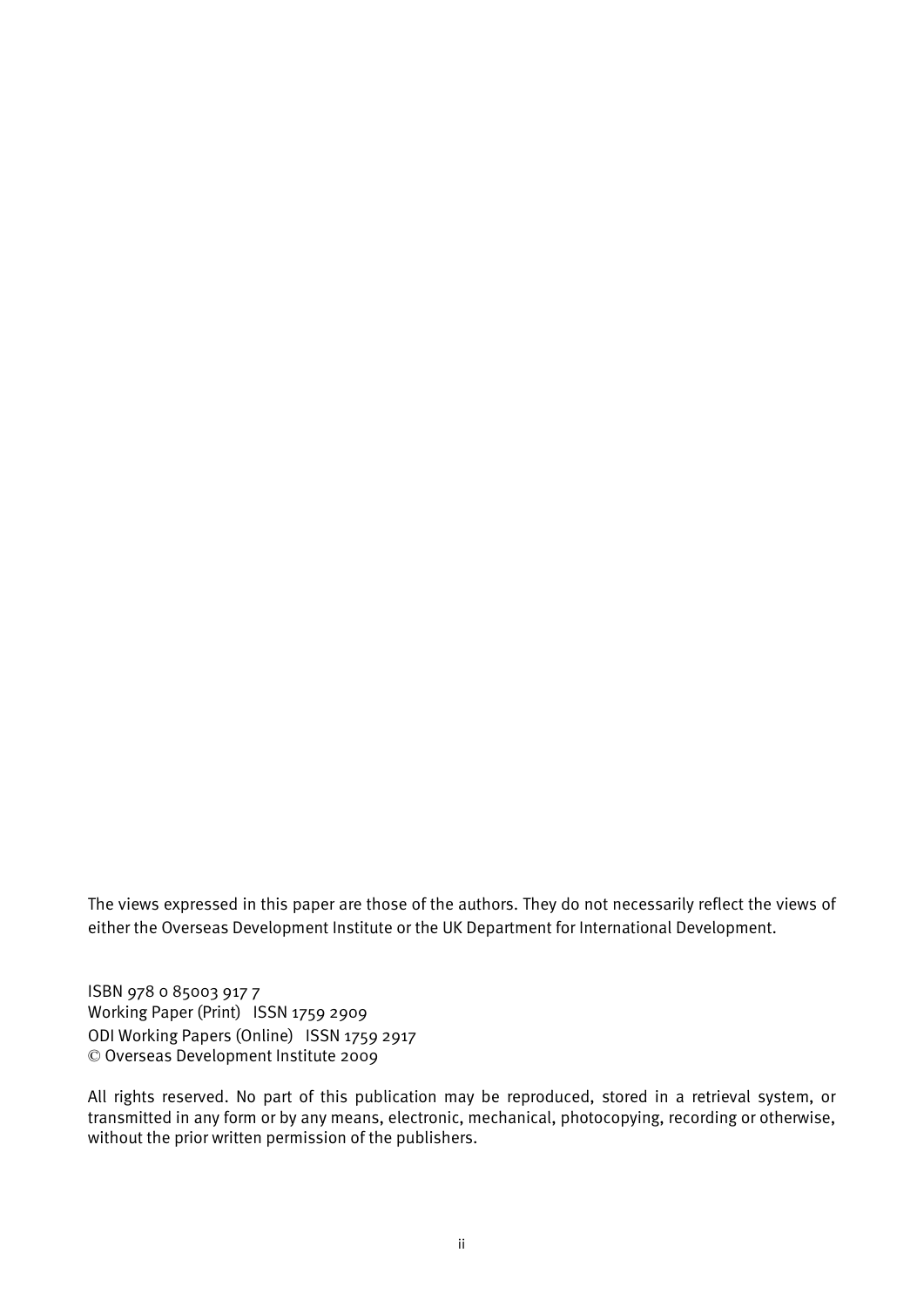The views expressed in this paper are those of the authors. They do not necessarily reflect the views of either the Overseas Development Institute or the UK Department for International Development.

ISBN 978 0 85003 917 7
Working Paper (Print) ISSN 1759 2909
ODI Working Papers (Online) ISSN 1759 2917
© Overseas Development Institute 2009

All rights reserved. No part of this publication may be reproduced, stored in a retrieval system, or transmitted in any form or by any means, electronic, mechanical, photocopying, recording or otherwise, without the prior written permission of the publishers.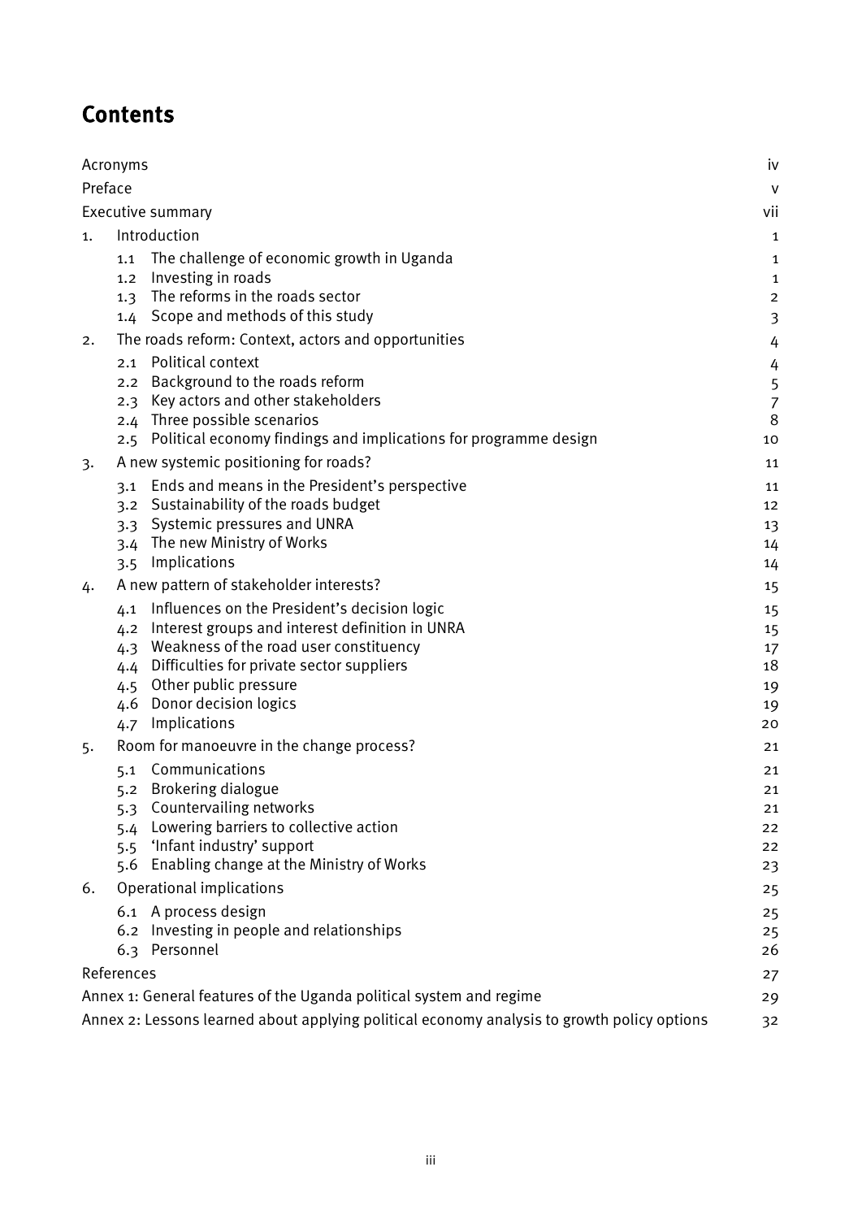# Contents

| | |
|---|---|
| Acronyms | iv |
| Preface | v |
| Executive summary | vii |
| 1. Introduction | 1 |
| 1.1 The challenge of economic growth in Uganda | 1 |
| 1.2 Investing in roads | 1 |
| 1.3 The reforms in the roads sector | 2 |
| 1.4 Scope and methods of this study | 3 |
| 2. The roads reform: Context, actors and opportunities | 4 |
| 2.1 Political context | 4 |
| 2.2 Background to the roads reform | 5 |
| 2.3 Key actors and other stakeholders | 7 |
| 2.4 Three possible scenarios | 8 |
| 2.5 Political economy findings and implications for programme design | 10 |
| 3. A new systemic positioning for roads? | 11 |
| 3.1 Ends and means in the President's perspective | 11 |
| 3.2 Sustainability of the roads budget | 12 |
| 3.3 Systemic pressures and UNRA | 13 |
| 3.4 The new Ministry of Works | 14 |
| 3.5 Implications | 14 |
| 4. A new pattern of stakeholder interests? | 15 |
| 4.1 Influences on the President's decision logic | 15 |
| 4.2 Interest groups and interest definition in UNRA | 15 |
| 4.3 Weakness of the road user constituency | 17 |
| 4.4 Difficulties for private sector suppliers | 18 |
| 4.5 Other public pressure | 19 |
| 4.6 Donor decision logics | 19 |
| 4.7 Implications | 20 |
| 5. Room for manoeuvre in the change process? | 21 |
| 5.1 Communications | 21 |
| 5.2 Brokering dialogue | 21 |
| 5.3 Countervailing networks | 21 |
| 5.4 Lowering barriers to collective action | 22 |
| 5.5 'Infant industry' support | 22 |
| 5.6 Enabling change at the Ministry of Works | 23 |
| 6. Operational implications | 25 |
| 6.1 A process design | 25 |
| 6.2 Investing in people and relationships | 25 |
| 6.3 Personnel | 26 |
| References | 27 |
| Annex 1: General features of the Uganda political system and regime | 29 |
| Annex 2: Lessons learned about applying political economy analysis to growth policy options | 32 |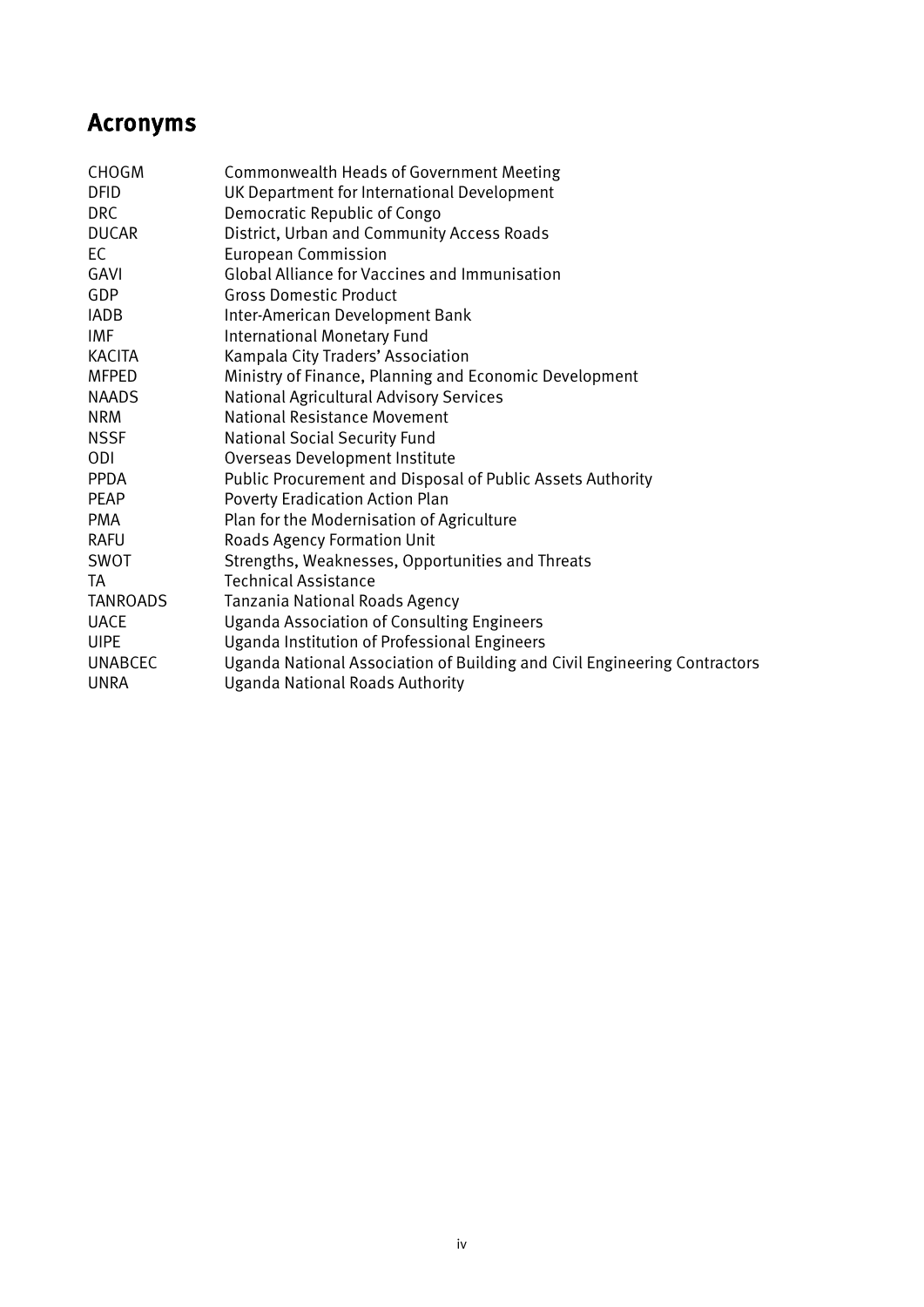# Acronyms

| | |
|---|---|
| CHOGM | Commonwealth Heads of Government Meeting |
| DFID | UK Department for International Development |
| DRC | Democratic Republic of Congo |
| DUCAR | District, Urban and Community Access Roads |
| EC | European Commission |
| GAVI | Global Alliance for Vaccines and Immunisation |
| GDP | Gross Domestic Product |
| IADB | Inter-American Development Bank |
| IMF | International Monetary Fund |
| KACITA | Kampala City Traders' Association |
| MFPED | Ministry of Finance, Planning and Economic Development |
| NAADS | National Agricultural Advisory Services |
| NRM | National Resistance Movement |
| NSSF | National Social Security Fund |
| ODI | Overseas Development Institute |
| PPDA | Public Procurement and Disposal of Public Assets Authority |
| PEAP | Poverty Eradication Action Plan |
| PMA | Plan for the Modernisation of Agriculture |
| RAFU | Roads Agency Formation Unit |
| SWOT | Strengths, Weaknesses, Opportunities and Threats |
| TA | Technical Assistance |
| TANROADS | Tanzania National Roads Agency |
| UACE | Uganda Association of Consulting Engineers |
| UIPE | Uganda Institution of Professional Engineers |
| UNABCEC | Uganda National Association of Building and Civil Engineering Contractors |
| UNRA | Uganda National Roads Authority |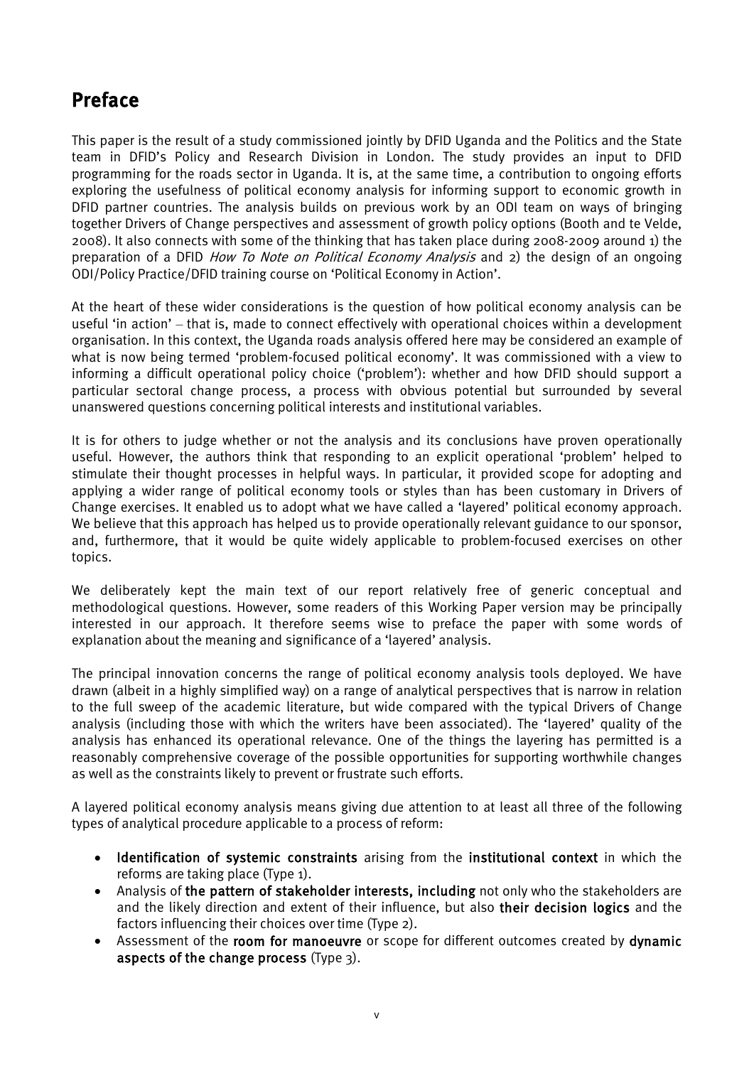# Preface

This paper is the result of a study commissioned jointly by DFID Uganda and the Politics and the State team in DFID's Policy and Research Division in London. The study provides an input to DFID programming for the roads sector in Uganda. It is, at the same time, a contribution to ongoing efforts exploring the usefulness of political economy analysis for informing support to economic growth in DFID partner countries. The analysis builds on previous work by an ODI team on ways of bringing together Drivers of Change perspectives and assessment of growth policy options (Booth and te Velde, 2008). It also connects with some of the thinking that has taken place during 2008-2009 around 1) the preparation of a DFID *How To Note on Political Economy Analysis* and 2) the design of an ongoing ODI/Policy Practice/DFID training course on 'Political Economy in Action'.

At the heart of these wider considerations is the question of how political economy analysis can be useful 'in action' – that is, made to connect effectively with operational choices within a development organisation. In this context, the Uganda roads analysis offered here may be considered an example of what is now being termed 'problem-focused political economy'. It was commissioned with a view to informing a difficult operational policy choice ('problem'): whether and how DFID should support a particular sectoral change process, a process with obvious potential but surrounded by several unanswered questions concerning political interests and institutional variables.

It is for others to judge whether or not the analysis and its conclusions have proven operationally useful. However, the authors think that responding to an explicit operational 'problem' helped to stimulate their thought processes in helpful ways. In particular, it provided scope for adopting and applying a wider range of political economy tools or styles than has been customary in Drivers of Change exercises. It enabled us to adopt what we have called a 'layered' political economy approach. We believe that this approach has helped us to provide operationally relevant guidance to our sponsor, and, furthermore, that it would be quite widely applicable to problem-focused exercises on other topics.

We deliberately kept the main text of our report relatively free of generic conceptual and methodological questions. However, some readers of this Working Paper version may be principally interested in our approach. It therefore seems wise to preface the paper with some words of explanation about the meaning and significance of a 'layered' analysis.

The principal innovation concerns the range of political economy analysis tools deployed. We have drawn (albeit in a highly simplified way) on a range of analytical perspectives that is narrow in relation to the full sweep of the academic literature, but wide compared with the typical Drivers of Change analysis (including those with which the writers have been associated). The 'layered' quality of the analysis has enhanced its operational relevance. One of the things the layering has permitted is a reasonably comprehensive coverage of the possible opportunities for supporting worthwhile changes as well as the constraints likely to prevent or frustrate such efforts.

A layered political economy analysis means giving due attention to at least all three of the following types of analytical procedure applicable to a process of reform:

- **Identification of systemic constraints** arising from the **institutional context** in which the reforms are taking place (Type 1).
- Analysis of **the pattern of stakeholder interests, including** not only who the stakeholders are and the likely direction and extent of their influence, but also **their decision logics** and the factors influencing their choices over time (Type 2).
- Assessment of the **room for manoeuvre** or scope for different outcomes created by **dynamic aspects of the change process** (Type 3).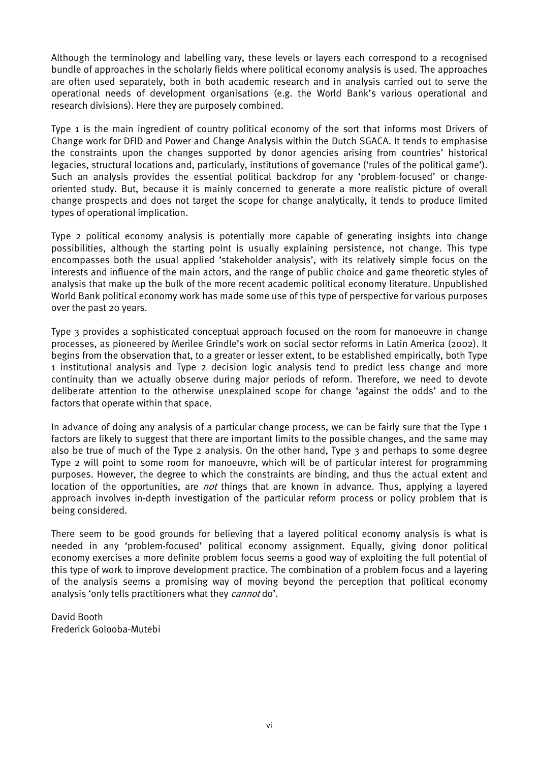Although the terminology and labelling vary, these levels or layers each correspond to a recognised bundle of approaches in the scholarly fields where political economy analysis is used. The approaches are often used separately, both in both academic research and in analysis carried out to serve the operational needs of development organisations (e.g. the World Bank's various operational and research divisions). Here they are purposely combined.

Type 1 is the main ingredient of country political economy of the sort that informs most Drivers of Change work for DFID and Power and Change Analysis within the Dutch SGACA. It tends to emphasise the constraints upon the changes supported by donor agencies arising from countries' historical legacies, structural locations and, particularly, institutions of governance ('rules of the political game'). Such an analysis provides the essential political backdrop for any 'problem-focused' or change-oriented study. But, because it is mainly concerned to generate a more realistic picture of overall change prospects and does not target the scope for change analytically, it tends to produce limited types of operational implication.

Type 2 political economy analysis is potentially more capable of generating insights into change possibilities, although the starting point is usually explaining persistence, not change. This type encompasses both the usual applied 'stakeholder analysis', with its relatively simple focus on the interests and influence of the main actors, and the range of public choice and game theoretic styles of analysis that make up the bulk of the more recent academic political economy literature. Unpublished World Bank political economy work has made some use of this type of perspective for various purposes over the past 20 years.

Type 3 provides a sophisticated conceptual approach focused on the room for manoeuvre in change processes, as pioneered by Merilee Grindle's work on social sector reforms in Latin America (2002). It begins from the observation that, to a greater or lesser extent, to be established empirically, both Type 1 institutional analysis and Type 2 decision logic analysis tend to predict less change and more continuity than we actually observe during major periods of reform. Therefore, we need to devote deliberate attention to the otherwise unexplained scope for change 'against the odds' and to the factors that operate within that space.

In advance of doing any analysis of a particular change process, we can be fairly sure that the Type 1 factors are likely to suggest that there are important limits to the possible changes, and the same may also be true of much of the Type 2 analysis. On the other hand, Type 3 and perhaps to some degree Type 2 will point to some room for manoeuvre, which will be of particular interest for programming purposes. However, the degree to which the constraints are binding, and thus the actual extent and location of the opportunities, are *not* things that are known in advance. Thus, applying a layered approach involves in-depth investigation of the particular reform process or policy problem that is being considered.

There seem to be good grounds for believing that a layered political economy analysis is what is needed in any 'problem-focused' political economy assignment. Equally, giving donor political economy exercises a more definite problem focus seems a good way of exploiting the full potential of this type of work to improve development practice. The combination of a problem focus and a layering of the analysis seems a promising way of moving beyond the perception that political economy analysis 'only tells practitioners what they *cannot* do'.

David Booth
Frederick Golooba-Mutebi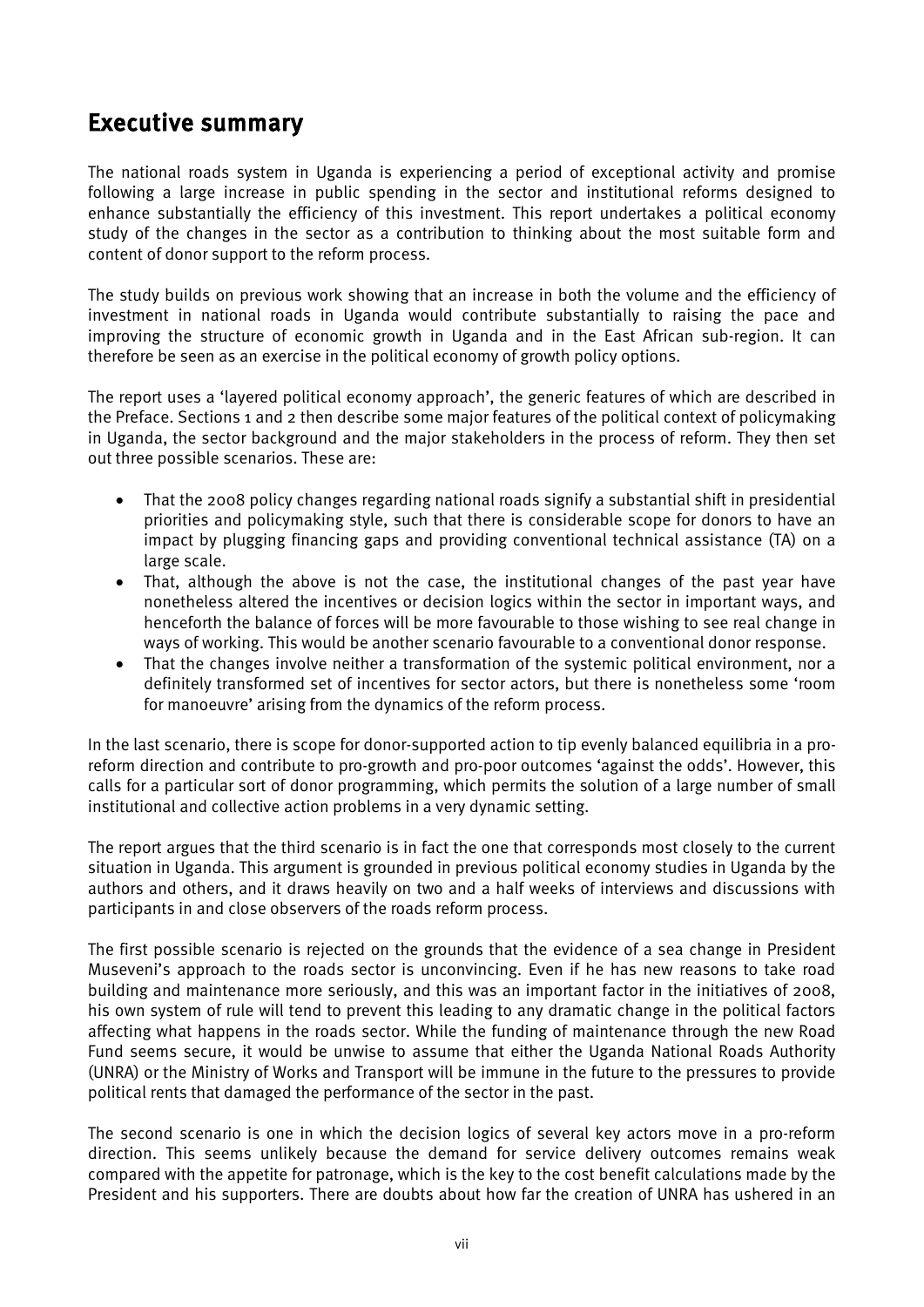## Executive summary

The national roads system in Uganda is experiencing a period of exceptional activity and promise following a large increase in public spending in the sector and institutional reforms designed to enhance substantially the efficiency of this investment. This report undertakes a political economy study of the changes in the sector as a contribution to thinking about the most suitable form and content of donor support to the reform process.

The study builds on previous work showing that an increase in both the volume and the efficiency of investment in national roads in Uganda would contribute substantially to raising the pace and improving the structure of economic growth in Uganda and in the East African sub-region. It can therefore be seen as an exercise in the political economy of growth policy options.

The report uses a 'layered political economy approach', the generic features of which are described in the Preface. Sections 1 and 2 then describe some major features of the political context of policymaking in Uganda, the sector background and the major stakeholders in the process of reform. They then set out three possible scenarios. These are:

- That the 2008 policy changes regarding national roads signify a substantial shift in presidential priorities and policymaking style, such that there is considerable scope for donors to have an impact by plugging financing gaps and providing conventional technical assistance (TA) on a large scale.
- That, although the above is not the case, the institutional changes of the past year have nonetheless altered the incentives or decision logics within the sector in important ways, and henceforth the balance of forces will be more favourable to those wishing to see real change in ways of working. This would be another scenario favourable to a conventional donor response.
- That the changes involve neither a transformation of the systemic political environment, nor a definitely transformed set of incentives for sector actors, but there is nonetheless some 'room for manoeuvre' arising from the dynamics of the reform process.

In the last scenario, there is scope for donor-supported action to tip evenly balanced equilibria in a pro-reform direction and contribute to pro-growth and pro-poor outcomes 'against the odds'. However, this calls for a particular sort of donor programming, which permits the solution of a large number of small institutional and collective action problems in a very dynamic setting.

The report argues that the third scenario is in fact the one that corresponds most closely to the current situation in Uganda. This argument is grounded in previous political economy studies in Uganda by the authors and others, and it draws heavily on two and a half weeks of interviews and discussions with participants in and close observers of the roads reform process.

The first possible scenario is rejected on the grounds that the evidence of a sea change in President Museveni's approach to the roads sector is unconvincing. Even if he has new reasons to take road building and maintenance more seriously, and this was an important factor in the initiatives of 2008, his own system of rule will tend to prevent this leading to any dramatic change in the political factors affecting what happens in the roads sector. While the funding of maintenance through the new Road Fund seems secure, it would be unwise to assume that either the Uganda National Roads Authority (UNRA) or the Ministry of Works and Transport will be immune in the future to the pressures to provide political rents that damaged the performance of the sector in the past.

The second scenario is one in which the decision logics of several key actors move in a pro-reform direction. This seems unlikely because the demand for service delivery outcomes remains weak compared with the appetite for patronage, which is the key to the cost benefit calculations made by the President and his supporters. There are doubts about how far the creation of UNRA has ushered in an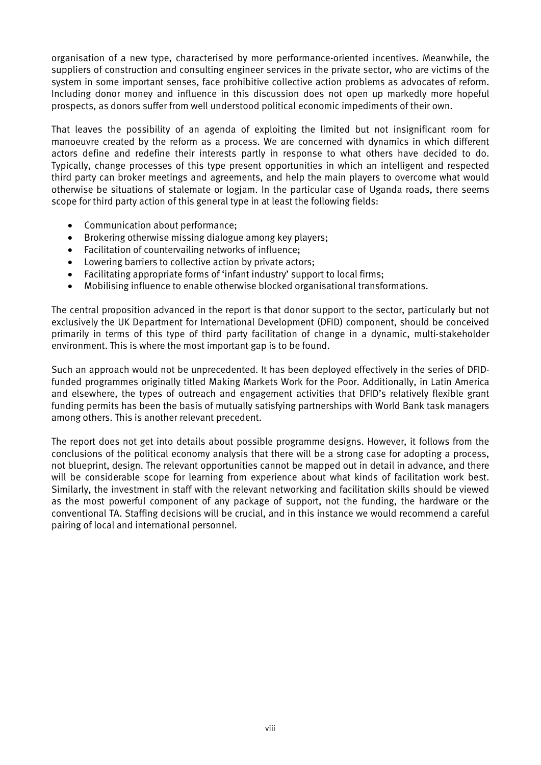organisation of a new type, characterised by more performance-oriented incentives. Meanwhile, the suppliers of construction and consulting engineer services in the private sector, who are victims of the system in some important senses, face prohibitive collective action problems as advocates of reform. Including donor money and influence in this discussion does not open up markedly more hopeful prospects, as donors suffer from well understood political economic impediments of their own.

That leaves the possibility of an agenda of exploiting the limited but not insignificant room for manoeuvre created by the reform as a process. We are concerned with dynamics in which different actors define and redefine their interests partly in response to what others have decided to do. Typically, change processes of this type present opportunities in which an intelligent and respected third party can broker meetings and agreements, and help the main players to overcome what would otherwise be situations of stalemate or logjam. In the particular case of Uganda roads, there seems scope for third party action of this general type in at least the following fields:

- Communication about performance;
- Brokering otherwise missing dialogue among key players;
- Facilitation of countervailing networks of influence;
- Lowering barriers to collective action by private actors;
- Facilitating appropriate forms of 'infant industry' support to local firms;
- Mobilising influence to enable otherwise blocked organisational transformations.

The central proposition advanced in the report is that donor support to the sector, particularly but not exclusively the UK Department for International Development (DFID) component, should be conceived primarily in terms of this type of third party facilitation of change in a dynamic, multi-stakeholder environment. This is where the most important gap is to be found.

Such an approach would not be unprecedented. It has been deployed effectively in the series of DFID-funded programmes originally titled Making Markets Work for the Poor. Additionally, in Latin America and elsewhere, the types of outreach and engagement activities that DFID's relatively flexible grant funding permits has been the basis of mutually satisfying partnerships with World Bank task managers among others. This is another relevant precedent.

The report does not get into details about possible programme designs. However, it follows from the conclusions of the political economy analysis that there will be a strong case for adopting a process, not blueprint, design. The relevant opportunities cannot be mapped out in detail in advance, and there will be considerable scope for learning from experience about what kinds of facilitation work best. Similarly, the investment in staff with the relevant networking and facilitation skills should be viewed as the most powerful component of any package of support, not the funding, the hardware or the conventional TA. Staffing decisions will be crucial, and in this instance we would recommend a careful pairing of local and international personnel.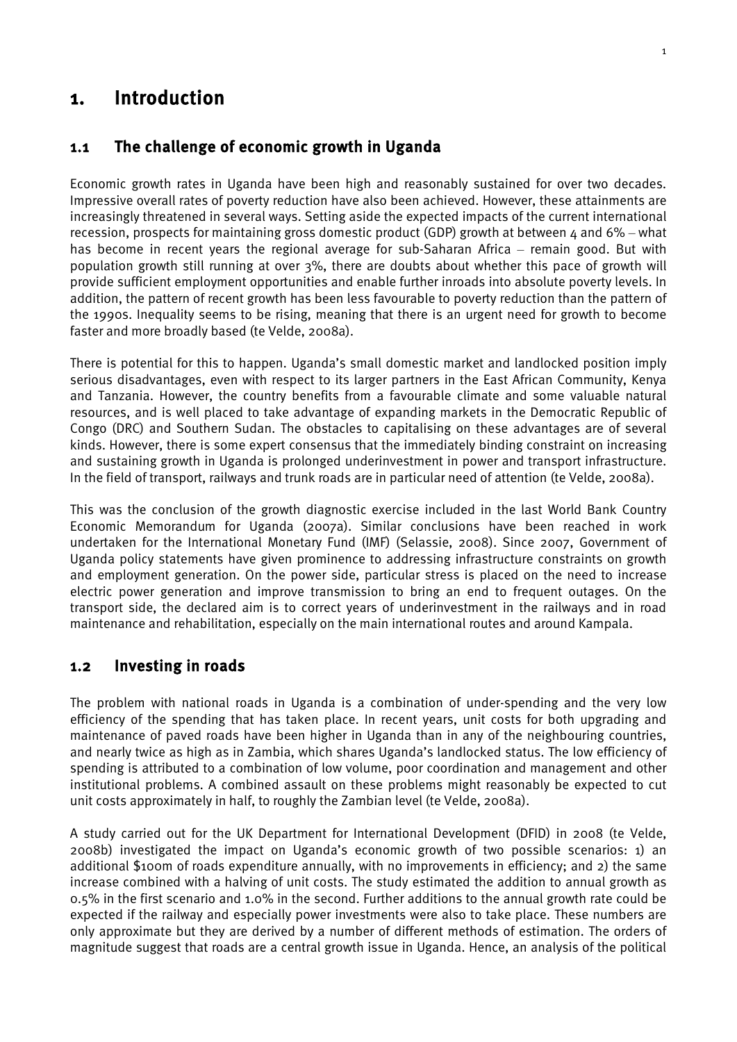# 1. Introduction

## 1.1 The challenge of economic growth in Uganda

Economic growth rates in Uganda have been high and reasonably sustained for over two decades. Impressive overall rates of poverty reduction have also been achieved. However, these attainments are increasingly threatened in several ways. Setting aside the expected impacts of the current international recession, prospects for maintaining gross domestic product (GDP) growth at between 4 and 6% – what has become in recent years the regional average for sub-Saharan Africa – remain good. But with population growth still running at over 3%, there are doubts about whether this pace of growth will provide sufficient employment opportunities and enable further inroads into absolute poverty levels. In addition, the pattern of recent growth has been less favourable to poverty reduction than the pattern of the 1990s. Inequality seems to be rising, meaning that there is an urgent need for growth to become faster and more broadly based (te Velde, 2008a).

There is potential for this to happen. Uganda's small domestic market and landlocked position imply serious disadvantages, even with respect to its larger partners in the East African Community, Kenya and Tanzania. However, the country benefits from a favourable climate and some valuable natural resources, and is well placed to take advantage of expanding markets in the Democratic Republic of Congo (DRC) and Southern Sudan. The obstacles to capitalising on these advantages are of several kinds. However, there is some expert consensus that the immediately binding constraint on increasing and sustaining growth in Uganda is prolonged underinvestment in power and transport infrastructure. In the field of transport, railways and trunk roads are in particular need of attention (te Velde, 2008a).

This was the conclusion of the growth diagnostic exercise included in the last World Bank Country Economic Memorandum for Uganda (2007a). Similar conclusions have been reached in work undertaken for the International Monetary Fund (IMF) (Selassie, 2008). Since 2007, Government of Uganda policy statements have given prominence to addressing infrastructure constraints on growth and employment generation. On the power side, particular stress is placed on the need to increase electric power generation and improve transmission to bring an end to frequent outages. On the transport side, the declared aim is to correct years of underinvestment in the railways and in road maintenance and rehabilitation, especially on the main international routes and around Kampala.

## 1.2 Investing in roads

The problem with national roads in Uganda is a combination of under-spending and the very low efficiency of the spending that has taken place. In recent years, unit costs for both upgrading and maintenance of paved roads have been higher in Uganda than in any of the neighbouring countries, and nearly twice as high as in Zambia, which shares Uganda's landlocked status. The low efficiency of spending is attributed to a combination of low volume, poor coordination and management and other institutional problems. A combined assault on these problems might reasonably be expected to cut unit costs approximately in half, to roughly the Zambian level (te Velde, 2008a).

A study carried out for the UK Department for International Development (DFID) in 2008 (te Velde, 2008b) investigated the impact on Uganda's economic growth of two possible scenarios: 1) an additional $100m of roads expenditure annually, with no improvements in efficiency; and 2) the same increase combined with a halving of unit costs. The study estimated the addition to annual growth as 0.5% in the first scenario and 1.0% in the second. Further additions to the annual growth rate could be expected if the railway and especially power investments were also to take place. These numbers are only approximate but they are derived by a number of different methods of estimation. The orders of magnitude suggest that roads are a central growth issue in Uganda. Hence, an analysis of the political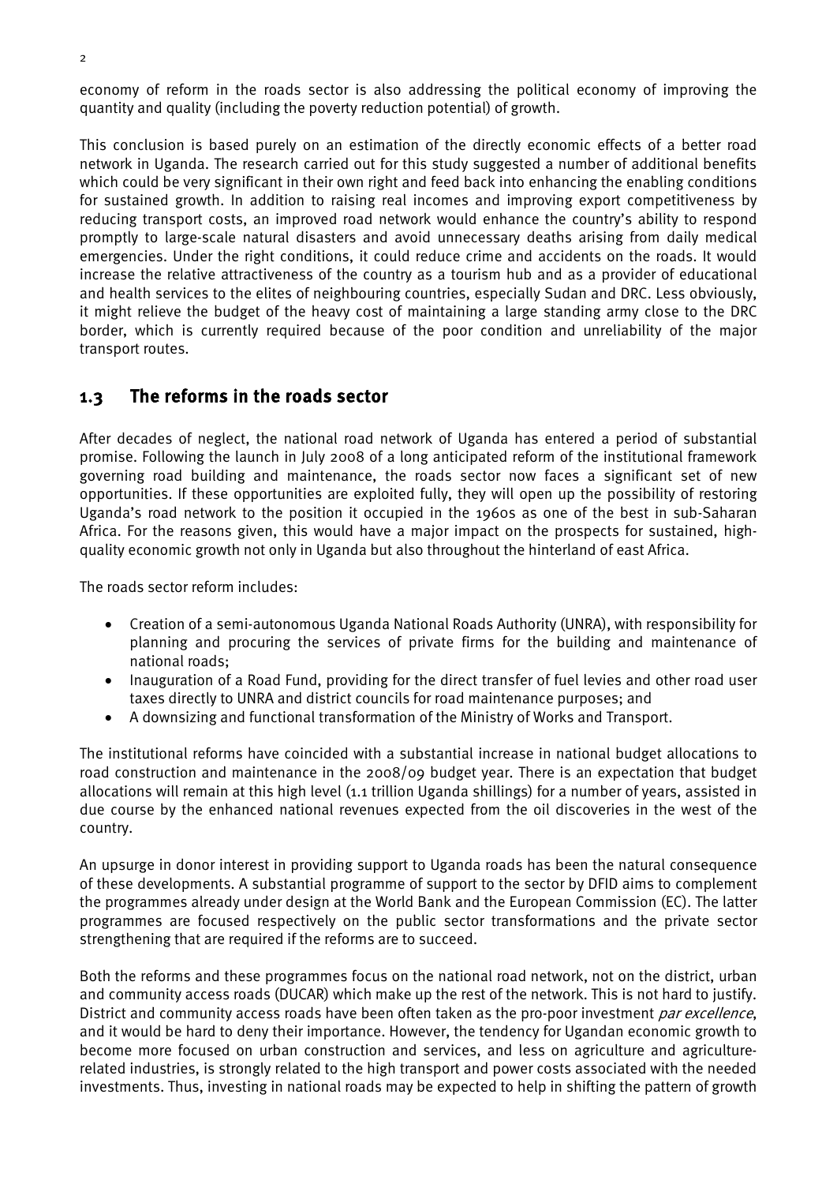economy of reform in the roads sector is also addressing the political economy of improving the quantity and quality (including the poverty reduction potential) of growth.

This conclusion is based purely on an estimation of the directly economic effects of a better road network in Uganda. The research carried out for this study suggested a number of additional benefits which could be very significant in their own right and feed back into enhancing the enabling conditions for sustained growth. In addition to raising real incomes and improving export competitiveness by reducing transport costs, an improved road network would enhance the country's ability to respond promptly to large-scale natural disasters and avoid unnecessary deaths arising from daily medical emergencies. Under the right conditions, it could reduce crime and accidents on the roads. It would increase the relative attractiveness of the country as a tourism hub and as a provider of educational and health services to the elites of neighbouring countries, especially Sudan and DRC. Less obviously, it might relieve the budget of the heavy cost of maintaining a large standing army close to the DRC border, which is currently required because of the poor condition and unreliability of the major transport routes.

## 1.3 The reforms in the roads sector

After decades of neglect, the national road network of Uganda has entered a period of substantial promise. Following the launch in July 2008 of a long anticipated reform of the institutional framework governing road building and maintenance, the roads sector now faces a significant set of new opportunities. If these opportunities are exploited fully, they will open up the possibility of restoring Uganda's road network to the position it occupied in the 1960s as one of the best in sub-Saharan Africa. For the reasons given, this would have a major impact on the prospects for sustained, high-quality economic growth not only in Uganda but also throughout the hinterland of east Africa.

The roads sector reform includes:

- Creation of a semi-autonomous Uganda National Roads Authority (UNRA), with responsibility for planning and procuring the services of private firms for the building and maintenance of national roads;
- Inauguration of a Road Fund, providing for the direct transfer of fuel levies and other road user taxes directly to UNRA and district councils for road maintenance purposes; and
- A downsizing and functional transformation of the Ministry of Works and Transport.

The institutional reforms have coincided with a substantial increase in national budget allocations to road construction and maintenance in the 2008/09 budget year. There is an expectation that budget allocations will remain at this high level (1.1 trillion Uganda shillings) for a number of years, assisted in due course by the enhanced national revenues expected from the oil discoveries in the west of the country.

An upsurge in donor interest in providing support to Uganda roads has been the natural consequence of these developments. A substantial programme of support to the sector by DFID aims to complement the programmes already under design at the World Bank and the European Commission (EC). The latter programmes are focused respectively on the public sector transformations and the private sector strengthening that are required if the reforms are to succeed.

Both the reforms and these programmes focus on the national road network, not on the district, urban and community access roads (DUCAR) which make up the rest of the network. This is not hard to justify. District and community access roads have been often taken as the pro-poor investment *par excellence*, and it would be hard to deny their importance. However, the tendency for Ugandan economic growth to become more focused on urban construction and services, and less on agriculture and agriculture-related industries, is strongly related to the high transport and power costs associated with the needed investments. Thus, investing in national roads may be expected to help in shifting the pattern of growth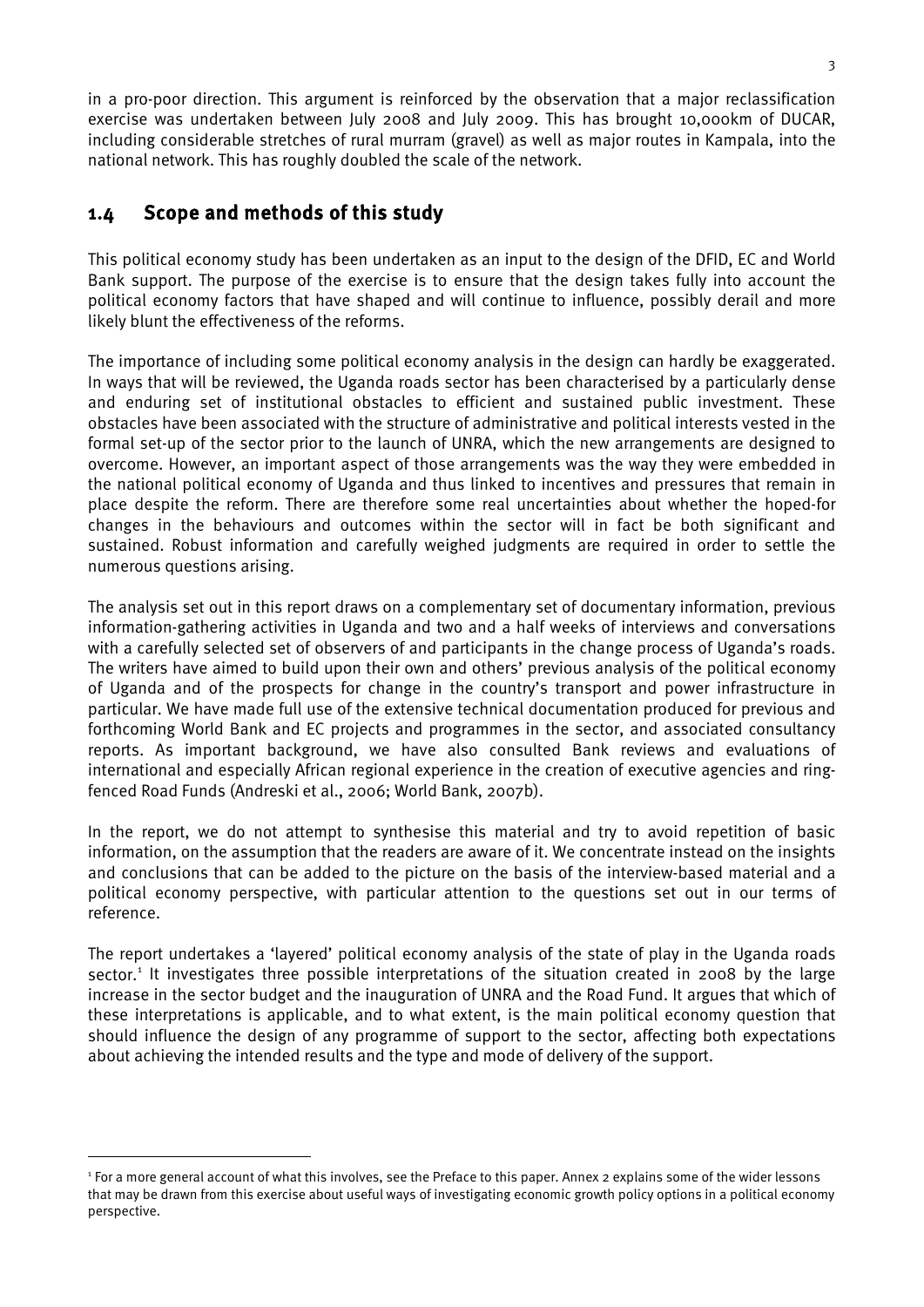in a pro-poor direction. This argument is reinforced by the observation that a major reclassification exercise was undertaken between July 2008 and July 2009. This has brought 10,000km of DUCAR, including considerable stretches of rural murram (gravel) as well as major routes in Kampala, into the national network. This has roughly doubled the scale of the network.

## 1.4 Scope and methods of this study

This political economy study has been undertaken as an input to the design of the DFID, EC and World Bank support. The purpose of the exercise is to ensure that the design takes fully into account the political economy factors that have shaped and will continue to influence, possibly derail and more likely blunt the effectiveness of the reforms.

The importance of including some political economy analysis in the design can hardly be exaggerated. In ways that will be reviewed, the Uganda roads sector has been characterised by a particularly dense and enduring set of institutional obstacles to efficient and sustained public investment. These obstacles have been associated with the structure of administrative and political interests vested in the formal set-up of the sector prior to the launch of UNRA, which the new arrangements are designed to overcome. However, an important aspect of those arrangements was the way they were embedded in the national political economy of Uganda and thus linked to incentives and pressures that remain in place despite the reform. There are therefore some real uncertainties about whether the hoped-for changes in the behaviours and outcomes within the sector will in fact be both significant and sustained. Robust information and carefully weighed judgments are required in order to settle the numerous questions arising.

The analysis set out in this report draws on a complementary set of documentary information, previous information-gathering activities in Uganda and two and a half weeks of interviews and conversations with a carefully selected set of observers of and participants in the change process of Uganda's roads. The writers have aimed to build upon their own and others' previous analysis of the political economy of Uganda and of the prospects for change in the country's transport and power infrastructure in particular. We have made full use of the extensive technical documentation produced for previous and forthcoming World Bank and EC projects and programmes in the sector, and associated consultancy reports. As important background, we have also consulted Bank reviews and evaluations of international and especially African regional experience in the creation of executive agencies and ring-fenced Road Funds (Andreski et al., 2006; World Bank, 2007b).

In the report, we do not attempt to synthesise this material and try to avoid repetition of basic information, on the assumption that the readers are aware of it. We concentrate instead on the insights and conclusions that can be added to the picture on the basis of the interview-based material and a political economy perspective, with particular attention to the questions set out in our terms of reference.

The report undertakes a 'layered' political economy analysis of the state of play in the Uganda roads sector.[1] It investigates three possible interpretations of the situation created in 2008 by the large increase in the sector budget and the inauguration of UNRA and the Road Fund. It argues that which of these interpretations is applicable, and to what extent, is the main political economy question that should influence the design of any programme of support to the sector, affecting both expectations about achieving the intended results and the type and mode of delivery of the support.

[1] For a more general account of what this involves, see the Preface to this paper. Annex 2 explains some of the wider lessons that may be drawn from this exercise about useful ways of investigating economic growth policy options in a political economy perspective.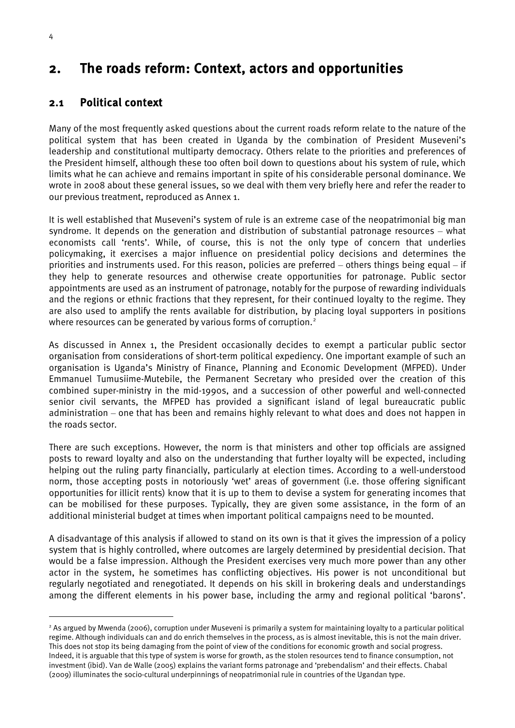## 2. The roads reform: Context, actors and opportunities

### 2.1 Political context

Many of the most frequently asked questions about the current roads reform relate to the nature of the political system that has been created in Uganda by the combination of President Museveni's leadership and constitutional multiparty democracy. Others relate to the priorities and preferences of the President himself, although these too often boil down to questions about his system of rule, which limits what he can achieve and remains important in spite of his considerable personal dominance. We wrote in 2008 about these general issues, so we deal with them very briefly here and refer the reader to our previous treatment, reproduced as Annex 1.

It is well established that Museveni's system of rule is an extreme case of the neopatrimonial big man syndrome. It depends on the generation and distribution of substantial patronage resources – what economists call 'rents'. While, of course, this is not the only type of concern that underlies policymaking, it exercises a major influence on presidential policy decisions and determines the priorities and instruments used. For this reason, policies are preferred – others things being equal – if they help to generate resources and otherwise create opportunities for patronage. Public sector appointments are used as an instrument of patronage, notably for the purpose of rewarding individuals and the regions or ethnic fractions that they represent, for their continued loyalty to the regime. They are also used to amplify the rents available for distribution, by placing loyal supporters in positions where resources can be generated by various forms of corruption.[2]

As discussed in Annex 1, the President occasionally decides to exempt a particular public sector organisation from considerations of short-term political expediency. One important example of such an organisation is Uganda's Ministry of Finance, Planning and Economic Development (MFPED). Under Emmanuel Tumusiime-Mutebile, the Permanent Secretary who presided over the creation of this combined super-ministry in the mid-1990s, and a succession of other powerful and well-connected senior civil servants, the MFPED has provided a significant island of legal bureaucratic public administration – one that has been and remains highly relevant to what does and does not happen in the roads sector.

There are such exceptions. However, the norm is that ministers and other top officials are assigned posts to reward loyalty and also on the understanding that further loyalty will be expected, including helping out the ruling party financially, particularly at election times. According to a well-understood norm, those accepting posts in notoriously 'wet' areas of government (i.e. those offering significant opportunities for illicit rents) know that it is up to them to devise a system for generating incomes that can be mobilised for these purposes. Typically, they are given some assistance, in the form of an additional ministerial budget at times when important political campaigns need to be mounted.

A disadvantage of this analysis if allowed to stand on its own is that it gives the impression of a policy system that is highly controlled, where outcomes are largely determined by presidential decision. That would be a false impression. Although the President exercises very much more power than any other actor in the system, he sometimes has conflicting objectives. His power is not unconditional but regularly negotiated and renegotiated. It depends on his skill in brokering deals and understandings among the different elements in his power base, including the army and regional political 'barons'.

---

[2] As argued by Mwenda (2006), corruption under Museveni is primarily a system for maintaining loyalty to a particular political regime. Although individuals can and do enrich themselves in the process, as is almost inevitable, this is not the main driver. This does not stop its being damaging from the point of view of the conditions for economic growth and social progress. Indeed, it is arguable that this type of system is worse for growth, as the stolen resources tend to finance consumption, not investment (ibid). Van de Walle (2005) explains the variant forms patronage and 'prebendalism' and their effects. Chabal (2009) illuminates the socio-cultural underpinnings of neopatrimonial rule in countries of the Ugandan type.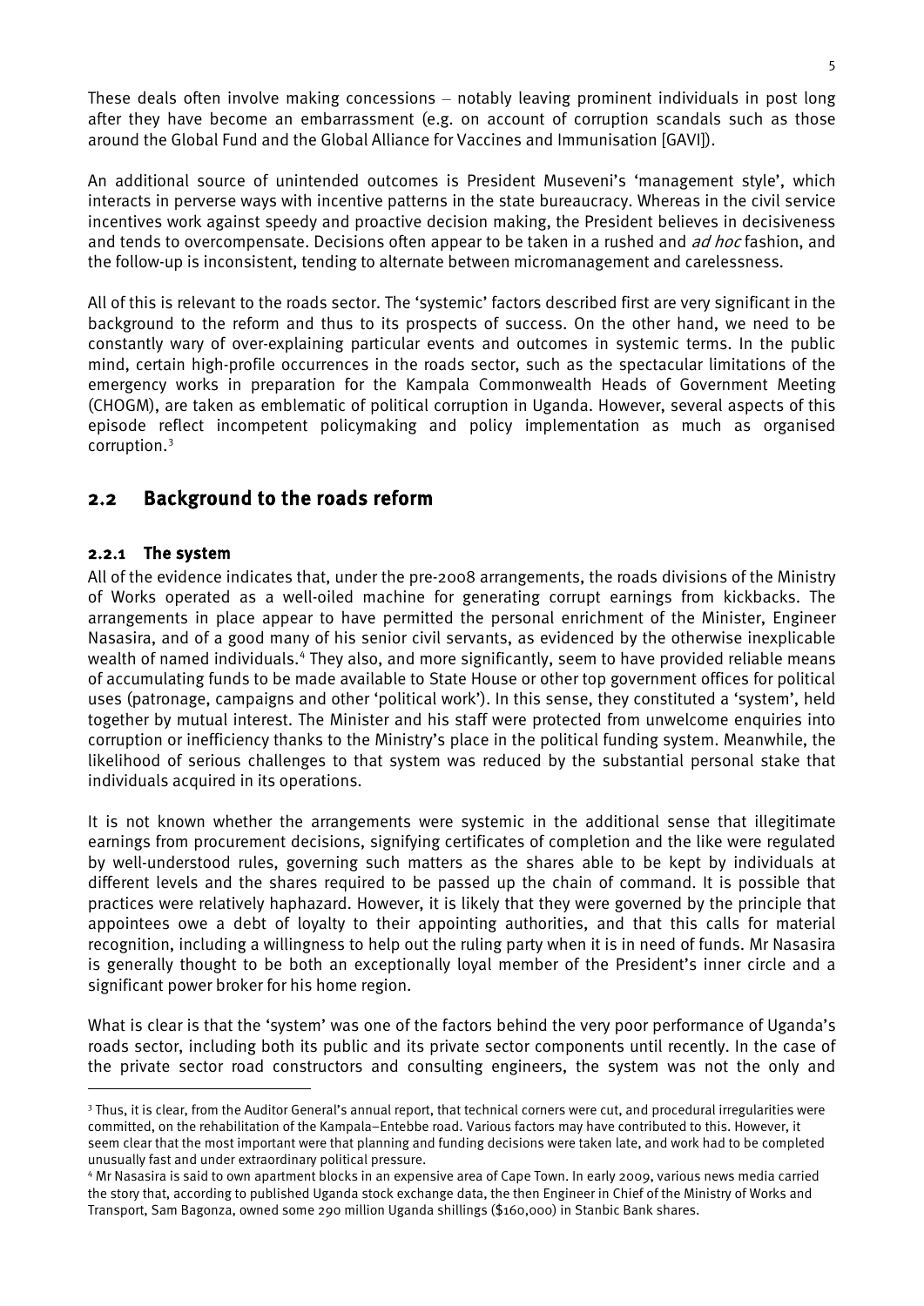These deals often involve making concessions – notably leaving prominent individuals in post long after they have become an embarrassment (e.g. on account of corruption scandals such as those around the Global Fund and the Global Alliance for Vaccines and Immunisation [GAVI]).

An additional source of unintended outcomes is President Museveni's 'management style', which interacts in perverse ways with incentive patterns in the state bureaucracy. Whereas in the civil service incentives work against speedy and proactive decision making, the President believes in decisiveness and tends to overcompensate. Decisions often appear to be taken in a rushed and *ad hoc* fashion, and the follow-up is inconsistent, tending to alternate between micromanagement and carelessness.

All of this is relevant to the roads sector. The 'systemic' factors described first are very significant in the background to the reform and thus to its prospects of success. On the other hand, we need to be constantly wary of over-explaining particular events and outcomes in systemic terms. In the public mind, certain high-profile occurrences in the roads sector, such as the spectacular limitations of the emergency works in preparation for the Kampala Commonwealth Heads of Government Meeting (CHOGM), are taken as emblematic of political corruption in Uganda. However, several aspects of this episode reflect incompetent policymaking and policy implementation as much as organised corruption.[3]

## 2.2 Background to the roads reform

### 2.2.1 The system

All of the evidence indicates that, under the pre-2008 arrangements, the roads divisions of the Ministry of Works operated as a well-oiled machine for generating corrupt earnings from kickbacks. The arrangements in place appear to have permitted the personal enrichment of the Minister, Engineer Nasasira, and of a good many of his senior civil servants, as evidenced by the otherwise inexplicable wealth of named individuals.[4] They also, and more significantly, seem to have provided reliable means of accumulating funds to be made available to State House or other top government offices for political uses (patronage, campaigns and other 'political work'). In this sense, they constituted a 'system', held together by mutual interest. The Minister and his staff were protected from unwelcome enquiries into corruption or inefficiency thanks to the Ministry's place in the political funding system. Meanwhile, the likelihood of serious challenges to that system was reduced by the substantial personal stake that individuals acquired in its operations.

It is not known whether the arrangements were systemic in the additional sense that illegitimate earnings from procurement decisions, signifying certificates of completion and the like were regulated by well-understood rules, governing such matters as the shares able to be kept by individuals at different levels and the shares required to be passed up the chain of command. It is possible that practices were relatively haphazard. However, it is likely that they were governed by the principle that appointees owe a debt of loyalty to their appointing authorities, and that this calls for material recognition, including a willingness to help out the ruling party when it is in need of funds. Mr Nasasira is generally thought to be both an exceptionally loyal member of the President's inner circle and a significant power broker for his home region.

What is clear is that the 'system' was one of the factors behind the very poor performance of Uganda's roads sector, including both its public and its private sector components until recently. In the case of the private sector road constructors and consulting engineers, the system was not the only and

---

[3] Thus, it is clear, from the Auditor General's annual report, that technical corners were cut, and procedural irregularities were committed, on the rehabilitation of the Kampala–Entebbe road. Various factors may have contributed to this. However, it seem clear that the most important were that planning and funding decisions were taken late, and work had to be completed unusually fast and under extraordinary political pressure.

[4] Mr Nasasira is said to own apartment blocks in an expensive area of Cape Town. In early 2009, various news media carried the story that, according to published Uganda stock exchange data, the then Engineer in Chief of the Ministry of Works and Transport, Sam Bagonza, owned some 290 million Uganda shillings ($160,000) in Stanbic Bank shares.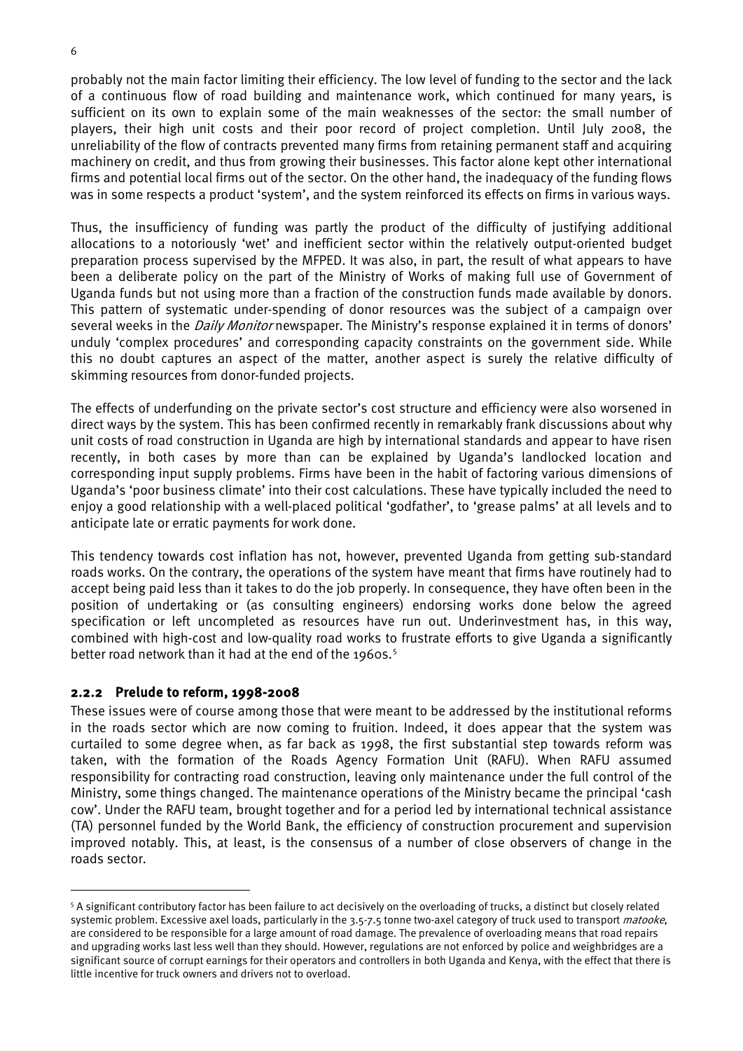probably not the main factor limiting their efficiency. The low level of funding to the sector and the lack of a continuous flow of road building and maintenance work, which continued for many years, is sufficient on its own to explain some of the main weaknesses of the sector: the small number of players, their high unit costs and their poor record of project completion. Until July 2008, the unreliability of the flow of contracts prevented many firms from retaining permanent staff and acquiring machinery on credit, and thus from growing their businesses. This factor alone kept other international firms and potential local firms out of the sector. On the other hand, the inadequacy of the funding flows was in some respects a product 'system', and the system reinforced its effects on firms in various ways.

Thus, the insufficiency of funding was partly the product of the difficulty of justifying additional allocations to a notoriously 'wet' and inefficient sector within the relatively output-oriented budget preparation process supervised by the MFPED. It was also, in part, the result of what appears to have been a deliberate policy on the part of the Ministry of Works of making full use of Government of Uganda funds but not using more than a fraction of the construction funds made available by donors. This pattern of systematic under-spending of donor resources was the subject of a campaign over several weeks in the *Daily Monitor* newspaper. The Ministry's response explained it in terms of donors' unduly 'complex procedures' and corresponding capacity constraints on the government side. While this no doubt captures an aspect of the matter, another aspect is surely the relative difficulty of skimming resources from donor-funded projects.

The effects of underfunding on the private sector's cost structure and efficiency were also worsened in direct ways by the system. This has been confirmed recently in remarkably frank discussions about why unit costs of road construction in Uganda are high by international standards and appear to have risen recently, in both cases by more than can be explained by Uganda's landlocked location and corresponding input supply problems. Firms have been in the habit of factoring various dimensions of Uganda's 'poor business climate' into their cost calculations. These have typically included the need to enjoy a good relationship with a well-placed political 'godfather', to 'grease palms' at all levels and to anticipate late or erratic payments for work done.

This tendency towards cost inflation has not, however, prevented Uganda from getting sub-standard roads works. On the contrary, the operations of the system have meant that firms have routinely had to accept being paid less than it takes to do the job properly. In consequence, they have often been in the position of undertaking or (as consulting engineers) endorsing works done below the agreed specification or left uncompleted as resources have run out. Underinvestment has, in this way, combined with high-cost and low-quality road works to frustrate efforts to give Uganda a significantly better road network than it had at the end of the 1960s.[5]

### 2.2.2 Prelude to reform, 1998-2008

These issues were of course among those that were meant to be addressed by the institutional reforms in the roads sector which are now coming to fruition. Indeed, it does appear that the system was curtailed to some degree when, as far back as 1998, the first substantial step towards reform was taken, with the formation of the Roads Agency Formation Unit (RAFU). When RAFU assumed responsibility for contracting road construction, leaving only maintenance under the full control of the Ministry, some things changed. The maintenance operations of the Ministry became the principal 'cash cow'. Under the RAFU team, brought together and for a period led by international technical assistance (TA) personnel funded by the World Bank, the efficiency of construction procurement and supervision improved notably. This, at least, is the consensus of a number of close observers of change in the roads sector.

---

[5] A significant contributory factor has been failure to act decisively on the overloading of trucks, a distinct but closely related systemic problem. Excessive axel loads, particularly in the 3.5-7.5 tonne two-axel category of truck used to transport *matooke*, are considered to be responsible for a large amount of road damage. The prevalence of overloading means that road repairs and upgrading works last less well than they should. However, regulations are not enforced by police and weighbridges are a significant source of corrupt earnings for their operators and controllers in both Uganda and Kenya, with the effect that there is little incentive for truck owners and drivers not to overload.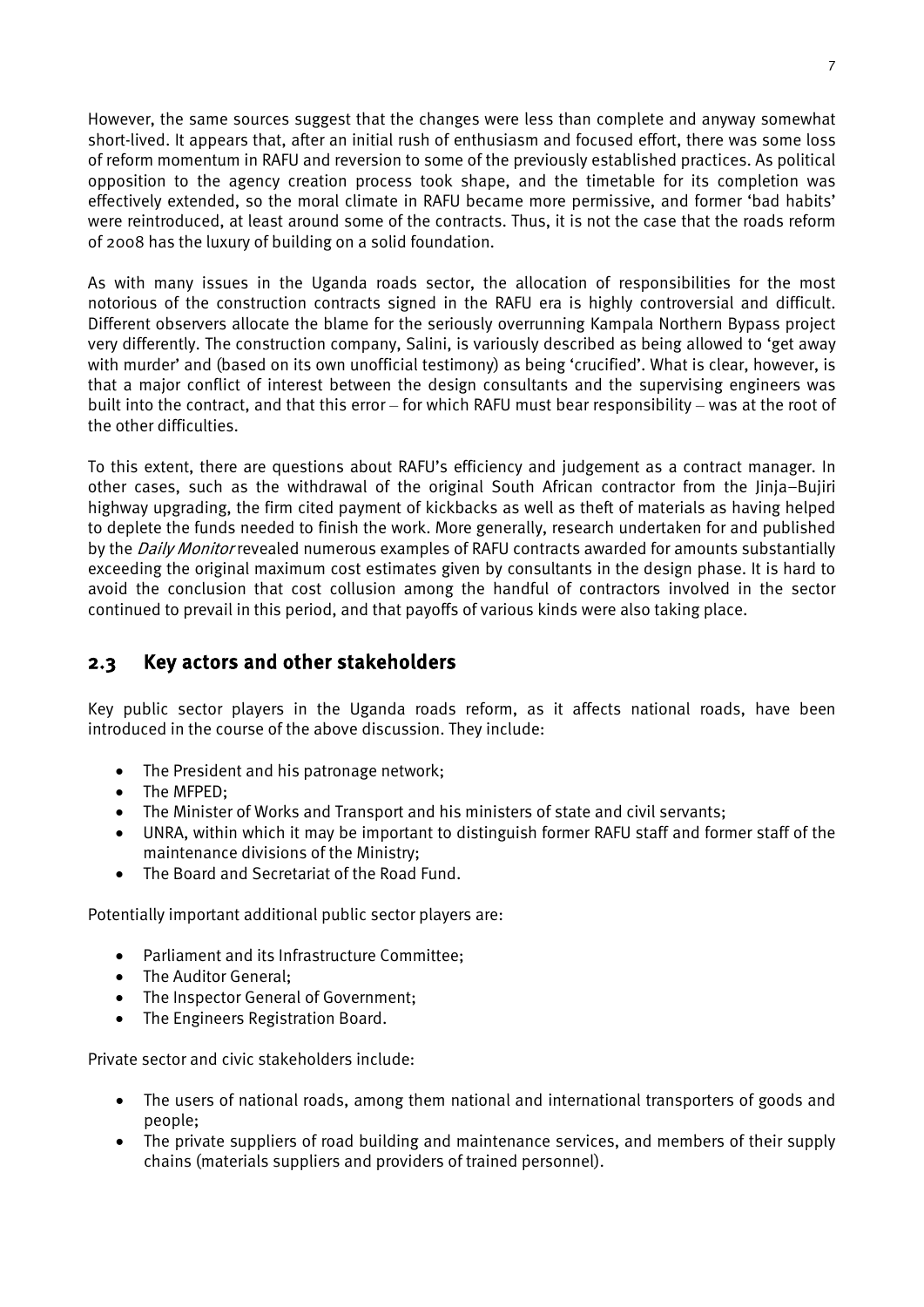However, the same sources suggest that the changes were less than complete and anyway somewhat short-lived. It appears that, after an initial rush of enthusiasm and focused effort, there was some loss of reform momentum in RAFU and reversion to some of the previously established practices. As political opposition to the agency creation process took shape, and the timetable for its completion was effectively extended, so the moral climate in RAFU became more permissive, and former 'bad habits' were reintroduced, at least around some of the contracts. Thus, it is not the case that the roads reform of 2008 has the luxury of building on a solid foundation.

As with many issues in the Uganda roads sector, the allocation of responsibilities for the most notorious of the construction contracts signed in the RAFU era is highly controversial and difficult. Different observers allocate the blame for the seriously overrunning Kampala Northern Bypass project very differently. The construction company, Salini, is variously described as being allowed to 'get away with murder' and (based on its own unofficial testimony) as being 'crucified'. What is clear, however, is that a major conflict of interest between the design consultants and the supervising engineers was built into the contract, and that this error – for which RAFU must bear responsibility – was at the root of the other difficulties.

To this extent, there are questions about RAFU's efficiency and judgement as a contract manager. In other cases, such as the withdrawal of the original South African contractor from the Jinja–Bujiri highway upgrading, the firm cited payment of kickbacks as well as theft of materials as having helped to deplete the funds needed to finish the work. More generally, research undertaken for and published by the *Daily Monitor* revealed numerous examples of RAFU contracts awarded for amounts substantially exceeding the original maximum cost estimates given by consultants in the design phase. It is hard to avoid the conclusion that cost collusion among the handful of contractors involved in the sector continued to prevail in this period, and that payoffs of various kinds were also taking place.

## 2.3 Key actors and other stakeholders

Key public sector players in the Uganda roads reform, as it affects national roads, have been introduced in the course of the above discussion. They include:

- The President and his patronage network;
- The MFPED;
- The Minister of Works and Transport and his ministers of state and civil servants;
- UNRA, within which it may be important to distinguish former RAFU staff and former staff of the maintenance divisions of the Ministry;
- The Board and Secretariat of the Road Fund.

Potentially important additional public sector players are:

- Parliament and its Infrastructure Committee;
- The Auditor General;
- The Inspector General of Government;
- The Engineers Registration Board.

Private sector and civic stakeholders include:

- The users of national roads, among them national and international transporters of goods and people;
- The private suppliers of road building and maintenance services, and members of their supply chains (materials suppliers and providers of trained personnel).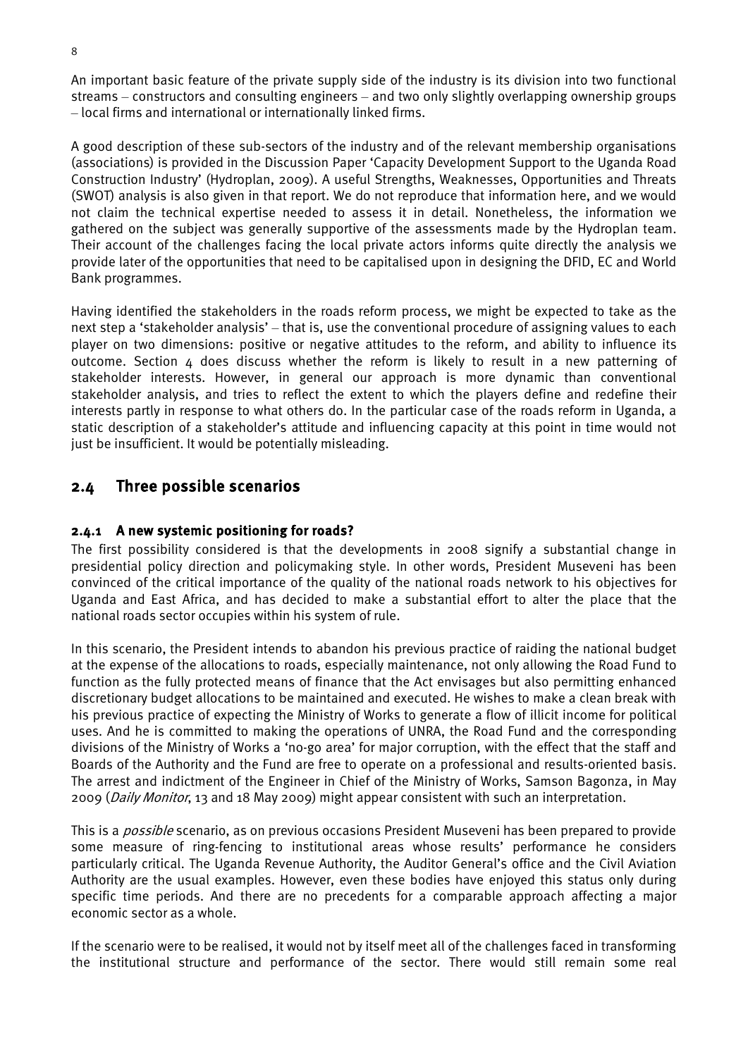An important basic feature of the private supply side of the industry is its division into two functional streams – constructors and consulting engineers – and two only slightly overlapping ownership groups – local firms and international or internationally linked firms.

A good description of these sub-sectors of the industry and of the relevant membership organisations (associations) is provided in the Discussion Paper 'Capacity Development Support to the Uganda Road Construction Industry' (Hydroplan, 2009). A useful Strengths, Weaknesses, Opportunities and Threats (SWOT) analysis is also given in that report. We do not reproduce that information here, and we would not claim the technical expertise needed to assess it in detail. Nonetheless, the information we gathered on the subject was generally supportive of the assessments made by the Hydroplan team. Their account of the challenges facing the local private actors informs quite directly the analysis we provide later of the opportunities that need to be capitalised upon in designing the DFID, EC and World Bank programmes.

Having identified the stakeholders in the roads reform process, we might be expected to take as the next step a 'stakeholder analysis' – that is, use the conventional procedure of assigning values to each player on two dimensions: positive or negative attitudes to the reform, and ability to influence its outcome. Section 4 does discuss whether the reform is likely to result in a new patterning of stakeholder interests. However, in general our approach is more dynamic than conventional stakeholder analysis, and tries to reflect the extent to which the players define and redefine their interests partly in response to what others do. In the particular case of the roads reform in Uganda, a static description of a stakeholder's attitude and influencing capacity at this point in time would not just be insufficient. It would be potentially misleading.

## 2.4 Three possible scenarios

### 2.4.1 A new systemic positioning for roads?

The first possibility considered is that the developments in 2008 signify a substantial change in presidential policy direction and policymaking style. In other words, President Museveni has been convinced of the critical importance of the quality of the national roads network to his objectives for Uganda and East Africa, and has decided to make a substantial effort to alter the place that the national roads sector occupies within his system of rule.

In this scenario, the President intends to abandon his previous practice of raiding the national budget at the expense of the allocations to roads, especially maintenance, not only allowing the Road Fund to function as the fully protected means of finance that the Act envisages but also permitting enhanced discretionary budget allocations to be maintained and executed. He wishes to make a clean break with his previous practice of expecting the Ministry of Works to generate a flow of illicit income for political uses. And he is committed to making the operations of UNRA, the Road Fund and the corresponding divisions of the Ministry of Works a 'no-go area' for major corruption, with the effect that the staff and Boards of the Authority and the Fund are free to operate on a professional and results-oriented basis. The arrest and indictment of the Engineer in Chief of the Ministry of Works, Samson Bagonza, in May 2009 (*Daily Monitor*, 13 and 18 May 2009) might appear consistent with such an interpretation.

This is a *possible* scenario, as on previous occasions President Museveni has been prepared to provide some measure of ring-fencing to institutional areas whose results' performance he considers particularly critical. The Uganda Revenue Authority, the Auditor General's office and the Civil Aviation Authority are the usual examples. However, even these bodies have enjoyed this status only during specific time periods. And there are no precedents for a comparable approach affecting a major economic sector as a whole.

If the scenario were to be realised, it would not by itself meet all of the challenges faced in transforming the institutional structure and performance of the sector. There would still remain some real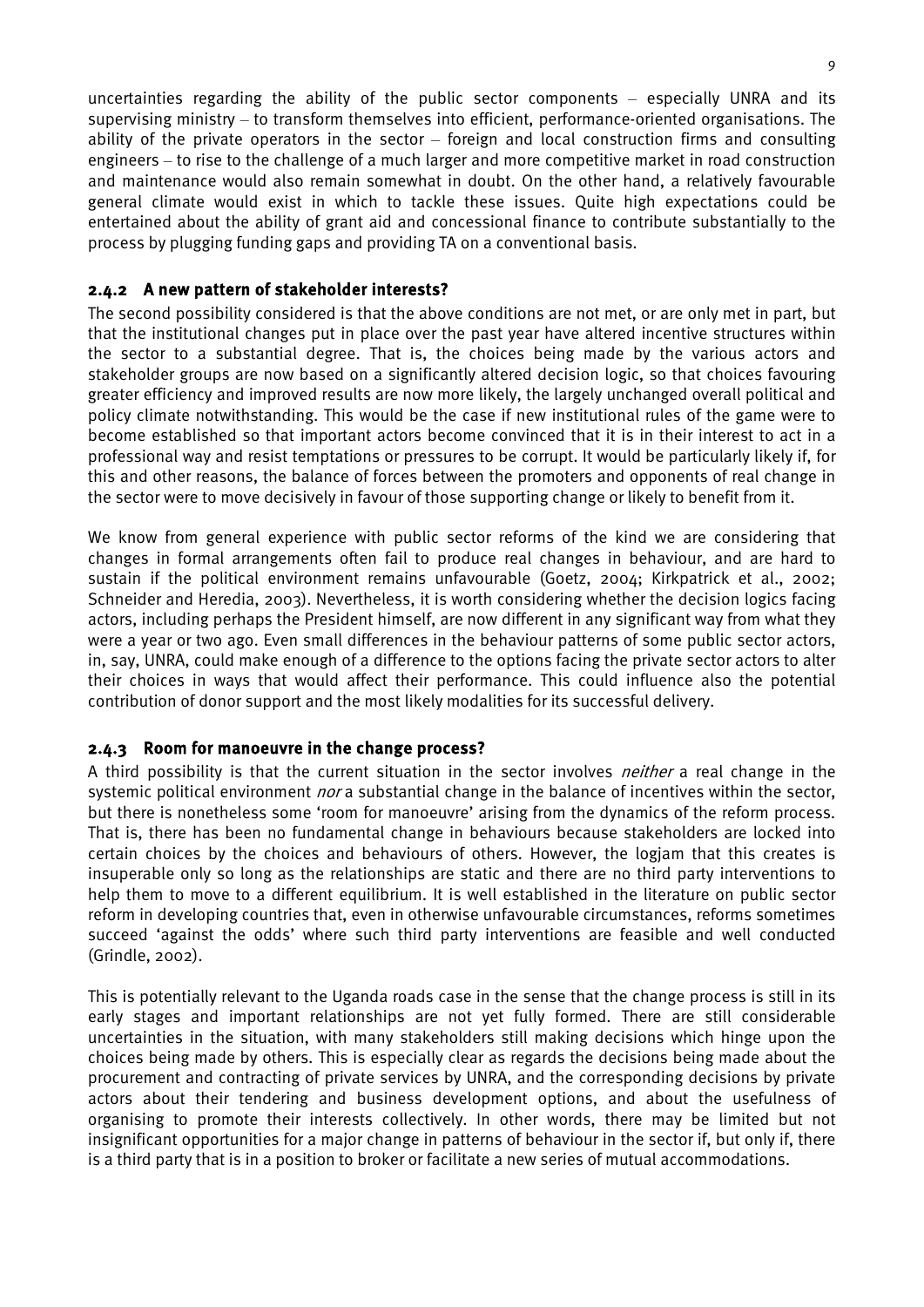uncertainties regarding the ability of the public sector components – especially UNRA and its supervising ministry – to transform themselves into efficient, performance-orientated organisations. The ability of the private operators in the sector – foreign and local construction firms and consulting engineers – to rise to the challenge of a much larger and more competitive market in road construction and maintenance would also remain somewhat in doubt. On the other hand, a relatively favourable general climate would exist in which to tackle these issues. Quite high expectations could be entertained about the ability of grant aid and concessional finance to contribute substantially to the process by plugging funding gaps and providing TA on a conventional basis.

### 2.4.2 A new pattern of stakeholder interests?

The second possibility considered is that the above conditions are not met, or are only met in part, but that the institutional changes put in place over the past year have altered incentive structures within the sector to a substantial degree. That is, the choices being made by the various actors and stakeholder groups are now based on a significantly altered decision logic, so that choices favouring greater efficiency and improved results are now more likely, the largely unchanged overall political and policy climate notwithstanding. This would be the case if new institutional rules of the game were to become established so that important actors become convinced that it is in their interest to act in a professional way and resist temptations or pressures to be corrupt. It would be particularly likely if, for this and other reasons, the balance of forces between the promoters and opponents of real change in the sector were to move decisively in favour of those supporting change or likely to benefit from it.

We know from general experience with public sector reforms of the kind we are considering that changes in formal arrangements often fail to produce real changes in behaviour, and are hard to sustain if the political environment remains unfavourable (Goetz, 2004; Kirkpatrick et al., 2002; Schneider and Heredia, 2003). Nevertheless, it is worth considering whether the decision logics facing actors, including perhaps the President himself, are now different in any significant way from what they were a year or two ago. Even small differences in the behaviour patterns of some public sector actors, in, say, UNRA, could make enough of a difference to the options facing the private sector actors to alter their choices in ways that would affect their performance. This could influence also the potential contribution of donor support and the most likely modalities for its successful delivery.

### 2.4.3 Room for manoeuvre in the change process?

A third possibility is that the current situation in the sector involves *neither* a real change in the systemic political environment *nor* a substantial change in the balance of incentives within the sector, but there is nonetheless some 'room for manoeuvre' arising from the dynamics of the reform process. That is, there has been no fundamental change in behaviours because stakeholders are locked into certain choices by the choices and behaviours of others. However, the logjam that this creates is insuperable only so long as the relationships are static and there are no third party interventions to help them to move to a different equilibrium. It is well established in the literature on public sector reform in developing countries that, even in otherwise unfavourable circumstances, reforms sometimes succeed 'against the odds' where such third party interventions are feasible and well conducted (Grindle, 2002).

This is potentially relevant to the Uganda roads case in the sense that the change process is still in its early stages and important relationships are not yet fully formed. There are still considerable uncertainties in the situation, with many stakeholders still making decisions which hinge upon the choices being made by others. This is especially clear as regards the decisions being made about the procurement and contracting of private services by UNRA, and the corresponding decisions by private actors about their tendering and business development options, and about the usefulness of organising to promote their interests collectively. In other words, there may be limited but not insignificant opportunities for a major change in patterns of behaviour in the sector if, but only if, there is a third party that is in a position to broker or facilitate a new series of mutual accommodations.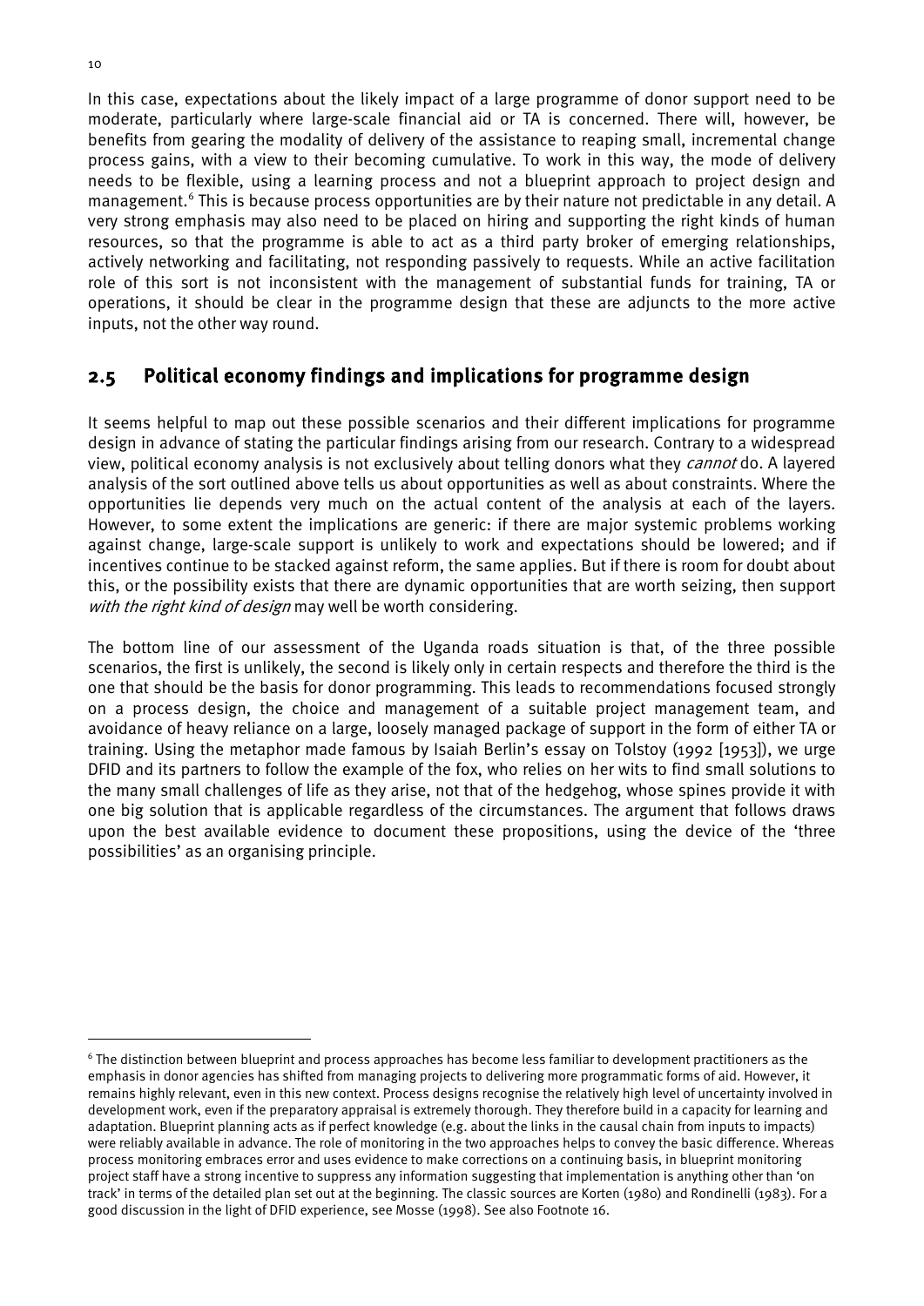In this case, expectations about the likely impact of a large programme of donor support need to be moderate, particularly where large-scale financial aid or TA is concerned. There will, however, be benefits from gearing the modality of delivery of the assistance to reaping small, incremental change process gains, with a view to their becoming cumulative. To work in this way, the mode of delivery needs to be flexible, using a learning process and not a blueprint approach to project design and management.[6] This is because process opportunities are by their nature not predictable in any detail. A very strong emphasis may also need to be placed on hiring and supporting the right kinds of human resources, so that the programme is able to act as a third party broker of emerging relationships, actively networking and facilitating, not responding passively to requests. While an active facilitation role of this sort is not inconsistent with the management of substantial funds for training, TA or operations, it should be clear in the programme design that these are adjuncts to the more active inputs, not the other way round.

## 2.5 Political economy findings and implications for programme design

It seems helpful to map out these possible scenarios and their different implications for programme design in advance of stating the particular findings arising from our research. Contrary to a widespread view, political economy analysis is not exclusively about telling donors what they *cannot* do. A layered analysis of the sort outlined above tells us about opportunities as well as about constraints. Where the opportunities lie depends very much on the actual content of the analysis at each of the layers. However, to some extent the implications are generic: if there are major systemic problems working against change, large-scale support is unlikely to work and expectations should be lowered; and if incentives continue to be stacked against reform, the same applies. But if there is room for doubt about this, or the possibility exists that there are dynamic opportunities that are worth seizing, then support *with the right kind of design* may well be worth considering.

The bottom line of our assessment of the Uganda roads situation is that, of the three possible scenarios, the first is unlikely, the second is likely only in certain respects and therefore the third is the one that should be the basis for donor programming. This leads to recommendations focused strongly on a process design, the choice and management of a suitable project management team, and avoidance of heavy reliance on a large, loosely managed package of support in the form of either TA or training. Using the metaphor made famous by Isaiah Berlin's essay on Tolstoy (1992 [1953]), we urge DFID and its partners to follow the example of the fox, who relies on her wits to find small solutions to the many small challenges of life as they arise, not that of the hedgehog, whose spines provide it with one big solution that is applicable regardless of the circumstances. The argument that follows draws upon the best available evidence to document these propositions, using the device of the 'three possibilities' as an organising principle.

---

[6] The distinction between blueprint and process approaches has become less familiar to development practitioners as the emphasis in donor agencies has shifted from managing projects to delivering more programmatic forms of aid. However, it remains highly relevant, even in this new context. Process designs recognise the relatively high level of uncertainty involved in development work, even if the preparatory appraisal is extremely thorough. They therefore build in a capacity for learning and adaptation. Blueprint planning acts as if perfect knowledge (e.g. about the links in the causal chain from inputs to impacts) were reliably available in advance. The role of monitoring in the two approaches helps to convey the basic difference. Whereas process monitoring embraces error and uses evidence to make corrections on a continuing basis, in blueprint monitoring project staff have a strong incentive to suppress any information suggesting that implementation is anything other than 'on track' in terms of the detailed plan set out at the beginning. The classic sources are Korten (1980) and Rondinelli (1983). For a good discussion in the light of DFID experience, see Mosse (1998). See also Footnote 16.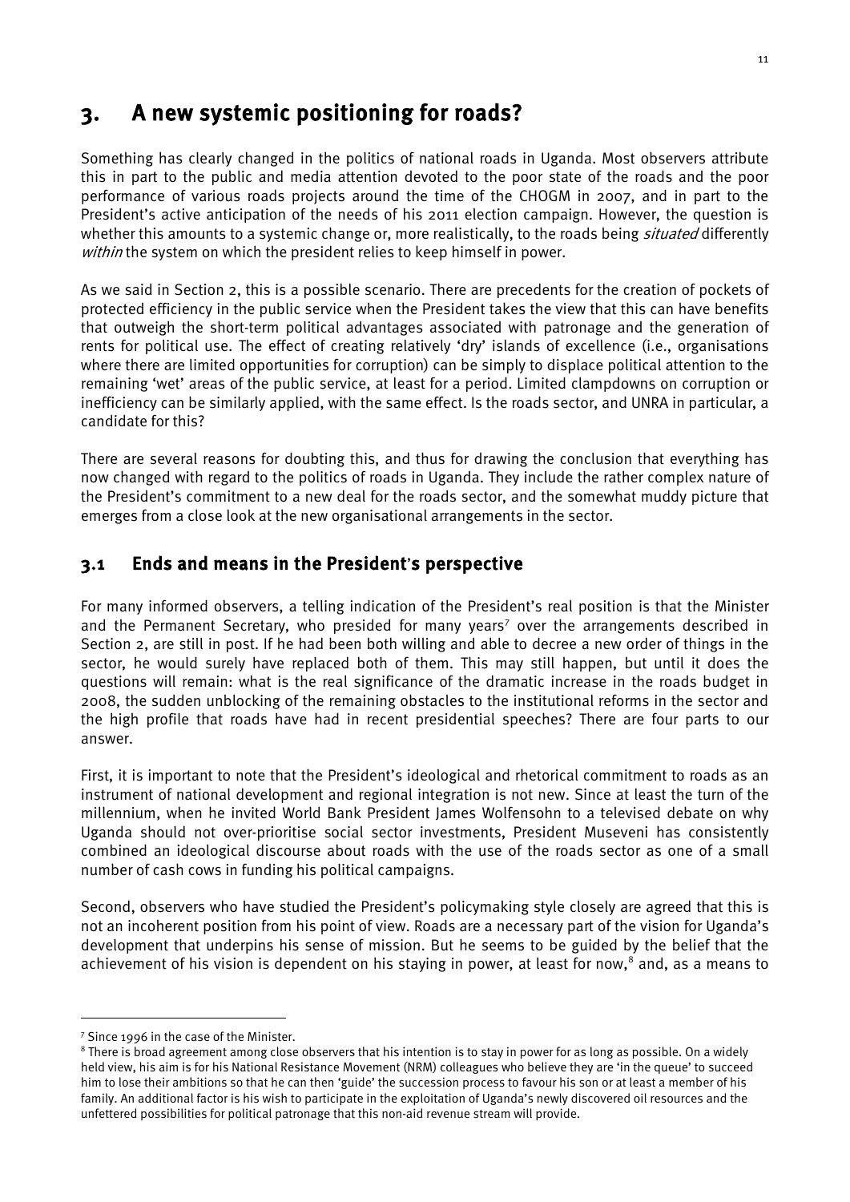# 3. A new systemic positioning for roads?

Something has clearly changed in the politics of national roads in Uganda. Most observers attribute this in part to the public and media attention devoted to the poor state of the roads and the poor performance of various roads projects around the time of the CHOGM in 2007, and in part to the President's active anticipation of the needs of his 2011 election campaign. However, the question is whether this amounts to a systemic change or, more realistically, to the roads being *situated* differently *within* the system on which the president relies to keep himself in power.

As we said in Section 2, this is a possible scenario. There are precedents for the creation of pockets of protected efficiency in the public service when the President takes the view that this can have benefits that outweigh the short-term political advantages associated with patronage and the generation of rents for political use. The effect of creating relatively 'dry' islands of excellence (i.e., organisations where there are limited opportunities for corruption) can be simply to displace political attention to the remaining 'wet' areas of the public service, at least for a period. Limited clampdowns on corruption or inefficiency can be similarly applied, with the same effect. Is the roads sector, and UNRA in particular, a candidate for this?

There are several reasons for doubting this, and thus for drawing the conclusion that everything has now changed with regard to the politics of roads in Uganda. They include the rather complex nature of the President's commitment to a new deal for the roads sector, and the somewhat muddy picture that emerges from a close look at the new organisational arrangements in the sector.

## 3.1 Ends and means in the President's perspective

For many informed observers, a telling indication of the President's real position is that the Minister and the Permanent Secretary, who presided for many years[7] over the arrangements described in Section 2, are still in post. If he had been both willing and able to decree a new order of things in the sector, he would surely have replaced both of them. This may still happen, but until it does the questions will remain: what is the real significance of the dramatic increase in the roads budget in 2008, the sudden unblocking of the remaining obstacles to the institutional reforms in the sector and the high profile that roads have had in recent presidential speeches? There are four parts to our answer.

First, it is important to note that the President's ideological and rhetorical commitment to roads as an instrument of national development and regional integration is not new. Since at least the turn of the millennium, when he invited World Bank President James Wolfensohn to a televised debate on why Uganda should not over-prioritise social sector investments, President Museveni has consistently combined an ideological discourse about roads with the use of the roads sector as one of a small number of cash cows in funding his political campaigns.

Second, observers who have studied the President's policymaking style closely are agreed that this is not an incoherent position from his point of view. Roads are a necessary part of the vision for Uganda's development that underpins his sense of mission. But he seems to be guided by the belief that the achievement of his vision is dependent on his staying in power, at least for now,[8] and, as a means to

---

[7] Since 1996 in the case of the Minister.

[8] There is broad agreement among close observers that his intention is to stay in power for as long as possible. On a widely held view, his aim is for his National Resistance Movement (NRM) colleagues who believe they are 'in the queue' to succeed him to lose their ambitions so that he can then 'guide' the succession process to favour his son or at least a member of his family. An additional factor is his wish to participate in the exploitation of Uganda's newly discovered oil resources and the unfettered possibilities for political patronage that this non-aid revenue stream will provide.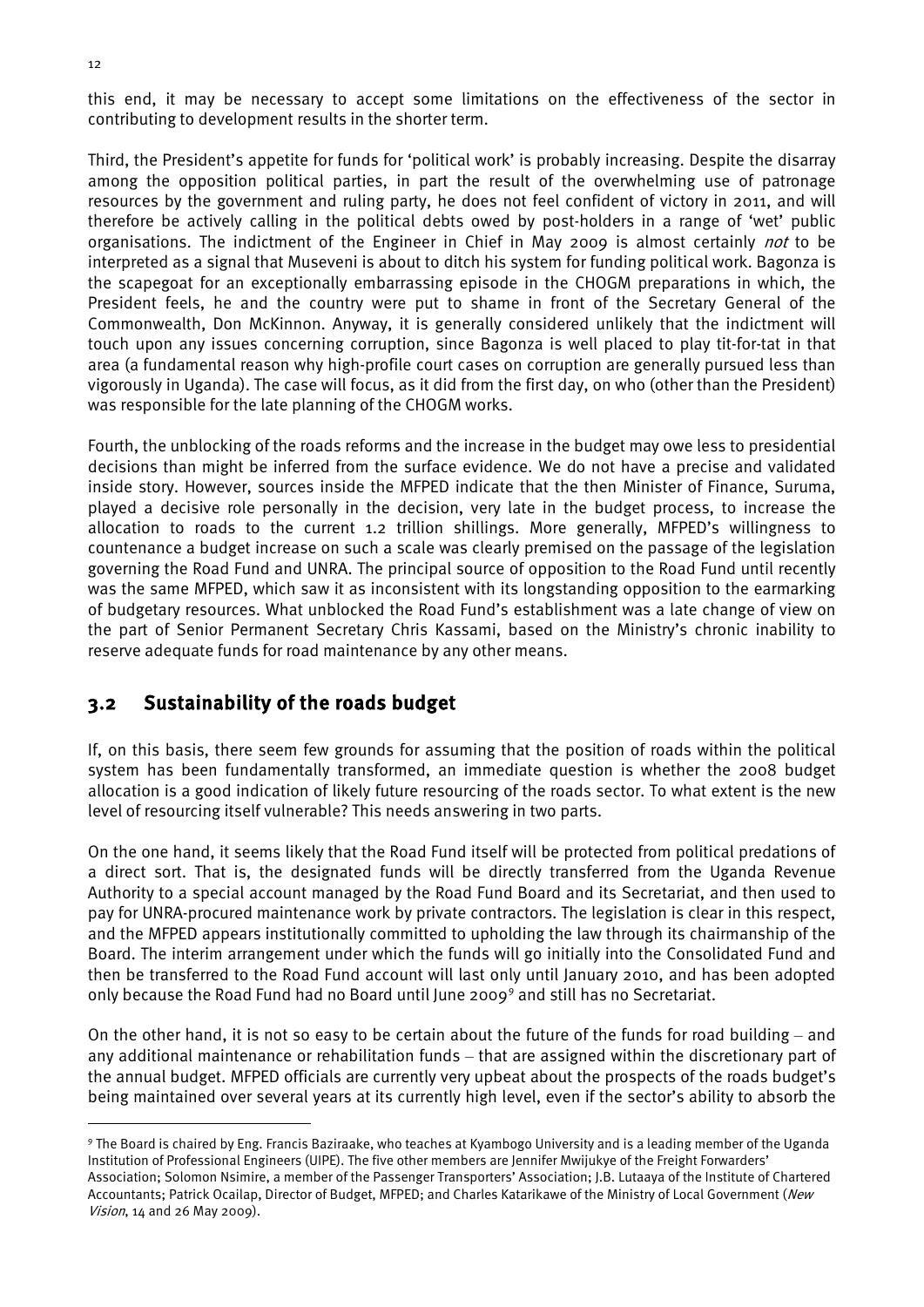this end, it may be necessary to accept some limitations on the effectiveness of the sector in contributing to development results in the shorter term.

Third, the President's appetite for funds for 'political work' is probably increasing. Despite the disarray among the opposition political parties, in part the result of the overwhelming use of patronage resources by the government and ruling party, he does not feel confident of victory in 2011, and will therefore be actively calling in the political debts owed by post-holders in a range of 'wet' public organisations. The indictment of the Engineer in Chief in May 2009 is almost certainly *not* to be interpreted as a signal that Museveni is about to ditch his system for funding political work. Bagonza is the scapegoat for an exceptionally embarrassing episode in the CHOGM preparations in which, the President feels, he and the country were put to shame in front of the Secretary General of the Commonwealth, Don McKinnon. Anyway, it is generally considered unlikely that the indictment will touch upon any issues concerning corruption, since Bagonza is well placed to play tit-for-tat in that area (a fundamental reason why high-profile court cases on corruption are generally pursued less than vigorously in Uganda). The case will focus, as it did from the first day, on who (other than the President) was responsible for the late planning of the CHOGM works.

Fourth, the unblocking of the roads reforms and the increase in the budget may owe less to presidential decisions than might be inferred from the surface evidence. We do not have a precise and validated inside story. However, sources inside the MFPED indicate that the then Minister of Finance, Suruma, played a decisive role personally in the decision, very late in the budget process, to increase the allocation to roads to the current 1.2 trillion shillings. More generally, MFPED's willingness to countenance a budget increase on such a scale was clearly premised on the passage of the legislation governing the Road Fund and UNRA. The principal source of opposition to the Road Fund until recently was the same MFPED, which saw it as inconsistent with its longstanding opposition to the earmarking of budgetary resources. What unblocked the Road Fund's establishment was a late change of view on the part of Senior Permanent Secretary Chris Kassami, based on the Ministry's chronic inability to reserve adequate funds for road maintenance by any other means.

## 3.2 Sustainability of the roads budget

If, on this basis, there seem few grounds for assuming that the position of roads within the political system has been fundamentally transformed, an immediate question is whether the 2008 budget allocation is a good indication of likely future resourcing of the roads sector. To what extent is the new level of resourcing itself vulnerable? This needs answering in two parts.

On the one hand, it seems likely that the Road Fund itself will be protected from political predations of a direct sort. That is, the designated funds will be directly transferred from the Uganda Revenue Authority to a special account managed by the Road Fund Board and its Secretariat, and then used to pay for UNRA-procured maintenance work by private contractors. The legislation is clear in this respect, and the MFPED appears institutionally committed to upholding the law through its chairmanship of the Board. The interim arrangement under which the funds will go initially into the Consolidated Fund and then be transferred to the Road Fund account will last only until January 2010, and has been adopted only because the Road Fund had no Board until June 2009[9] and still has no Secretariat.

On the other hand, it is not so easy to be certain about the future of the funds for road building – and any additional maintenance or rehabilitation funds – that are assigned within the discretionary part of the annual budget. MFPED officials are currently very upbeat about the prospects of the roads budget's being maintained over several years at its currently high level, even if the sector's ability to absorb the

---

[9] The Board is chaired by Eng. Francis Baziraake, who teaches at Kyambogo University and is a leading member of the Uganda Institution of Professional Engineers (UIPE). The five other members are Jennifer Mwijukye of the Freight Forwarders' Association; Solomon Nsimire, a member of the Passenger Transporters' Association; J.B. Lutaaya of the Institute of Chartered Accountants; Patrick Ocailap, Director of Budget, MFPED; and Charles Katarikawe of the Ministry of Local Government (*New Vision*, 14 and 26 May 2009).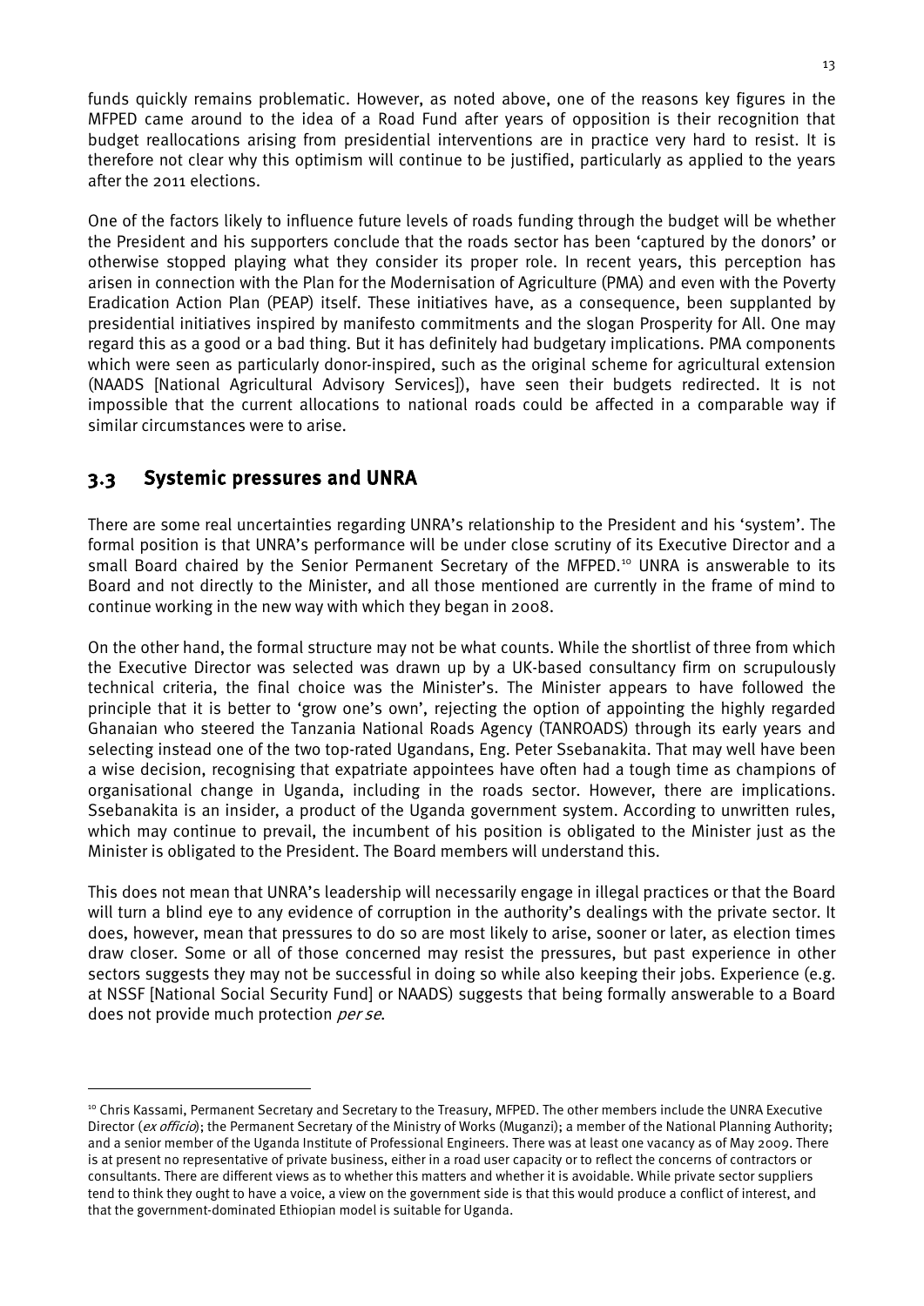funds quickly remains problematic. However, as noted above, one of the reasons key figures in the MFPED came around to the idea of a Road Fund after years of opposition is their recognition that budget reallocations arising from presidential interventions are in practice very hard to resist. It is therefore not clear why this optimism will continue to be justified, particularly as applied to the years after the 2011 elections.

One of the factors likely to influence future levels of roads funding through the budget will be whether the President and his supporters conclude that the roads sector has been 'captured by the donors' or otherwise stopped playing what they consider its proper role. In recent years, this perception has arisen in connection with the Plan for the Modernisation of Agriculture (PMA) and even with the Poverty Eradication Action Plan (PEAP) itself. These initiatives have, as a consequence, been supplanted by presidential initiatives inspired by manifesto commitments and the slogan Prosperity for All. One may regard this as a good or a bad thing. But it has definitely had budgetary implications. PMA components which were seen as particularly donor-inspired, such as the original scheme for agricultural extension (NAADS [National Agricultural Advisory Services]), have seen their budgets redirected. It is not impossible that the current allocations to national roads could be affected in a comparable way if similar circumstances were to arise.

## 3.3 Systemic pressures and UNRA

There are some real uncertainties regarding UNRA's relationship to the President and his 'system'. The formal position is that UNRA's performance will be under close scrutiny of its Executive Director and a small Board chaired by the Senior Permanent Secretary of the MFPED.[10] UNRA is answerable to its Board and not directly to the Minister, and all those mentioned are currently in the frame of mind to continue working in the new way with which they began in 2008.

On the other hand, the formal structure may not be what counts. While the shortlist of three from which the Executive Director was selected was drawn up by a UK-based consultancy firm on scrupulously technical criteria, the final choice was the Minister's. The Minister appears to have followed the principle that it is better to 'grow one's own', rejecting the option of appointing the highly regarded Ghanaian who steered the Tanzania National Roads Agency (TANROADS) through its early years and selecting instead one of the two top-rated Ugandans, Eng. Peter Ssebanakita. That may well have been a wise decision, recognising that expatriate appointees have often had a tough time as champions of organisational change in Uganda, including in the roads sector. However, there are implications. Ssebanakita is an insider, a product of the Uganda government system. According to unwritten rules, which may continue to prevail, the incumbent of his position is obligated to the Minister just as the Minister is obligated to the President. The Board members will understand this.

This does not mean that UNRA's leadership will necessarily engage in illegal practices or that the Board will turn a blind eye to any evidence of corruption in the authority's dealings with the private sector. It does, however, mean that pressures to do so are most likely to arise, sooner or later, as election times draw closer. Some or all of those concerned may resist the pressures, but past experience in other sectors suggests they may not be successful in doing so while also keeping their jobs. Experience (e.g. at NSSF [National Social Security Fund] or NAADS) suggests that being formally answerable to a Board does not provide much protection *per se*.

---

[10] Chris Kassami, Permanent Secretary and Secretary to the Treasury, MFPED. The other members include the UNRA Executive Director (*ex officio*); the Permanent Secretary of the Ministry of Works (Muganzi); a member of the National Planning Authority; and a senior member of the Uganda Institute of Professional Engineers. There was at least one vacancy as of May 2009. There is at present no representative of private business, either in a road user capacity or to reflect the concerns of contractors or consultants. There are different views as to whether this matters and whether it is avoidable. While private sector suppliers tend to think they ought to have a voice, a view on the government side is that this would produce a conflict of interest, and that the government-dominated Ethiopian model is suitable for Uganda.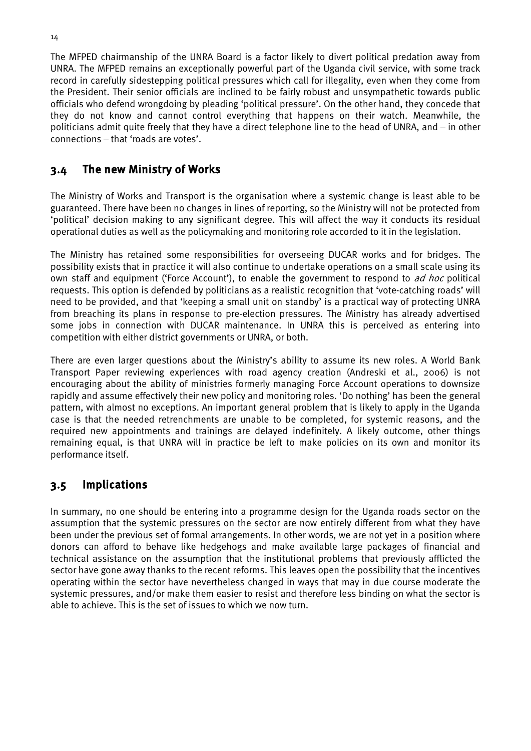The MFPED chairmanship of the UNRA Board is a factor likely to divert political predation away from UNRA. The MFPED remains an exceptionally powerful part of the Uganda civil service, with some track record in carefully sidestepping political pressures which call for illegality, even when they come from the President. Their senior officials are inclined to be fairly robust and unsympathetic towards public officials who defend wrongdoing by pleading 'political pressure'. On the other hand, they concede that they do not know and cannot control everything that happens on their watch. Meanwhile, the politicians admit quite freely that they have a direct telephone line to the head of UNRA, and – in other connections – that 'roads are votes'.

## 3.4 The new Ministry of Works

The Ministry of Works and Transport is the organisation where a systemic change is least able to be guaranteed. There have been no changes in lines of reporting, so the Ministry will not be protected from 'political' decision making to any significant degree. This will affect the way it conducts its residual operational duties as well as the policymaking and monitoring role accorded to it in the legislation.

The Ministry has retained some responsibilities for overseeing DUCAR works and for bridges. The possibility exists that in practice it will also continue to undertake operations on a small scale using its own staff and equipment ('Force Account'), to enable the government to respond to *ad hoc* political requests. This option is defended by politicians as a realistic recognition that 'vote-catching roads' will need to be provided, and that 'keeping a small unit on standby' is a practical way of protecting UNRA from breaching its plans in response to pre-election pressures. The Ministry has already advertised some jobs in connection with DUCAR maintenance. In UNRA this is perceived as entering into competition with either district governments or UNRA, or both.

There are even larger questions about the Ministry's ability to assume its new roles. A World Bank Transport Paper reviewing experiences with road agency creation (Andreski et al., 2006) is not encouraging about the ability of ministries formerly managing Force Account operations to downsize rapidly and assume effectively their new policy and monitoring roles. 'Do nothing' has been the general pattern, with almost no exceptions. An important general problem that is likely to apply in the Uganda case is that the needed retrenchments are unable to be completed, for systemic reasons, and the required new appointments and trainings are delayed indefinitely. A likely outcome, other things remaining equal, is that UNRA will in practice be left to make policies on its own and monitor its performance itself.

## 3.5 Implications

In summary, no one should be entering into a programme design for the Uganda roads sector on the assumption that the systemic pressures on the sector are now entirely different from what they have been under the previous set of formal arrangements. In other words, we are not yet in a position where donors can afford to behave like hedgehogs and make available large packages of financial and technical assistance on the assumption that the institutional problems that previously afflicted the sector have gone away thanks to the recent reforms. This leaves open the possibility that the incentives operating within the sector have nevertheless changed in ways that may in due course moderate the systemic pressures, and/or make them easier to resist and therefore less binding on what the sector is able to achieve. This is the set of issues to which we now turn.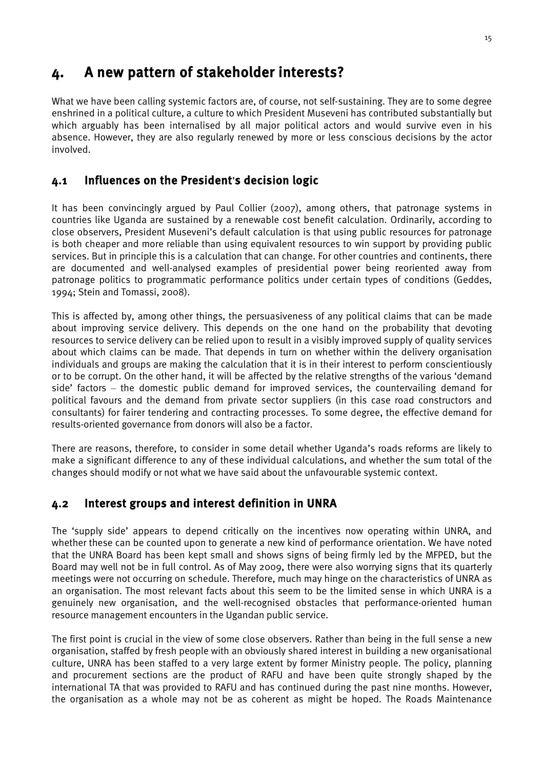# 4. A new pattern of stakeholder interests?

What we have been calling systemic factors are, of course, not self-sustaining. They are to some degree enshrined in a political culture, a culture to which President Museveni has contributed substantially but which arguably has been internalised by all major political actors and would survive even in his absence. However, they are also regularly renewed by more or less conscious decisions by the actor involved.

## 4.1 Influences on the President's decision logic

It has been convincingly argued by Paul Collier (2007), among others, that patronage systems in countries like Uganda are sustained by a renewable cost benefit calculation. Ordinarily, according to close observers, President Museveni's default calculation is that using public resources for patronage is both cheaper and more reliable than using equivalent resources to win support by providing public services. But in principle this is a calculation that can change. For other countries and continents, there are documented and well-analysed examples of presidential power being reoriented away from patronage politics to programmatic performance politics under certain types of conditions (Geddes, 1994; Stein and Tomassi, 2008).

This is affected by, among other things, the persuasiveness of any political claims that can be made about improving service delivery. This depends on the one hand on the probability that devoting resources to service delivery can be relied upon to result in a visibly improved supply of quality services about which claims can be made. That depends in turn on whether within the delivery organisation individuals and groups are making the calculation that it is in their interest to perform conscientiously or to be corrupt. On the other hand, it will be affected by the relative strengths of the various 'demand side' factors – the domestic public demand for improved services, the countervailing demand for political favours and the demand from private sector suppliers (in this case road constructors and consultants) for fairer tendering and contracting processes. To some degree, the effective demand for results-oriented governance from donors will also be a factor.

There are reasons, therefore, to consider in some detail whether Uganda's roads reforms are likely to make a significant difference to any of these individual calculations, and whether the sum total of the changes should modify or not what we have said about the unfavourable systemic context.

## 4.2 Interest groups and interest definition in UNRA

The 'supply side' appears to depend critically on the incentives now operating within UNRA, and whether these can be counted upon to generate a new kind of performance orientation. We have noted that the UNRA Board has been kept small and shows signs of being firmly led by the MFPED, but the Board may well not be in full control. As of May 2009, there were also worrying signs that its quarterly meetings were not occurring on schedule. Therefore, much may hinge on the characteristics of UNRA as an organisation. The most relevant facts about this seem to be the limited sense in which UNRA is a genuinely new organisation, and the well-recognised obstacles that performance-oriented human resource management encounters in the Ugandan public service.

The first point is crucial in the view of some close observers. Rather than being in the full sense a new organisation, staffed by fresh people with an obviously shared interest in building a new organisational culture, UNRA has been staffed to a very large extent by former Ministry people. The policy, planning and procurement sections are the product of RAFU and have been quite strongly shaped by the international TA that was provided to RAFU and has continued during the past nine months. However, the organisation as a whole may not be as coherent as might be hoped. The Roads Maintenance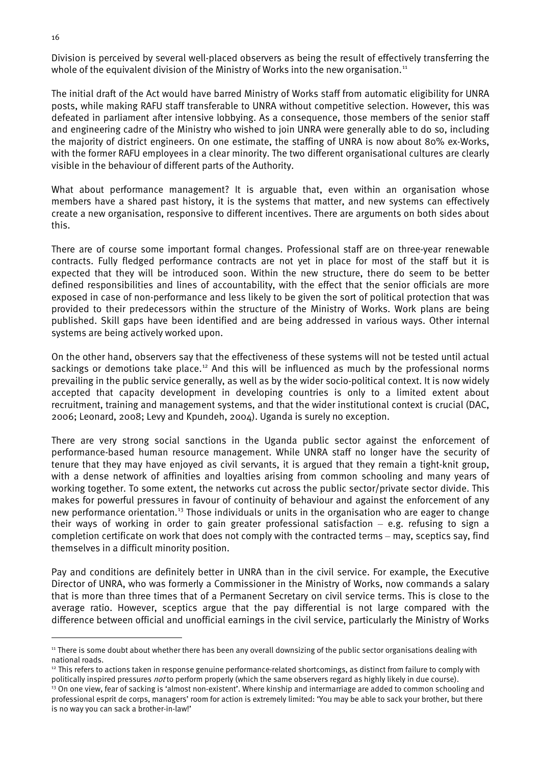Division is perceived by several well-placed observers as being the result of effectively transferring the whole of the equivalent division of the Ministry of Works into the new organisation.[11]

The initial draft of the Act would have barred Ministry of Works staff from automatic eligibility for UNRA posts, while making RAFU staff transferable to UNRA without competitive selection. However, this was defeated in parliament after intensive lobbying. As a consequence, those members of the senior staff and engineering cadre of the Ministry who wished to join UNRA were generally able to do so, including the majority of district engineers. On one estimate, the staffing of UNRA is now about 80% ex-Works, with the former RAFU employees in a clear minority. The two different organisational cultures are clearly visible in the behaviour of different parts of the Authority.

What about performance management? It is arguable that, even within an organisation whose members have a shared past history, it is the systems that matter, and new systems can effectively create a new organisation, responsive to different incentives. There are arguments on both sides about this.

There are of course some important formal changes. Professional staff are on three-year renewable contracts. Fully fledged performance contracts are not yet in place for most of the staff but it is expected that they will be introduced soon. Within the new structure, there do seem to be better defined responsibilities and lines of accountability, with the effect that the senior officials are more exposed in case of non-performance and less likely to be given the sort of political protection that was provided to their predecessors within the structure of the Ministry of Works. Work plans are being published. Skill gaps have been identified and are being addressed in various ways. Other internal systems are being actively worked upon.

On the other hand, observers say that the effectiveness of these systems will not be tested until actual sackings or demotions take place.[12] And this will be influenced as much by the professional norms prevailing in the public service generally, as well as by the wider socio-political context. It is now widely accepted that capacity development in developing countries is only to a limited extent about recruitment, training and management systems, and that the wider institutional context is crucial (DAC, 2006; Leonard, 2008; Levy and Kpundeh, 2004). Uganda is surely no exception.

There are very strong social sanctions in the Uganda public sector against the enforcement of performance-based human resource management. While UNRA staff no longer have the security of tenure that they may have enjoyed as civil servants, it is argued that they remain a tight-knit group, with a dense network of affinities and loyalties arising from common schooling and many years of working together. To some extent, the networks cut across the public sector/private sector divide. This makes for powerful pressures in favour of continuity of behaviour and against the enforcement of any new performance orientation.[13] Those individuals or units in the organisation who are eager to change their ways of working in order to gain greater professional satisfaction – e.g. refusing to sign a completion certificate on work that does not comply with the contracted terms – may, sceptics say, find themselves in a difficult minority position.

Pay and conditions are definitely better in UNRA than in the civil service. For example, the Executive Director of UNRA, who was formerly a Commissioner in the Ministry of Works, now commands a salary that is more than three times that of a Permanent Secretary on civil service terms. This is close to the average ratio. However, sceptics argue that the pay differential is not large compared with the difference between official and unofficial earnings in the civil service, particularly the Ministry of Works

---

[11] There is some doubt about whether there has been any overall downsizing of the public sector organisations dealing with national roads.

[12] This refers to actions taken in response genuine performance-related shortcomings, as distinct from failure to comply with politically inspired pressures *not* to perform properly (which the same observers regard as highly likely in due course).

[13] On one view, fear of sacking is 'almost non-existent'. Where kinship and intermarriage are added to common schooling and professional esprit de corps, managers' room for action is extremely limited: 'You may be able to sack your brother, but there is no way you can sack a brother-in-law!'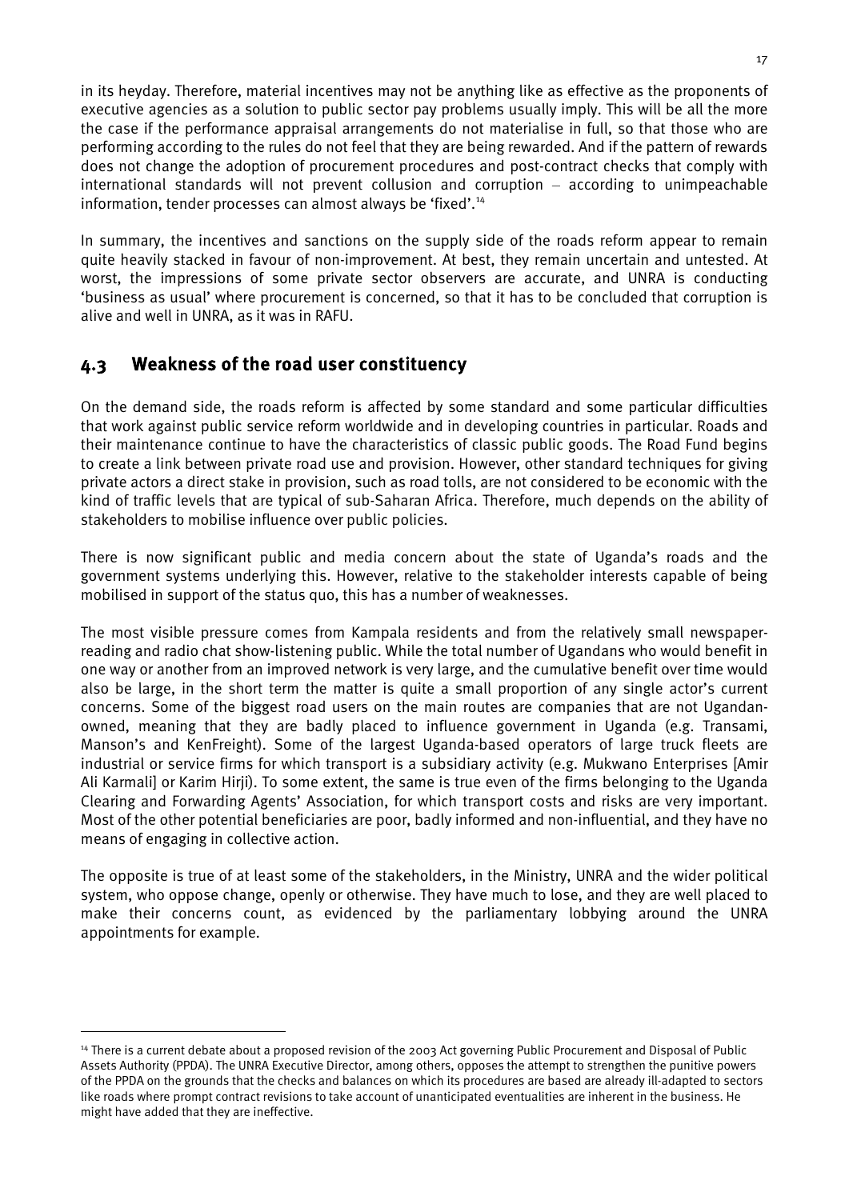in its heyday. Therefore, material incentives may not be anything like as effective as the proponents of executive agencies as a solution to public sector pay problems usually imply. This will be all the more the case if the performance appraisal arrangements do not materialise in full, so that those who are performing according to the rules do not feel that they are being rewarded. And if the pattern of rewards does not change the adoption of procurement procedures and post-contract checks that comply with international standards will not prevent collusion and corruption – according to unimpeachable information, tender processes can almost always be 'fixed'.[14]

In summary, the incentives and sanctions on the supply side of the roads reform appear to remain quite heavily stacked in favour of non-improvement. At best, they remain uncertain and untested. At worst, the impressions of some private sector observers are accurate, and UNRA is conducting 'business as usual' where procurement is concerned, so that it has to be concluded that corruption is alive and well in UNRA, as it was in RAFU.

## 4.3 Weakness of the road user constituency

On the demand side, the roads reform is affected by some standard and some particular difficulties that work against public service reform worldwide and in developing countries in particular. Roads and their maintenance continue to have the characteristics of classic public goods. The Road Fund begins to create a link between private road use and provision. However, other standard techniques for giving private actors a direct stake in provision, such as road tolls, are not considered to be economic with the kind of traffic levels that are typical of sub-Saharan Africa. Therefore, much depends on the ability of stakeholders to mobilise influence over public policies.

There is now significant public and media concern about the state of Uganda's roads and the government systems underlying this. However, relative to the stakeholder interests capable of being mobilised in support of the status quo, this has a number of weaknesses.

The most visible pressure comes from Kampala residents and from the relatively small newspaper-reading and radio chat show-listening public. While the total number of Ugandans who would benefit in one way or another from an improved network is very large, and the cumulative benefit over time would also be large, in the short term the matter is quite a small proportion of any single actor's current concerns. Some of the biggest road users on the main routes are companies that are not Ugandan-owned, meaning that they are badly placed to influence government in Uganda (e.g. Transami, Manson's and KenFreight). Some of the largest Uganda-based operators of large truck fleets are industrial or service firms for which transport is a subsidiary activity (e.g. Mukwano Enterprises [Amir Ali Karmali] or Karim Hirji). To some extent, the same is true even of the firms belonging to the Uganda Clearing and Forwarding Agents' Association, for which transport costs and risks are very important. Most of the other potential beneficiaries are poor, badly informed and non-influential, and they have no means of engaging in collective action.

The opposite is true of at least some of the stakeholders, in the Ministry, UNRA and the wider political system, who oppose change, openly or otherwise. They have much to lose, and they are well placed to make their concerns count, as evidenced by the parliamentary lobbying around the UNRA appointments for example.

---

[14] There is a current debate about a proposed revision of the 2003 Act governing Public Procurement and Disposal of Public Assets Authority (PPDA). The UNRA Executive Director, among others, opposes the attempt to strengthen the punitive powers of the PPDA on the grounds that the checks and balances on which its procedures are based are already ill-adapted to sectors like roads where prompt contract revisions to take account of unanticipated eventualities are inherent in the business. He might have added that they are ineffective.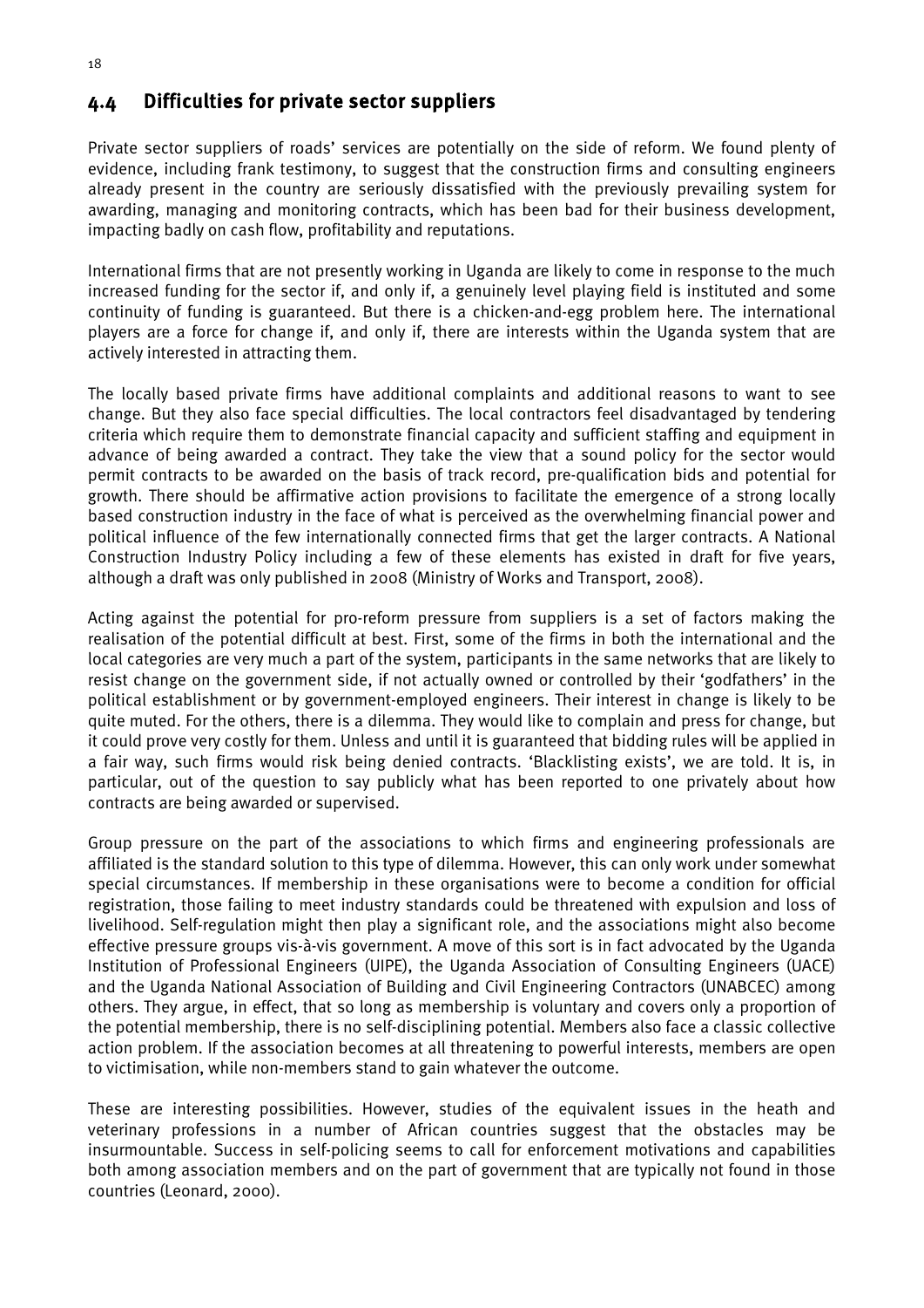## 4.4 Difficulties for private sector suppliers

Private sector suppliers of roads' services are potentially on the side of reform. We found plenty of evidence, including frank testimony, to suggest that the construction firms and consulting engineers already present in the country are seriously dissatisfied with the previously prevailing system for awarding, managing and monitoring contracts, which has been bad for their business development, impacting badly on cash flow, profitability and reputations.

International firms that are not presently working in Uganda are likely to come in response to the much increased funding for the sector if, and only if, a genuinely level playing field is instituted and some continuity of funding is guaranteed. But there is a chicken-and-egg problem here. The international players are a force for change if, and only if, there are interests within the Uganda system that are actively interested in attracting them.

The locally based private firms have additional complaints and additional reasons to want to see change. But they also face special difficulties. The local contractors feel disadvantaged by tendering criteria which require them to demonstrate financial capacity and sufficient staffing and equipment in advance of being awarded a contract. They take the view that a sound policy for the sector would permit contracts to be awarded on the basis of track record, pre-qualification bids and potential for growth. There should be affirmative action provisions to facilitate the emergence of a strong locally based construction industry in the face of what is perceived as the overwhelming financial power and political influence of the few internationally connected firms that get the larger contracts. A National Construction Industry Policy including a few of these elements has existed in draft for five years, although a draft was only published in 2008 (Ministry of Works and Transport, 2008).

Acting against the potential for pro-reform pressure from suppliers is a set of factors making the realisation of the potential difficult at best. First, some of the firms in both the international and the local categories are very much a part of the system, participants in the same networks that are likely to resist change on the government side, if not actually owned or controlled by their 'godfathers' in the political establishment or by government-employed engineers. Their interest in change is likely to be quite muted. For the others, there is a dilemma. They would like to complain and press for change, but it could prove very costly for them. Unless and until it is guaranteed that bidding rules will be applied in a fair way, such firms would risk being denied contracts. 'Blacklisting exists', we are told. It is, in particular, out of the question to say publicly what has been reported to one privately about how contracts are being awarded or supervised.

Group pressure on the part of the associations to which firms and engineering professionals are affiliated is the standard solution to this type of dilemma. However, this can only work under somewhat special circumstances. If membership in these organisations were to become a condition for official registration, those failing to meet industry standards could be threatened with expulsion and loss of livelihood. Self-regulation might then play a significant role, and the associations might also become effective pressure groups vis-à-vis government. A move of this sort is in fact advocated by the Uganda Institution of Professional Engineers (UIPE), the Uganda Association of Consulting Engineers (UACE) and the Uganda National Association of Building and Civil Engineering Contractors (UNABCEC) among others. They argue, in effect, that so long as membership is voluntary and covers only a proportion of the potential membership, there is no self-disciplining potential. Members also face a classic collective action problem. If the association becomes at all threatening to powerful interests, members are open to victimisation, while non-members stand to gain whatever the outcome.

These are interesting possibilities. However, studies of the equivalent issues in the heath and veterinary professions in a number of African countries suggest that the obstacles may be insurmountable. Success in self-policing seems to call for enforcement motivations and capabilities both among association members and on the part of government that are typically not found in those countries (Leonard, 2000).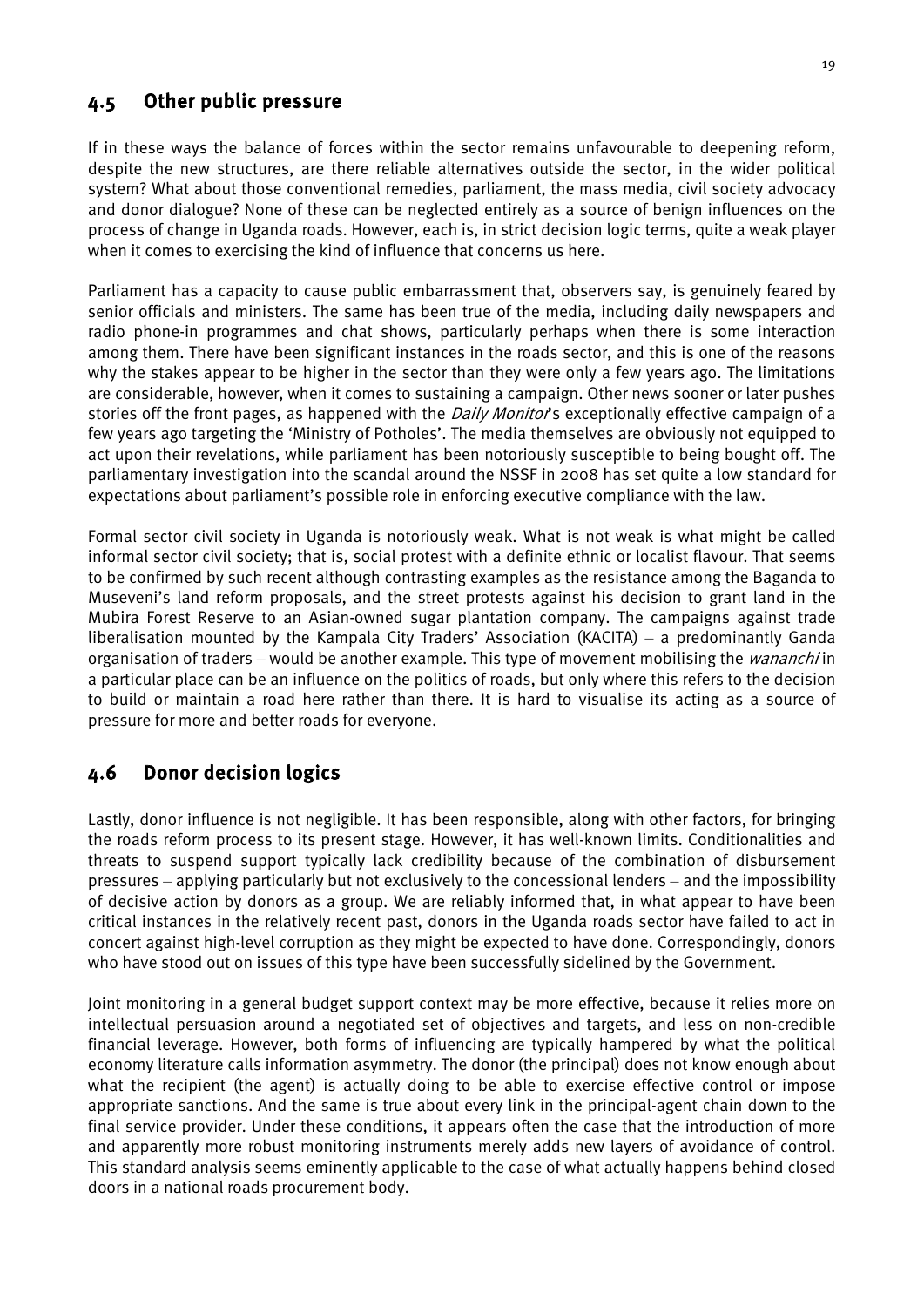## 4.5 Other public pressure

If in these ways the balance of forces within the sector remains unfavourable to deepening reform, despite the new structures, are there reliable alternatives outside the sector, in the wider political system? What about those conventional remedies, parliament, the mass media, civil society advocacy and donor dialogue? None of these can be neglected entirely as a source of benign influences on the process of change in Uganda roads. However, each is, in strict decision logic terms, quite a weak player when it comes to exercising the kind of influence that concerns us here.

Parliament has a capacity to cause public embarrassment that, observers say, is genuinely feared by senior officials and ministers. The same has been true of the media, including daily newspapers and radio phone-in programmes and chat shows, particularly perhaps when there is some interaction among them. There have been significant instances in the roads sector, and this is one of the reasons why the stakes appear to be higher in the sector than they were only a few years ago. The limitations are considerable, however, when it comes to sustaining a campaign. Other news sooner or later pushes stories off the front pages, as happened with the *Daily Monitor*'s exceptionally effective campaign of a few years ago targeting the 'Ministry of Potholes'. The media themselves are obviously not equipped to act upon their revelations, while parliament has been notoriously susceptible to being bought off. The parliamentary investigation into the scandal around the NSSF in 2008 has set quite a low standard for expectations about parliament's possible role in enforcing executive compliance with the law.

Formal sector civil society in Uganda is notoriously weak. What is not weak is what might be called informal sector civil society; that is, social protest with a definite ethnic or localist flavour. That seems to be confirmed by such recent although contrasting examples as the resistance among the Baganda to Museveni's land reform proposals, and the street protests against his decision to grant land in the Mubira Forest Reserve to an Asian-owned sugar plantation company. The campaigns against trade liberalisation mounted by the Kampala City Traders' Association (KACITA) – a predominantly Ganda organisation of traders – would be another example. This type of movement mobilising the *wananchi* in a particular place can be an influence on the politics of roads, but only where this refers to the decision to build or maintain a road here rather than there. It is hard to visualise its acting as a source of pressure for more and better roads for everyone.

## 4.6 Donor decision logics

Lastly, donor influence is not negligible. It has been responsible, along with other factors, for bringing the roads reform process to its present stage. However, it has well-known limits. Conditionalities and threats to suspend support typically lack credibility because of the combination of disbursement pressures – applying particularly but not exclusively to the concessional lenders – and the impossibility of decisive action by donors as a group. We are reliably informed that, in what appear to have been critical instances in the relatively recent past, donors in the Uganda roads sector have failed to act in concert against high-level corruption as they might be expected to have done. Correspondingly, donors who have stood out on issues of this type have been successfully sidelined by the Government.

Joint monitoring in a general budget support context may be more effective, because it relies more on intellectual persuasion around a negotiated set of objectives and targets, and less on non-credible financial leverage. However, both forms of influencing are typically hampered by what the political economy literature calls information asymmetry. The donor (the principal) does not know enough about what the recipient (the agent) is actually doing to be able to exercise effective control or impose appropriate sanctions. And the same is true about every link in the principal-agent chain down to the final service provider. Under these conditions, it appears often the case that the introduction of more and apparently more robust monitoring instruments merely adds new layers of avoidance of control. This standard analysis seems eminently applicable to the case of what actually happens behind closed doors in a national roads procurement body.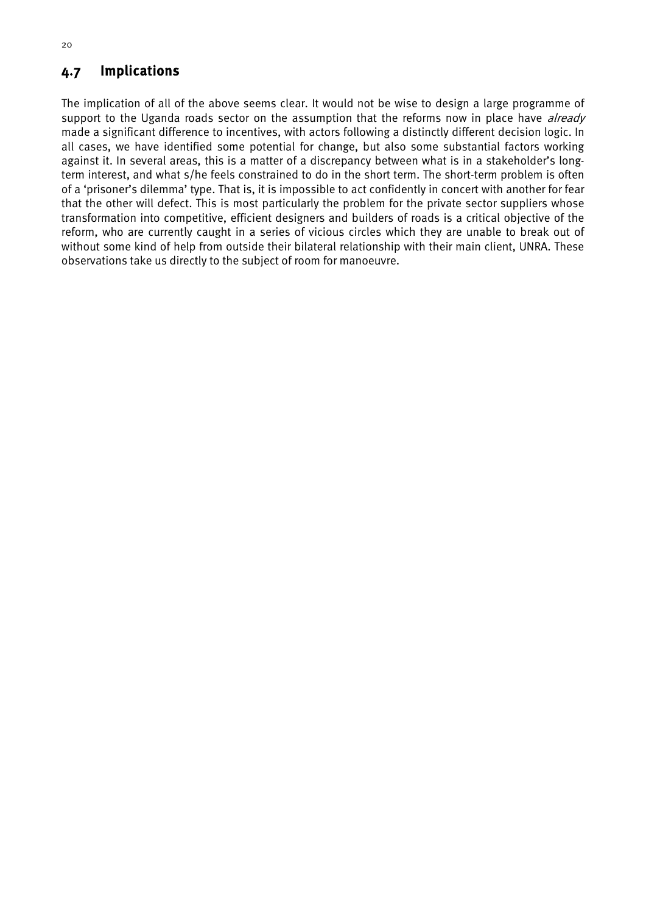## 4.7 Implications

The implication of all of the above seems clear. It would not be wise to design a large programme of support to the Uganda roads sector on the assumption that the reforms now in place have *already* made a significant difference to incentives, with actors following a distinctly different decision logic. In all cases, we have identified some potential for change, but also some substantial factors working against it. In several areas, this is a matter of a discrepancy between what is in a stakeholder's long-term interest, and what s/he feels constrained to do in the short term. The short-term problem is often of a 'prisoner's dilemma' type. That is, it is impossible to act confidently in concert with another for fear that the other will defect. This is most particularly the problem for the private sector suppliers whose transformation into competitive, efficient designers and builders of roads is a critical objective of the reform, who are currently caught in a series of vicious circles which they are unable to break out of without some kind of help from outside their bilateral relationship with their main client, UNRA. These observations take us directly to the subject of room for manoeuvre.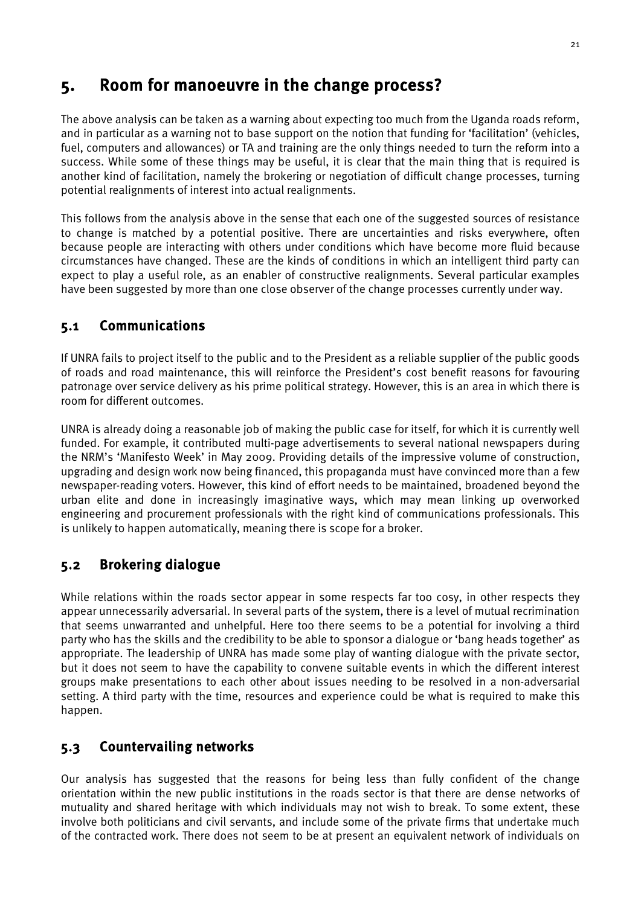# 5. Room for manoeuvre in the change process?

The above analysis can be taken as a warning about expecting too much from the Uganda roads reform, and in particular as a warning not to base support on the notion that funding for 'facilitation' (vehicles, fuel, computers and allowances) or TA and training are the only things needed to turn the reform into a success. While some of these things may be useful, it is clear that the main thing that is required is another kind of facilitation, namely the brokering or negotiation of difficult change processes, turning potential realignments of interest into actual realignments.

This follows from the analysis above in the sense that each one of the suggested sources of resistance to change is matched by a potential positive. There are uncertainties and risks everywhere, often because people are interacting with others under conditions which have become more fluid because circumstances have changed. These are the kinds of conditions in which an intelligent third party can expect to play a useful role, as an enabler of constructive realignments. Several particular examples have been suggested by more than one close observer of the change processes currently under way.

## 5.1 Communications

If UNRA fails to project itself to the public and to the President as a reliable supplier of the public goods of roads and road maintenance, this will reinforce the President's cost benefit reasons for favouring patronage over service delivery as his prime political strategy. However, this is an area in which there is room for different outcomes.

UNRA is already doing a reasonable job of making the public case for itself, for which it is currently well funded. For example, it contributed multi-page advertisements to several national newspapers during the NRM's 'Manifesto Week' in May 2009. Providing details of the impressive volume of construction, upgrading and design work now being financed, this propaganda must have convinced more than a few newspaper-reading voters. However, this kind of effort needs to be maintained, broadened beyond the urban elite and done in increasingly imaginative ways, which may mean linking up overworked engineering and procurement professionals with the right kind of communications professionals. This is unlikely to happen automatically, meaning there is scope for a broker.

## 5.2 Brokering dialogue

While relations within the roads sector appear in some respects far too cosy, in other respects they appear unnecessarily adversarial. In several parts of the system, there is a level of mutual recrimination that seems unwarranted and unhelpful. Here too there seems to be a potential for involving a third party who has the skills and the credibility to be able to sponsor a dialogue or 'bang heads together' as appropriate. The leadership of UNRA has made some play of wanting dialogue with the private sector, but it does not seem to have the capability to convene suitable events in which the different interest groups make presentations to each other about issues needing to be resolved in a non-adversarial setting. A third party with the time, resources and experience could be what is required to make this happen.

## 5.3 Countervailing networks

Our analysis has suggested that the reasons for being less than fully confident of the change orientation within the new public institutions in the roads sector is that there are dense networks of mutuality and shared heritage with which individuals may not wish to break. To some extent, these involve both politicians and civil servants, and include some of the private firms that undertake much of the contracted work. There does not seem to be at present an equivalent network of individuals on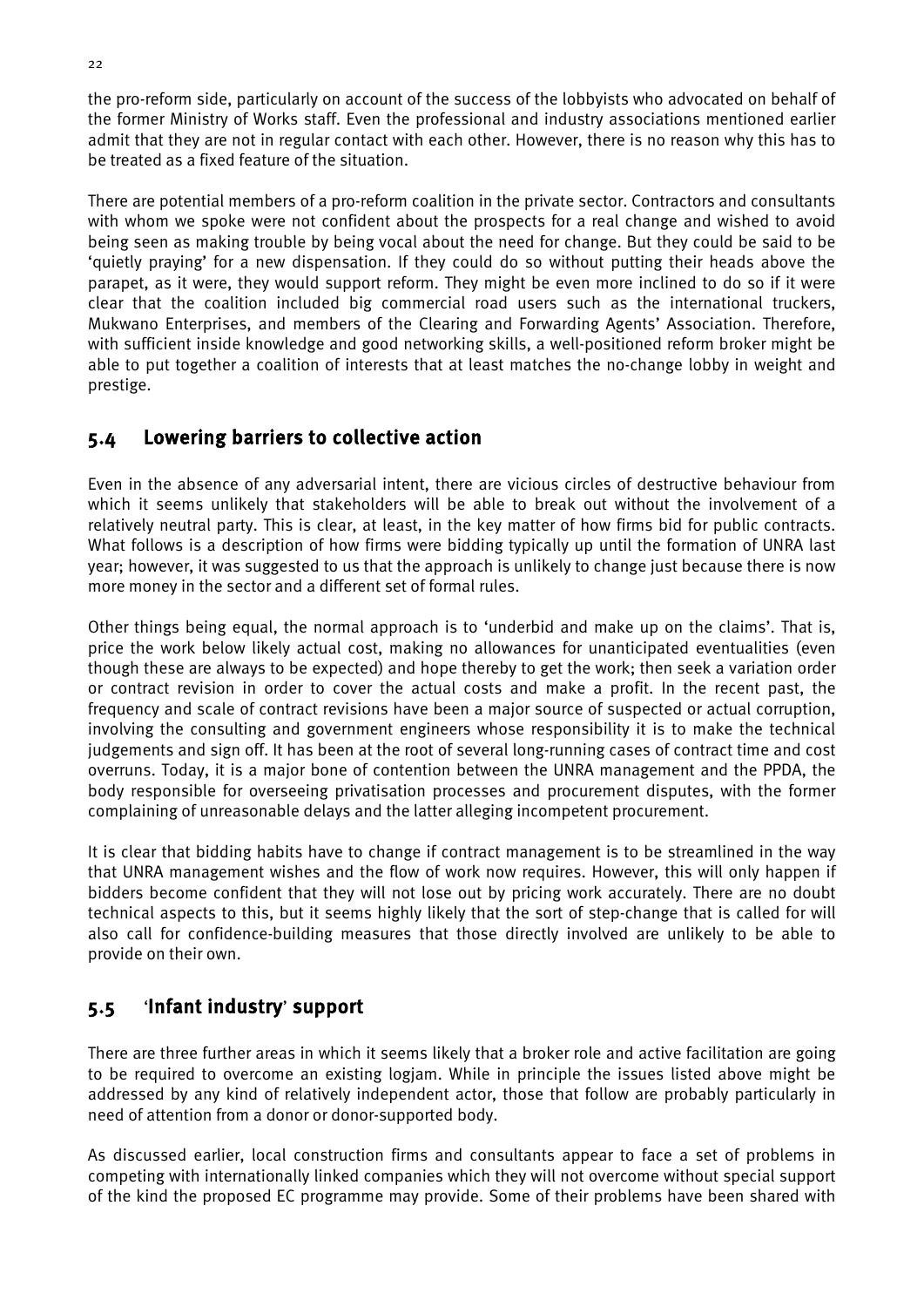the pro-reform side, particularly on account of the success of the lobbyists who advocated on behalf of the former Ministry of Works staff. Even the professional and industry associations mentioned earlier admit that they are not in regular contact with each other. However, there is no reason why this has to be treated as a fixed feature of the situation.

There are potential members of a pro-reform coalition in the private sector. Contractors and consultants with whom we spoke were not confident about the prospects for a real change and wished to avoid being seen as making trouble by being vocal about the need for change. But they could be said to be 'quietly praying' for a new dispensation. If they could do so without putting their heads above the parapet, as it were, they would support reform. They might be even more inclined to do so if it were clear that the coalition included big commercial road users such as the international truckers, Mukwano Enterprises, and members of the Clearing and Forwarding Agents' Association. Therefore, with sufficient inside knowledge and good networking skills, a well-positioned reform broker might be able to put together a coalition of interests that at least matches the no-change lobby in weight and prestige.

## 5.4 Lowering barriers to collective action

Even in the absence of any adversarial intent, there are vicious circles of destructive behaviour from which it seems unlikely that stakeholders will be able to break out without the involvement of a relatively neutral party. This is clear, at least, in the key matter of how firms bid for public contracts. What follows is a description of how firms were bidding typically up until the formation of UNRA last year; however, it was suggested to us that the approach is unlikely to change just because there is now more money in the sector and a different set of formal rules.

Other things being equal, the normal approach is to 'underbid and make up on the claims'. That is, price the work below likely actual cost, making no allowances for unanticipated eventualities (even though these are always to be expected) and hope thereby to get the work; then seek a variation order or contract revision in order to cover the actual costs and make a profit. In the recent past, the frequency and scale of contract revisions have been a major source of suspected or actual corruption, involving the consulting and government engineers whose responsibility it is to make the technical judgements and sign off. It has been at the root of several long-running cases of contract time and cost overruns. Today, it is a major bone of contention between the UNRA management and the PPDA, the body responsible for overseeing privatisation processes and procurement disputes, with the former complaining of unreasonable delays and the latter alleging incompetent procurement.

It is clear that bidding habits have to change if contract management is to be streamlined in the way that UNRA management wishes and the flow of work now requires. However, this will only happen if bidders become confident that they will not lose out by pricing work accurately. There are no doubt technical aspects to this, but it seems highly likely that the sort of step-change that is called for will also call for confidence-building measures that those directly involved are unlikely to be able to provide on their own.

## 5.5 'Infant industry' support

There are three further areas in which it seems likely that a broker role and active facilitation are going to be required to overcome an existing logjam. While in principle the issues listed above might be addressed by any kind of relatively independent actor, those that follow are probably particularly in need of attention from a donor or donor-supported body.

As discussed earlier, local construction firms and consultants appear to face a set of problems in competing with internationally linked companies which they will not overcome without special support of the kind the proposed EC programme may provide. Some of their problems have been shared with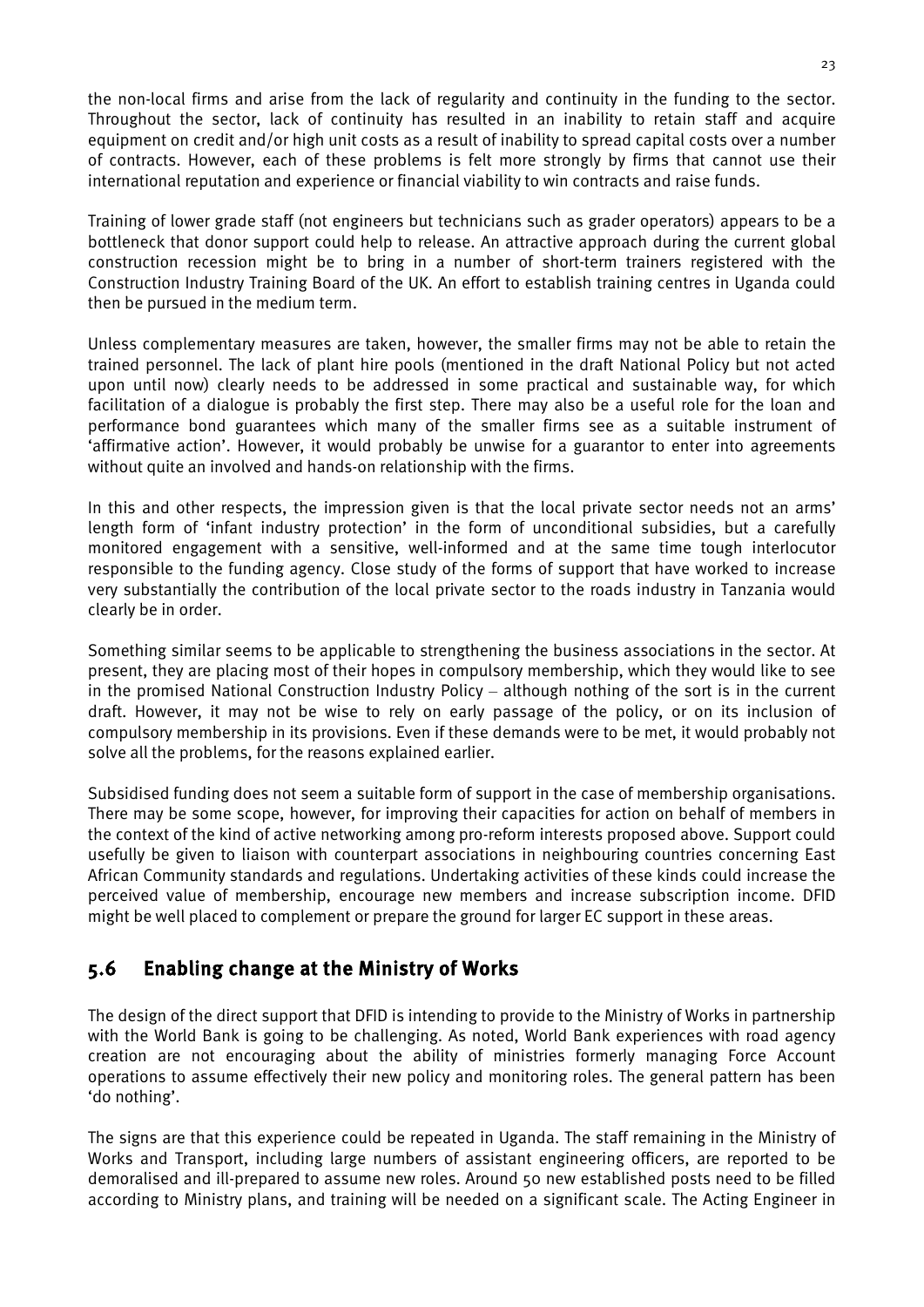the non-local firms and arise from the lack of regularity and continuity in the funding to the sector. Throughout the sector, lack of continuity has resulted in an inability to retain staff and acquire equipment on credit and/or high unit costs as a result of inability to spread capital costs over a number of contracts. However, each of these problems is felt more strongly by firms that cannot use their international reputation and experience or financial viability to win contracts and raise funds.

Training of lower grade staff (not engineers but technicians such as grader operators) appears to be a bottleneck that donor support could help to release. An attractive approach during the current global construction recession might be to bring in a number of short-term trainers registered with the Construction Industry Training Board of the UK. An effort to establish training centres in Uganda could then be pursued in the medium term.

Unless complementary measures are taken, however, the smaller firms may not be able to retain the trained personnel. The lack of plant hire pools (mentioned in the draft National Policy but not acted upon until now) clearly needs to be addressed in some practical and sustainable way, for which facilitation of a dialogue is probably the first step. There may also be a useful role for the loan and performance bond guarantees which many of the smaller firms see as a suitable instrument of 'affirmative action'. However, it would probably be unwise for a guarantor to enter into agreements without quite an involved and hands-on relationship with the firms.

In this and other respects, the impression given is that the local private sector needs not an arms' length form of 'infant industry protection' in the form of unconditional subsidies, but a carefully monitored engagement with a sensitive, well-informed and at the same time tough interlocutor responsible to the funding agency. Close study of the forms of support that have worked to increase very substantially the contribution of the local private sector to the roads industry in Tanzania would clearly be in order.

Something similar seems to be applicable to strengthening the business associations in the sector. At present, they are placing most of their hopes in compulsory membership, which they would like to see in the promised National Construction Industry Policy – although nothing of the sort is in the current draft. However, it may not be wise to rely on early passage of the policy, or on its inclusion of compulsory membership in its provisions. Even if these demands were to be met, it would probably not solve all the problems, for the reasons explained earlier.

Subsidised funding does not seem a suitable form of support in the case of membership organisations. There may be some scope, however, for improving their capacities for action on behalf of members in the context of the kind of active networking among pro-reform interests proposed above. Support could usefully be given to liaison with counterpart associations in neighbouring countries concerning East African Community standards and regulations. Undertaking activities of these kinds could increase the perceived value of membership, encourage new members and increase subscription income. DFID might be well placed to complement or prepare the ground for larger EC support in these areas.

## 5.6 Enabling change at the Ministry of Works

The design of the direct support that DFID is intending to provide to the Ministry of Works in partnership with the World Bank is going to be challenging. As noted, World Bank experiences with road agency creation are not encouraging about the ability of ministries formerly managing Force Account operations to assume effectively their new policy and monitoring roles. The general pattern has been 'do nothing'.

The signs are that this experience could be repeated in Uganda. The staff remaining in the Ministry of Works and Transport, including large numbers of assistant engineering officers, are reported to be demoralised and ill-prepared to assume new roles. Around 50 new established posts need to be filled according to Ministry plans, and training will be needed on a significant scale. The Acting Engineer in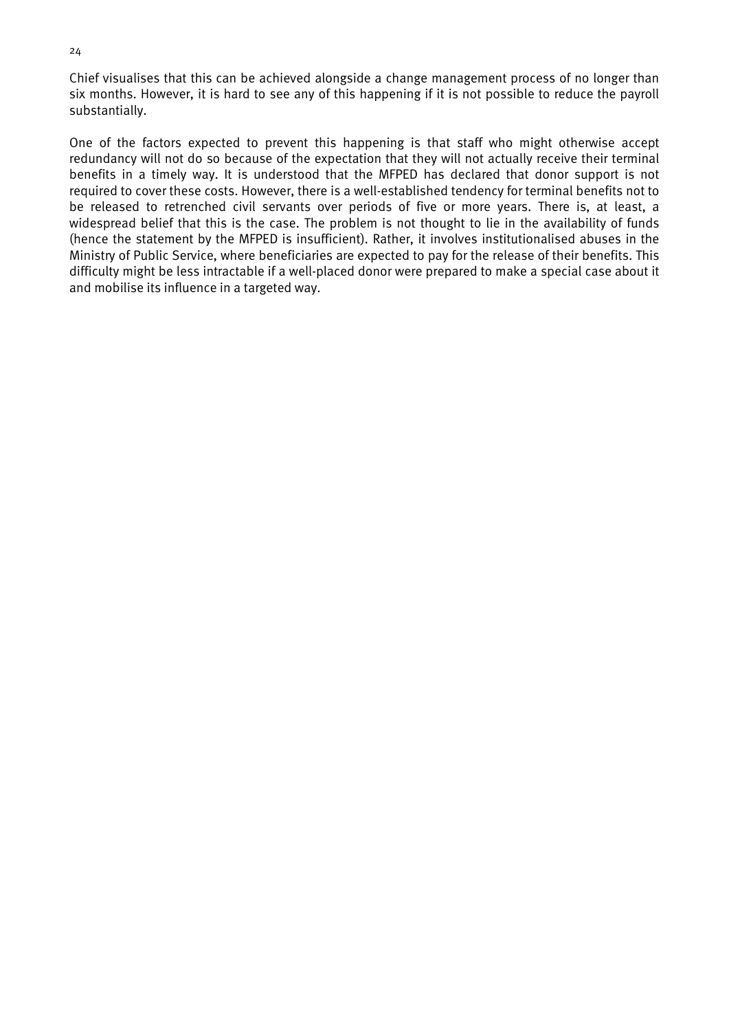Chief visualises that this can be achieved alongside a change management process of no longer than six months. However, it is hard to see any of this happening if it is not possible to reduce the payroll substantially.

One of the factors expected to prevent this happening is that staff who might otherwise accept redundancy will not do so because of the expectation that they will not actually receive their terminal benefits in a timely way. It is understood that the MFPED has declared that donor support is not required to cover these costs. However, there is a well-established tendency for terminal benefits not to be released to retrenched civil servants over periods of five or more years. There is, at least, a widespread belief that this is the case. The problem is not thought to lie in the availability of funds (hence the statement by the MFPED is insufficient). Rather, it involves institutionalised abuses in the Ministry of Public Service, where beneficiaries are expected to pay for the release of their benefits. This difficulty might be less intractable if a well-placed donor were prepared to make a special case about it and mobilise its influence in a targeted way.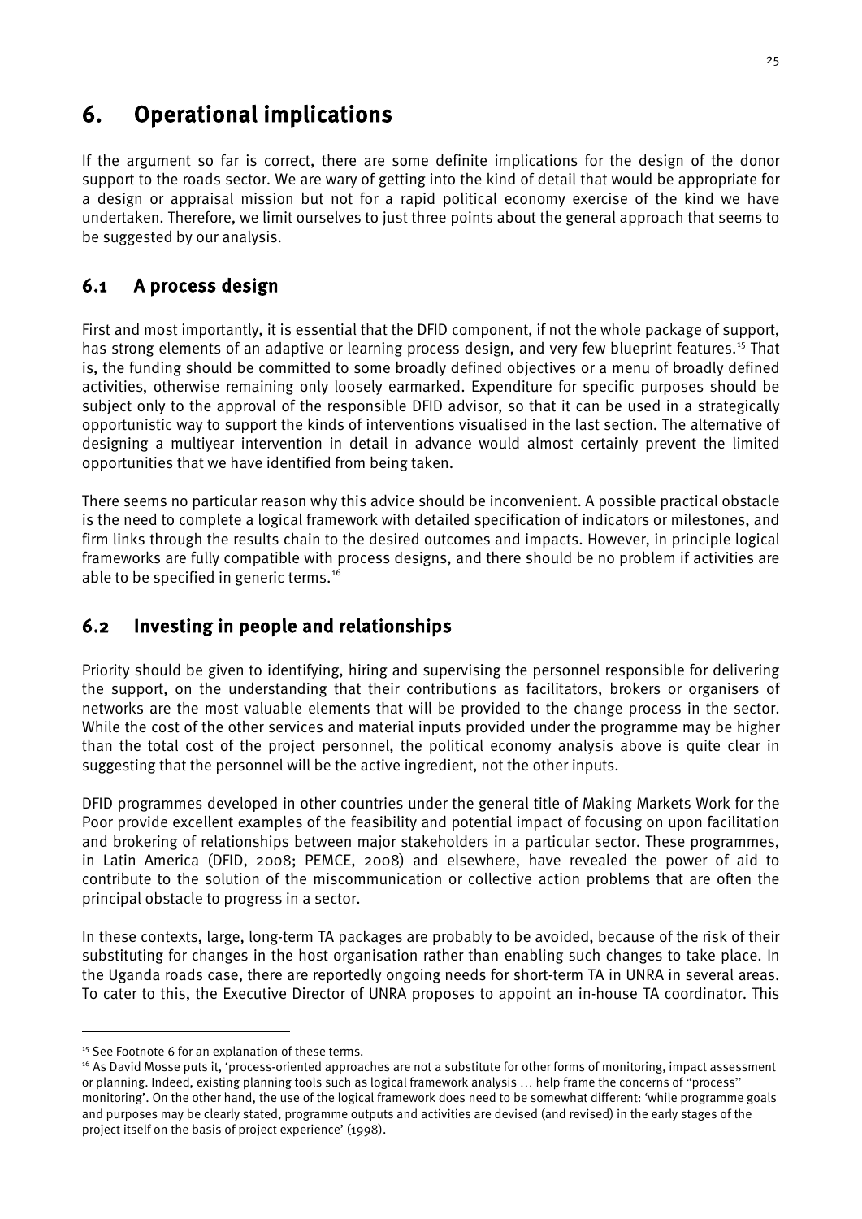# 6. Operational implications

If the argument so far is correct, there are some definite implications for the design of the donor support to the roads sector. We are wary of getting into the kind of detail that would be appropriate for a design or appraisal mission but not for a rapid political economy exercise of the kind we have undertaken. Therefore, we limit ourselves to just three points about the general approach that seems to be suggested by our analysis.

## 6.1 A process design

First and most importantly, it is essential that the DFID component, if not the whole package of support, has strong elements of an adaptive or learning process design, and very few blueprint features.[15] That is, the funding should be committed to some broadly defined objectives or a menu of broadly defined activities, otherwise remaining only loosely earmarked. Expenditure for specific purposes should be subject only to the approval of the responsible DFID advisor, so that it can be used in a strategically opportunistic way to support the kinds of interventions visualised in the last section. The alternative of designing a multiyear intervention in detail in advance would almost certainly prevent the limited opportunities that we have identified from being taken.

There seems no particular reason why this advice should be inconvenient. A possible practical obstacle is the need to complete a logical framework with detailed specification of indicators or milestones, and firm links through the results chain to the desired outcomes and impacts. However, in principle logical frameworks are fully compatible with process designs, and there should be no problem if activities are able to be specified in generic terms.[16]

## 6.2 Investing in people and relationships

Priority should be given to identifying, hiring and supervising the personnel responsible for delivering the support, on the understanding that their contributions as facilitators, brokers or organisers of networks are the most valuable elements that will be provided to the change process in the sector. While the cost of the other services and material inputs provided under the programme may be higher than the total cost of the project personnel, the political economy analysis above is quite clear in suggesting that the personnel will be the active ingredient, not the other inputs.

DFID programmes developed in other countries under the general title of Making Markets Work for the Poor provide excellent examples of the feasibility and potential impact of focusing on upon facilitation and brokering of relationships between major stakeholders in a particular sector. These programmes, in Latin America (DFID, 2008; PEMCE, 2008) and elsewhere, have revealed the power of aid to contribute to the solution of the miscommunication or collective action problems that are often the principal obstacle to progress in a sector.

In these contexts, large, long-term TA packages are probably to be avoided, because of the risk of their substituting for changes in the host organisation rather than enabling such changes to take place. In the Uganda roads case, there are reportedly ongoing needs for short-term TA in UNRA in several areas. To cater to this, the Executive Director of UNRA proposes to appoint an in-house TA coordinator. This

---

[15] See Footnote 6 for an explanation of these terms.

[16] As David Mosse puts it, 'process-oriented approaches are not a substitute for other forms of monitoring, impact assessment or planning. Indeed, existing planning tools such as logical framework analysis … help frame the concerns of "process" monitoring'. On the other hand, the use of the logical framework does need to be somewhat different: 'while programme goals and purposes may be clearly stated, programme outputs and activities are devised (and revised) in the early stages of the project itself on the basis of project experience' (1998).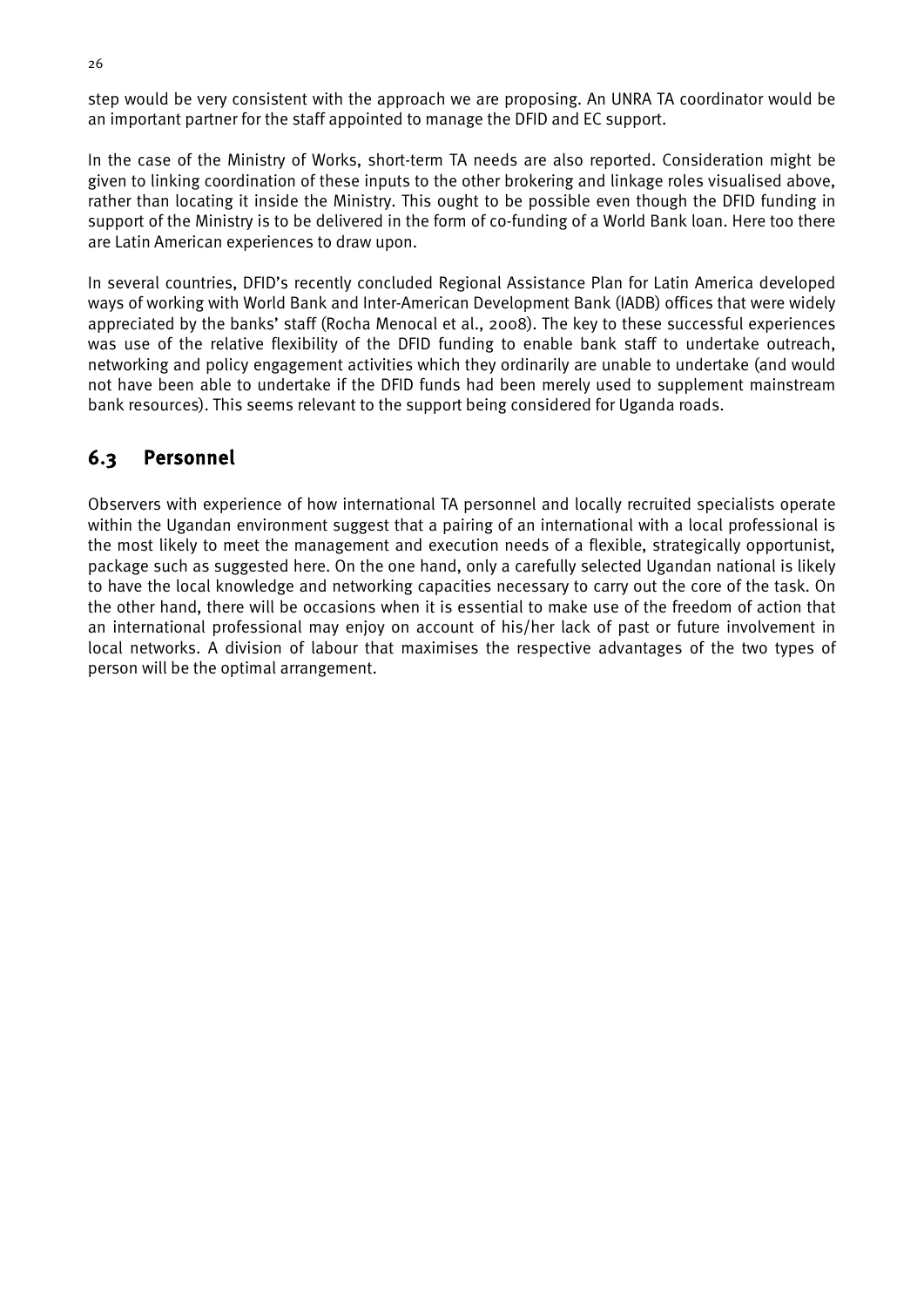step would be very consistent with the approach we are proposing. An UNRA TA coordinator would be an important partner for the staff appointed to manage the DFID and EC support.

In the case of the Ministry of Works, short-term TA needs are also reported. Consideration might be given to linking coordination of these inputs to the other brokering and linkage roles visualised above, rather than locating it inside the Ministry. This ought to be possible even though the DFID funding in support of the Ministry is to be delivered in the form of co-funding of a World Bank loan. Here too there are Latin American experiences to draw upon.

In several countries, DFID's recently concluded Regional Assistance Plan for Latin America developed ways of working with World Bank and Inter-American Development Bank (IADB) offices that were widely appreciated by the banks' staff (Rocha Menocal et al., 2008). The key to these successful experiences was use of the relative flexibility of the DFID funding to enable bank staff to undertake outreach, networking and policy engagement activities which they ordinarily are unable to undertake (and would not have been able to undertake if the DFID funds had been merely used to supplement mainstream bank resources). This seems relevant to the support being considered for Uganda roads.

## 6.3 Personnel

Observers with experience of how international TA personnel and locally recruited specialists operate within the Ugandan environment suggest that a pairing of an international with a local professional is the most likely to meet the management and execution needs of a flexible, strategically opportunist, package such as suggested here. On the one hand, only a carefully selected Ugandan national is likely to have the local knowledge and networking capacities necessary to carry out the core of the task. On the other hand, there will be occasions when it is essential to make use of the freedom of action that an international professional may enjoy on account of his/her lack of past or future involvement in local networks. A division of labour that maximises the respective advantages of the two types of person will be the optimal arrangement.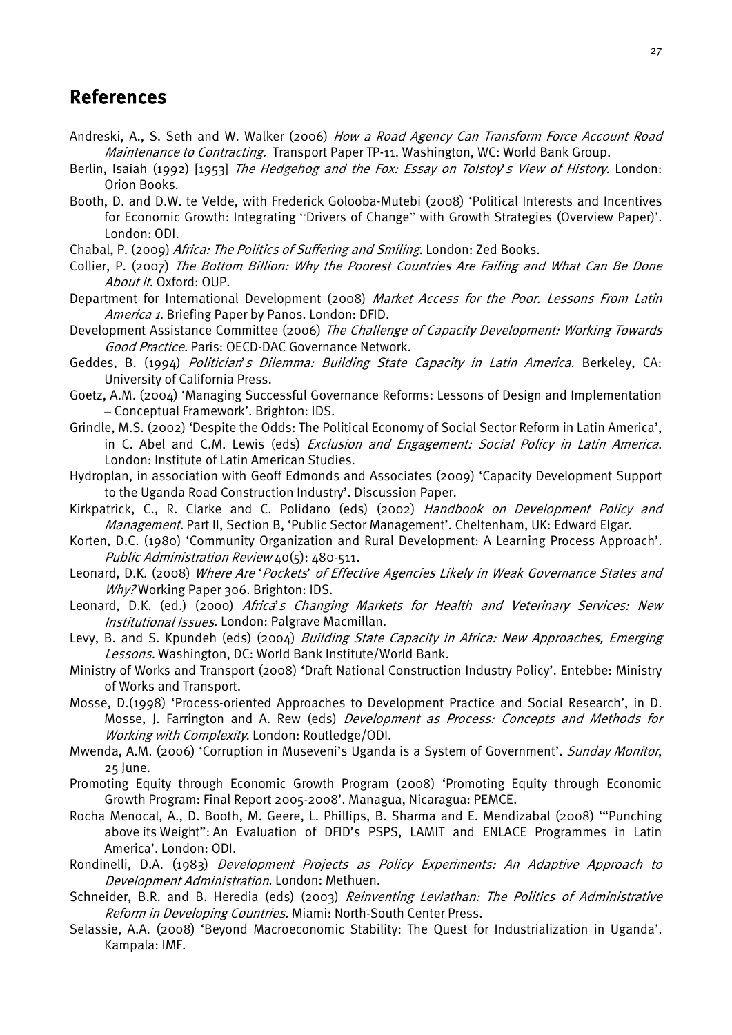# References

Andreski, A., S. Seth and W. Walker (2006) *How a Road Agency Can Transform Force Account Road Maintenance to Contracting.* Transport Paper TP-11. Washington, WC: World Bank Group.

Berlin, Isaiah (1992) [1953] *The Hedgehog and the Fox: Essay on Tolstoy's View of History.* London: Orion Books.

Booth, D. and D.W. te Velde, with Frederick Golooba-Mutebi (2008) 'Political Interests and Incentives for Economic Growth: Integrating "Drivers of Change" with Growth Strategies (Overview Paper)'. London: ODI.

Chabal, P. (2009) *Africa: The Politics of Suffering and Smiling*. London: Zed Books.

Collier, P. (2007) *The Bottom Billion: Why the Poorest Countries Are Failing and What Can Be Done About It*. Oxford: OUP.

Department for International Development (2008) *Market Access for the Poor. Lessons From Latin America 1*. Briefing Paper by Panos. London: DFID.

Development Assistance Committee (2006) *The Challenge of Capacity Development: Working Towards Good Practice.* Paris: OECD-DAC Governance Network.

Geddes, B. (1994) *Politician's Dilemma: Building State Capacity in Latin America.* Berkeley, CA: University of California Press.

Goetz, A.M. (2004) 'Managing Successful Governance Reforms: Lessons of Design and Implementation – Conceptual Framework'. Brighton: IDS.

Grindle, M.S. (2002) 'Despite the Odds: The Political Economy of Social Sector Reform in Latin America', in C. Abel and C.M. Lewis (eds) *Exclusion and Engagement: Social Policy in Latin America*. London: Institute of Latin American Studies.

Hydroplan, in association with Geoff Edmonds and Associates (2009) 'Capacity Development Support to the Uganda Road Construction Industry'. Discussion Paper.

Kirkpatrick, C., R. Clarke and C. Polidano (eds) (2002) *Handbook on Development Policy and Management*. Part II, Section B, 'Public Sector Management'. Cheltenham, UK: Edward Elgar.

Korten, D.C. (1980) 'Community Organization and Rural Development: A Learning Process Approach'. *Public Administration Review* 40(5): 480-511.

Leonard, D.K. (2008) *Where Are 'Pockets' of Effective Agencies Likely in Weak Governance States and Why?* Working Paper 306. Brighton: IDS.

Leonard, D.K. (ed.) (2000) *Africa's Changing Markets for Health and Veterinary Services: New Institutional Issues*. London: Palgrave Macmillan.

Levy, B. and S. Kpundeh (eds) (2004) *Building State Capacity in Africa: New Approaches, Emerging Lessons.* Washington, DC: World Bank Institute/World Bank.

Ministry of Works and Transport (2008) 'Draft National Construction Industry Policy'. Entebbe: Ministry of Works and Transport.

Mosse, D.(1998) 'Process-oriented Approaches to Development Practice and Social Research', in D. Mosse, J. Farrington and A. Rew (eds) *Development as Process: Concepts and Methods for Working with Complexity*. London: Routledge/ODI.

Mwenda, A.M. (2006) 'Corruption in Museveni's Uganda is a System of Government'. *Sunday Monitor*, 25 June.

Promoting Equity through Economic Growth Program (2008) 'Promoting Equity through Economic Growth Program: Final Report 2005-2008'. Managua, Nicaragua: PEMCE.

Rocha Menocal, A., D. Booth, M. Geere, L. Phillips, B. Sharma and E. Mendizabal (2008) '"Punching above its Weight": An Evaluation of DFID's PSPS, LAMIT and ENLACE Programmes in Latin America'. London: ODI.

Rondinelli, D.A. (1983) *Development Projects as Policy Experiments: An Adaptive Approach to Development Administration*. London: Methuen.

Schneider, B.R. and B. Heredia (eds) (2003) *Reinventing Leviathan: The Politics of Administrative Reform in Developing Countries.* Miami: North-South Center Press.

Selassie, A.A. (2008) 'Beyond Macroeconomic Stability: The Quest for Industrialization in Uganda'. Kampala: IMF.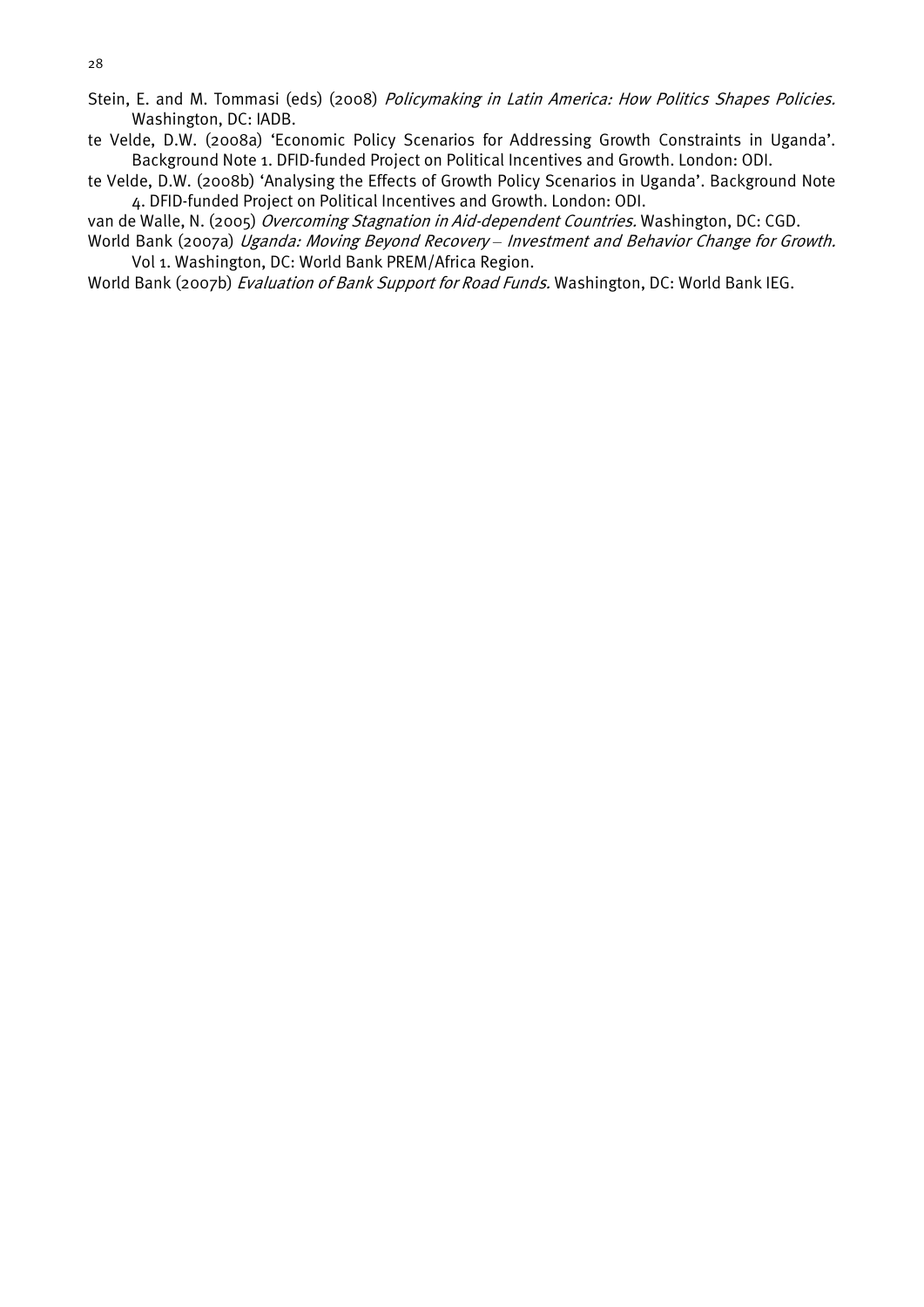Stein, E. and M. Tommasi (eds) (2008) *Policymaking in Latin America: How Politics Shapes Policies.* Washington, DC: IADB.

te Velde, D.W. (2008a) 'Economic Policy Scenarios for Addressing Growth Constraints in Uganda'. Background Note 1. DFID-funded Project on Political Incentives and Growth. London: ODI.

te Velde, D.W. (2008b) 'Analysing the Effects of Growth Policy Scenarios in Uganda'. Background Note 4. DFID-funded Project on Political Incentives and Growth. London: ODI.

van de Walle, N. (2005) *Overcoming Stagnation in Aid-dependent Countries.* Washington, DC: CGD.

World Bank (2007a) *Uganda: Moving Beyond Recovery – Investment and Behavior Change for Growth.* Vol 1. Washington, DC: World Bank PREM/Africa Region.

World Bank (2007b) *Evaluation of Bank Support for Road Funds.* Washington, DC: World Bank IEG.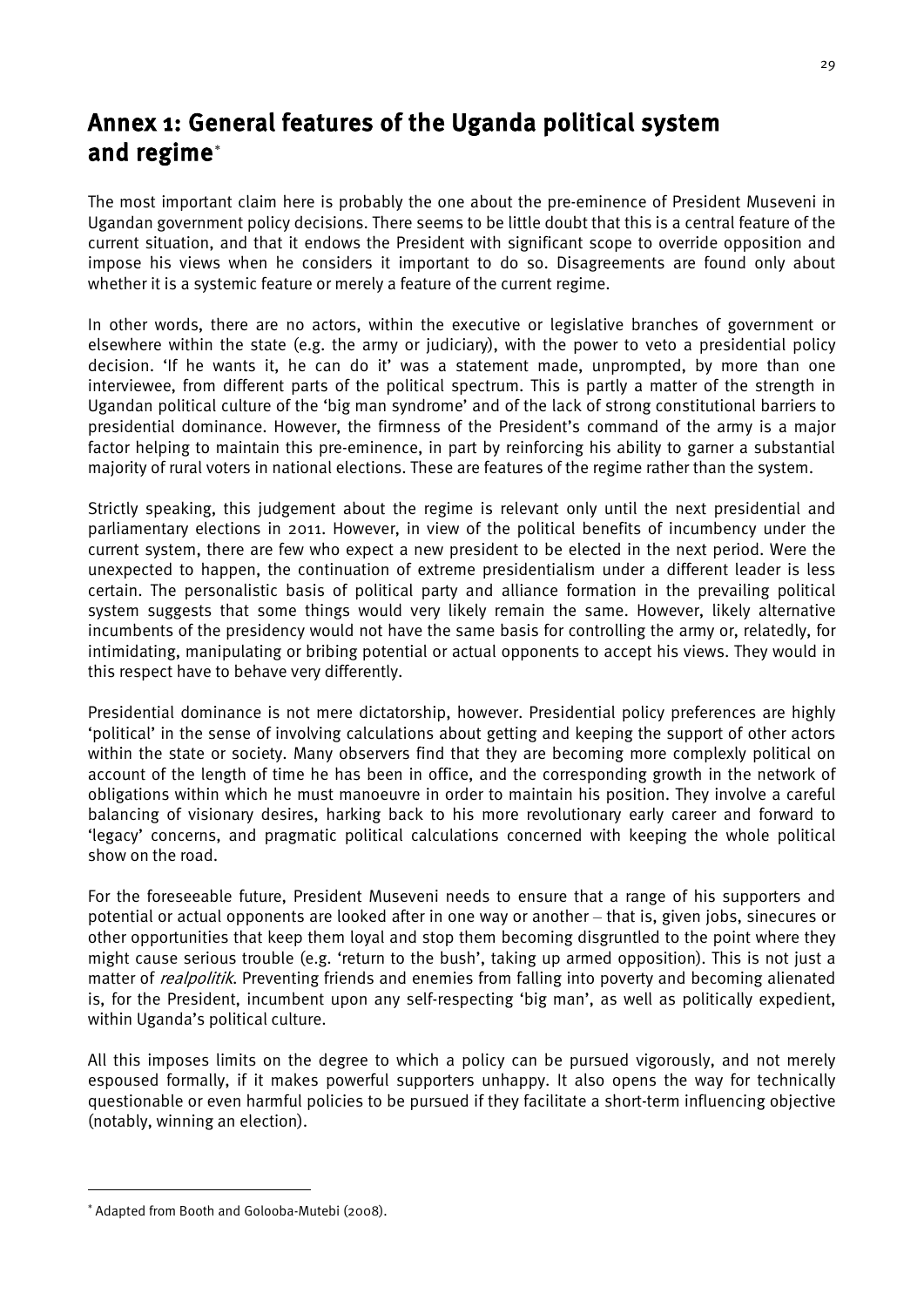# Annex 1: General features of the Uganda political system and regime*

The most important claim here is probably the one about the pre-eminence of President Museveni in Ugandan government policy decisions. There seems to be little doubt that this is a central feature of the current situation, and that it endows the President with significant scope to override opposition and impose his views when he considers it important to do so. Disagreements are found only about whether it is a systemic feature or merely a feature of the current regime.

In other words, there are no actors, within the executive or legislative branches of government or elsewhere within the state (e.g. the army or judiciary), with the power to veto a presidential policy decision. 'If he wants it, he can do it' was a statement made, unprompted, by more than one interviewee, from different parts of the political spectrum. This is partly a matter of the strength in Ugandan political culture of the 'big man syndrome' and of the lack of strong constitutional barriers to presidential dominance. However, the firmness of the President's command of the army is a major factor helping to maintain this pre-eminence, in part by reinforcing his ability to garner a substantial majority of rural voters in national elections. These are features of the regime rather than the system.

Strictly speaking, this judgement about the regime is relevant only until the next presidential and parliamentary elections in 2011. However, in view of the political benefits of incumbency under the current system, there are few who expect a new president to be elected in the next period. Were the unexpected to happen, the continuation of extreme presidentialism under a different leader is less certain. The personalistic basis of political party and alliance formation in the prevailing political system suggests that some things would very likely remain the same. However, likely alternative incumbents of the presidency would not have the same basis for controlling the army or, relatedly, for intimidating, manipulating or bribing potential or actual opponents to accept his views. They would in this respect have to behave very differently.

Presidential dominance is not mere dictatorship, however. Presidential policy preferences are highly 'political' in the sense of involving calculations about getting and keeping the support of other actors within the state or society. Many observers find that they are becoming more complexly political on account of the length of time he has been in office, and the corresponding growth in the network of obligations within which he must manoeuvre in order to maintain his position. They involve a careful balancing of visionary desires, harking back to his more revolutionary early career and forward to 'legacy' concerns, and pragmatic political calculations concerned with keeping the whole political show on the road.

For the foreseeable future, President Museveni needs to ensure that a range of his supporters and potential or actual opponents are looked after in one way or another – that is, given jobs, sinecures or other opportunities that keep them loyal and stop them becoming disgruntled to the point where they might cause serious trouble (e.g. 'return to the bush', taking up armed opposition). This is not just a matter of *realpolitik*. Preventing friends and enemies from falling into poverty and becoming alienated is, for the President, incumbent upon any self-respecting 'big man', as well as politically expedient, within Uganda's political culture.

All this imposes limits on the degree to which a policy can be pursued vigorously, and not merely espoused formally, if it makes powerful supporters unhappy. It also opens the way for technically questionable or even harmful policies to be pursued if they facilitate a short-term influencing objective (notably, winning an election).

---

* Adapted from Booth and Golooba-Mutebi (2008).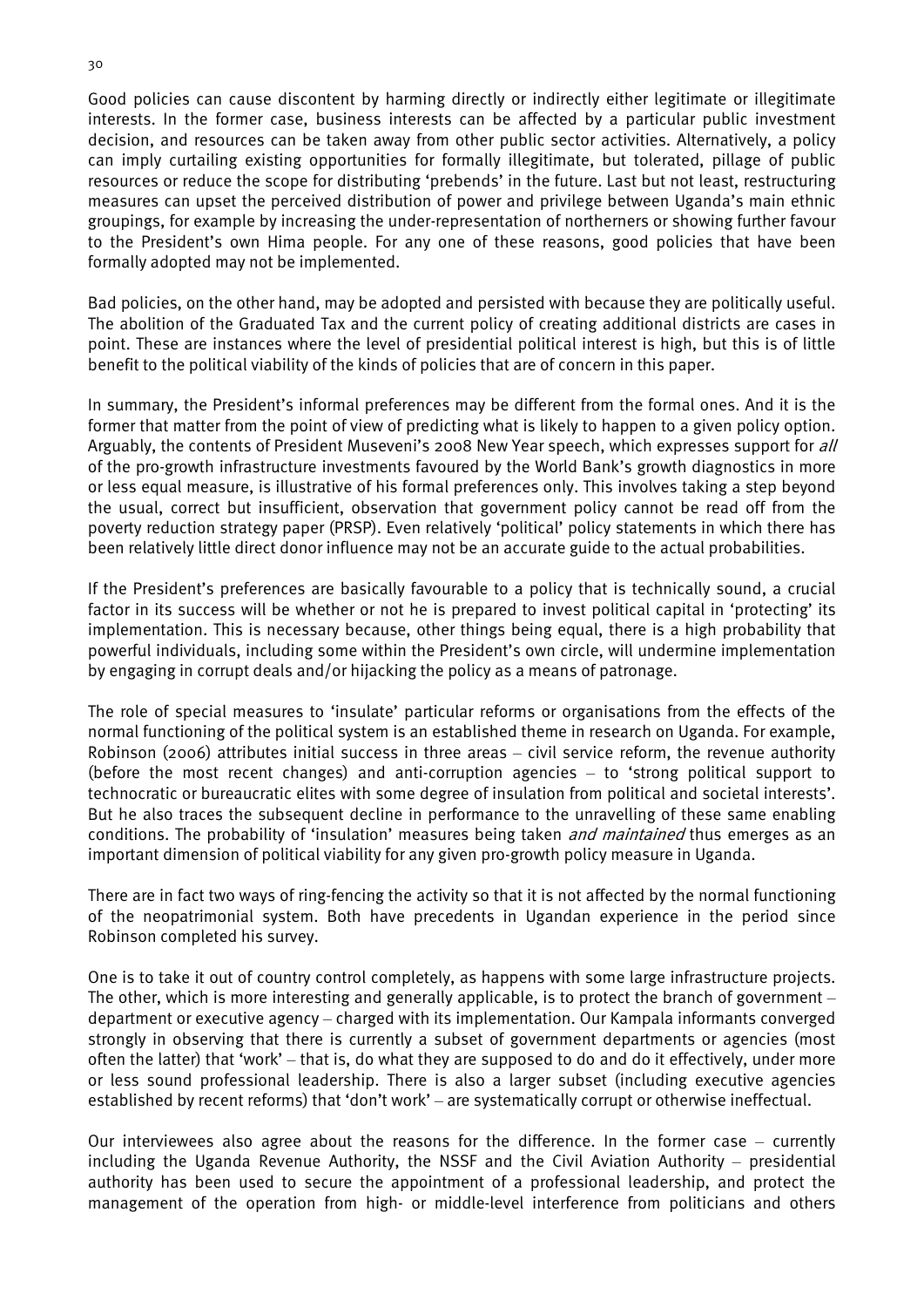Good policies can cause discontent by harming directly or indirectly either legitimate or illegitimate interests. In the former case, business interests can be affected by a particular public investment decision, and resources can be taken away from other public sector activities. Alternatively, a policy can imply curtailing existing opportunities for formally illegitimate, but tolerated, pillage of public resources or reduce the scope for distributing 'prebends' in the future. Last but not least, restructuring measures can upset the perceived distribution of power and privilege between Uganda's main ethnic groupings, for example by increasing the under-representation of northerners or showing further favour to the President's own Hima people. For any one of these reasons, good policies that have been formally adopted may not be implemented.

Bad policies, on the other hand, may be adopted and persisted with because they are politically useful. The abolition of the Graduated Tax and the current policy of creating additional districts are cases in point. These are instances where the level of presidential political interest is high, but this is of little benefit to the political viability of the kinds of policies that are of concern in this paper.

In summary, the President's informal preferences may be different from the formal ones. And it is the former that matter from the point of view of predicting what is likely to happen to a given policy option. Arguably, the contents of President Museveni's 2008 New Year speech, which expresses support for *all* of the pro-growth infrastructure investments favoured by the World Bank's growth diagnostics in more or less equal measure, is illustrative of his formal preferences only. This involves taking a step beyond the usual, correct but insufficient, observation that government policy cannot be read off from the poverty reduction strategy paper (PRSP). Even relatively 'political' policy statements in which there has been relatively little direct donor influence may not be an accurate guide to the actual probabilities.

If the President's preferences are basically favourable to a policy that is technically sound, a crucial factor in its success will be whether or not he is prepared to invest political capital in 'protecting' its implementation. This is necessary because, other things being equal, there is a high probability that powerful individuals, including some within the President's own circle, will undermine implementation by engaging in corrupt deals and/or hijacking the policy as a means of patronage.

The role of special measures to 'insulate' particular reforms or organisations from the effects of the normal functioning of the political system is an established theme in research on Uganda. For example, Robinson (2006) attributes initial success in three areas – civil service reform, the revenue authority (before the most recent changes) and anti-corruption agencies – to 'strong political support to technocratic or bureaucratic elites with some degree of insulation from political and societal interests'. But he also traces the subsequent decline in performance to the unravelling of these same enabling conditions. The probability of 'insulation' measures being taken *and maintained* thus emerges as an important dimension of political viability for any given pro-growth policy measure in Uganda.

There are in fact two ways of ring-fencing the activity so that it is not affected by the normal functioning of the neopatrimonial system. Both have precedents in Ugandan experience in the period since Robinson completed his survey.

One is to take it out of country control completely, as happens with some large infrastructure projects. The other, which is more interesting and generally applicable, is to protect the branch of government – department or executive agency – charged with its implementation. Our Kampala informants converged strongly in observing that there is currently a subset of government departments or agencies (most often the latter) that 'work' – that is, do what they are supposed to do and do it effectively, under more or less sound professional leadership. There is also a larger subset (including executive agencies established by recent reforms) that 'don't work' – are systematically corrupt or otherwise ineffectual.

Our interviewees also agree about the reasons for the difference. In the former case – currently including the Uganda Revenue Authority, the NSSF and the Civil Aviation Authority – presidential authority has been used to secure the appointment of a professional leadership, and protect the management of the operation from high- or middle-level interference from politicians and others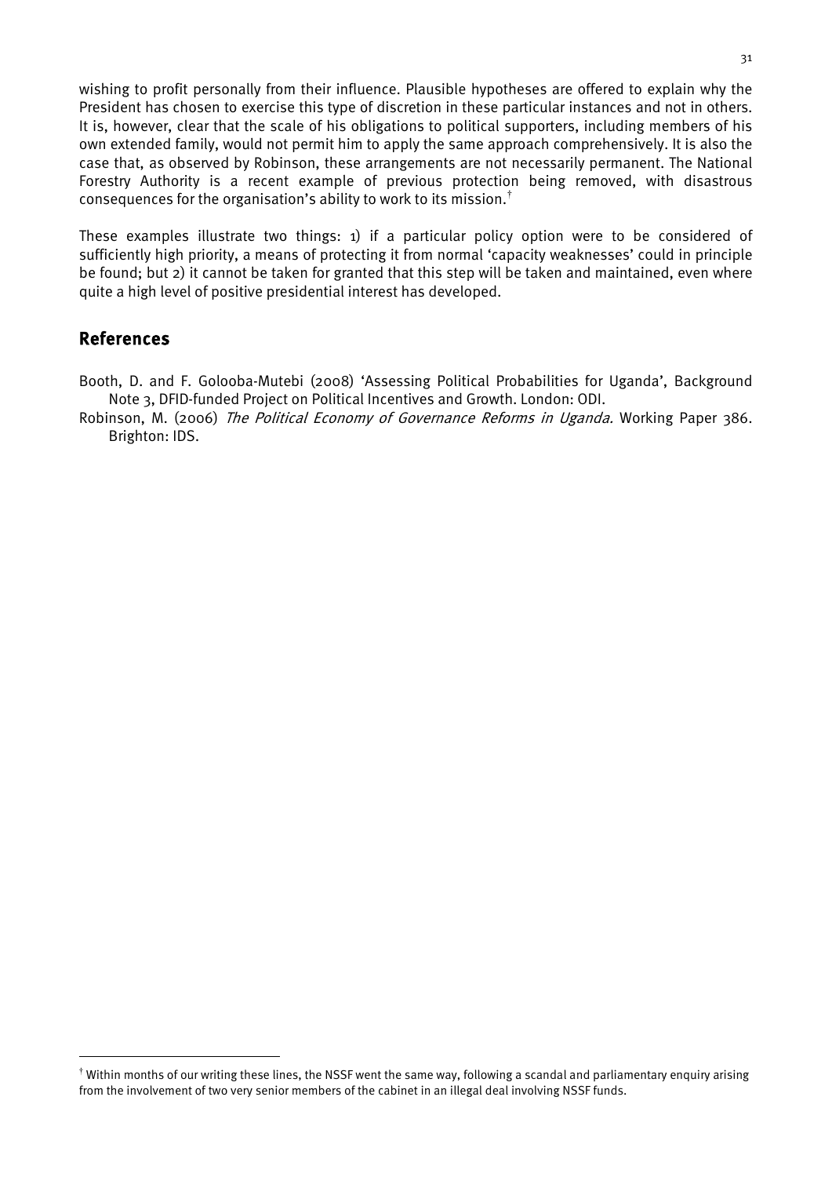wishing to profit personally from their influence. Plausible hypotheses are offered to explain why the President has chosen to exercise this type of discretion in these particular instances and not in others. It is, however, clear that the scale of his obligations to political supporters, including members of his own extended family, would not permit him to apply the same approach comprehensively. It is also the case that, as observed by Robinson, these arrangements are not necessarily permanent. The National Forestry Authority is a recent example of previous protection being removed, with disastrous consequences for the organisation's ability to work to its mission.[†]

These examples illustrate two things: 1) if a particular policy option were to be considered of sufficiently high priority, a means of protecting it from normal 'capacity weaknesses' could in principle be found; but 2) it cannot be taken for granted that this step will be taken and maintained, even where quite a high level of positive presidential interest has developed.

## References

Booth, D. and F. Golooba-Mutebi (2008) 'Assessing Political Probabilities for Uganda', Background Note 3, DFID-funded Project on Political Incentives and Growth. London: ODI.

Robinson, M. (2006) *The Political Economy of Governance Reforms in Uganda.* Working Paper 386. Brighton: IDS.

[†] Within months of our writing these lines, the NSSF went the same way, following a scandal and parliamentary enquiry arising from the involvement of two very senior members of the cabinet in an illegal deal involving NSSF funds.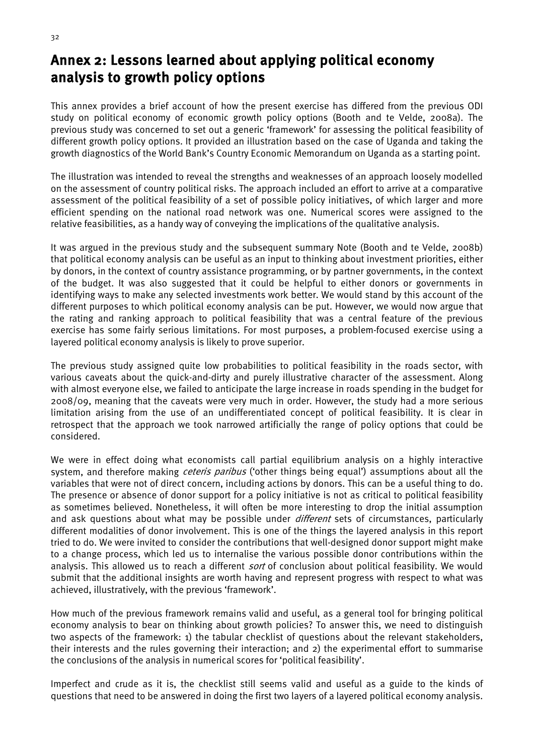# Annex 2: Lessons learned about applying political economy analysis to growth policy options

This annex provides a brief account of how the present exercise has differed from the previous ODI study on political economy of economic growth policy options (Booth and te Velde, 2008a). The previous study was concerned to set out a generic 'framework' for assessing the political feasibility of different growth policy options. It provided an illustration based on the case of Uganda and taking the growth diagnostics of the World Bank's Country Economic Memorandum on Uganda as a starting point.

The illustration was intended to reveal the strengths and weaknesses of an approach loosely modelled on the assessment of country political risks. The approach included an effort to arrive at a comparative assessment of the political feasibility of a set of possible policy initiatives, of which larger and more efficient spending on the national road network was one. Numerical scores were assigned to the relative feasibilities, as a handy way of conveying the implications of the qualitative analysis.

It was argued in the previous study and the subsequent summary Note (Booth and te Velde, 2008b) that political economy analysis can be useful as an input to thinking about investment priorities, either by donors, in the context of country assistance programming, or by partner governments, in the context of the budget. It was also suggested that it could be helpful to either donors or governments in identifying ways to make any selected investments work better. We would stand by this account of the different purposes to which political economy analysis can be put. However, we would now argue that the rating and ranking approach to political feasibility that was a central feature of the previous exercise has some fairly serious limitations. For most purposes, a problem-focused exercise using a layered political economy analysis is likely to prove superior.

The previous study assigned quite low probabilities to political feasibility in the roads sector, with various caveats about the quick-and-dirty and purely illustrative character of the assessment. Along with almost everyone else, we failed to anticipate the large increase in roads spending in the budget for 2008/09, meaning that the caveats were very much in order. However, the study had a more serious limitation arising from the use of an undifferentiated concept of political feasibility. It is clear in retrospect that the approach we took narrowed artificially the range of policy options that could be considered.

We were in effect doing what economists call partial equilibrium analysis on a highly interactive system, and therefore making *ceteris paribus* ('other things being equal') assumptions about all the variables that were not of direct concern, including actions by donors. This can be a useful thing to do. The presence or absence of donor support for a policy initiative is not as critical to political feasibility as sometimes believed. Nonetheless, it will often be more interesting to drop the initial assumption and ask questions about what may be possible under *different* sets of circumstances, particularly different modalities of donor involvement. This is one of the things the layered analysis in this report tried to do. We were invited to consider the contributions that well-designed donor support might make to a change process, which led us to internalise the various possible donor contributions within the analysis. This allowed us to reach a different *sort* of conclusion about political feasibility. We would submit that the additional insights are worth having and represent progress with respect to what was achieved, illustratively, with the previous 'framework'.

How much of the previous framework remains valid and useful, as a general tool for bringing political economy analysis to bear on thinking about growth policies? To answer this, we need to distinguish two aspects of the framework: 1) the tabular checklist of questions about the relevant stakeholders, their interests and the rules governing their interaction; and 2) the experimental effort to summarise the conclusions of the analysis in numerical scores for 'political feasibility'.

Imperfect and crude as it is, the checklist still seems valid and useful as a guide to the kinds of questions that need to be answered in doing the first two layers of a layered political economy analysis.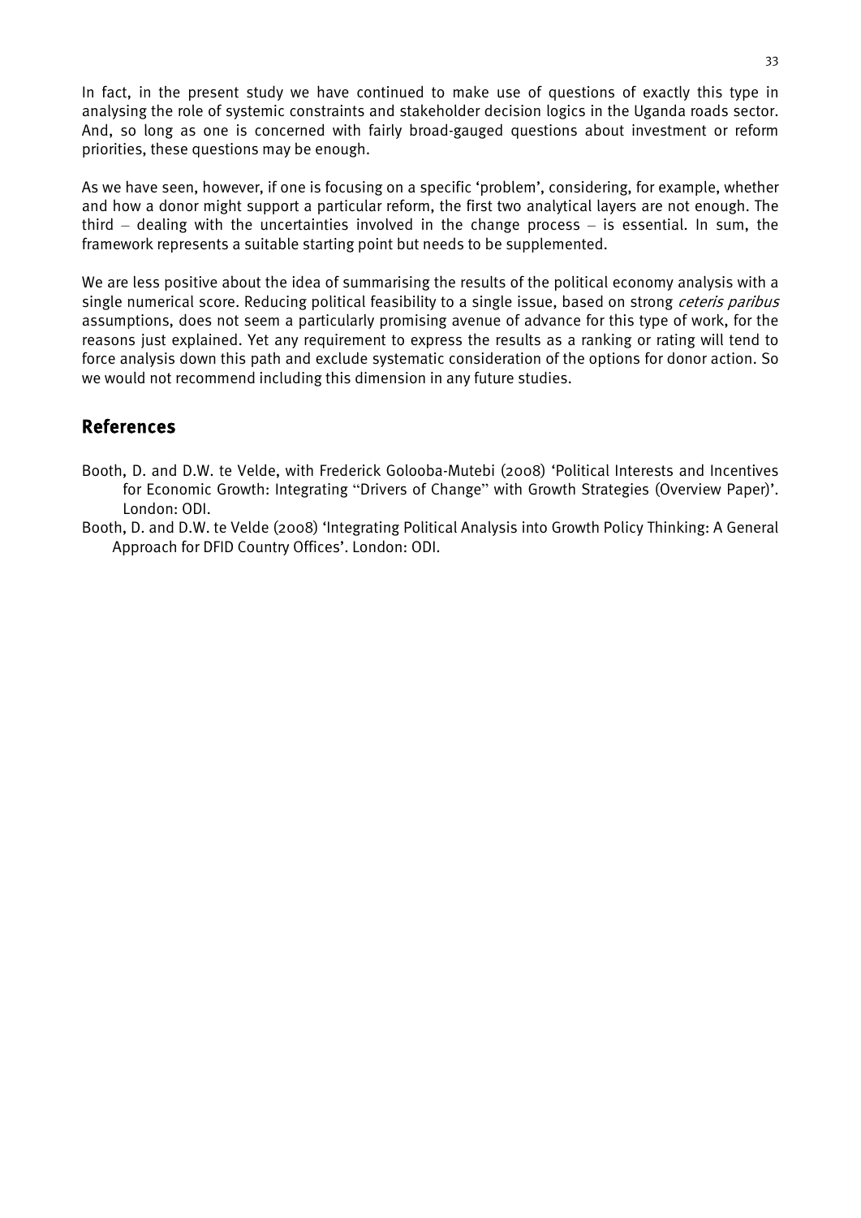In fact, in the present study we have continued to make use of questions of exactly this type in analysing the role of systemic constraints and stakeholder decision logics in the Uganda roads sector. And, so long as one is concerned with fairly broad-gauged questions about investment or reform priorities, these questions may be enough.

As we have seen, however, if one is focusing on a specific 'problem', considering, for example, whether and how a donor might support a particular reform, the first two analytical layers are not enough. The third – dealing with the uncertainties involved in the change process – is essential. In sum, the framework represents a suitable starting point but needs to be supplemented.

We are less positive about the idea of summarising the results of the political economy analysis with a single numerical score. Reducing political feasibility to a single issue, based on strong *ceteris paribus* assumptions, does not seem a particularly promising avenue of advance for this type of work, for the reasons just explained. Yet any requirement to express the results as a ranking or rating will tend to force analysis down this path and exclude systematic consideration of the options for donor action. So we would not recommend including this dimension in any future studies.

## References

Booth, D. and D.W. te Velde, with Frederick Golooba-Mutebi (2008) 'Political Interests and Incentives for Economic Growth: Integrating "Drivers of Change" with Growth Strategies (Overview Paper)'. London: ODI.

Booth, D. and D.W. te Velde (2008) 'Integrating Political Analysis into Growth Policy Thinking: A General Approach for DFID Country Offices'. London: ODI.